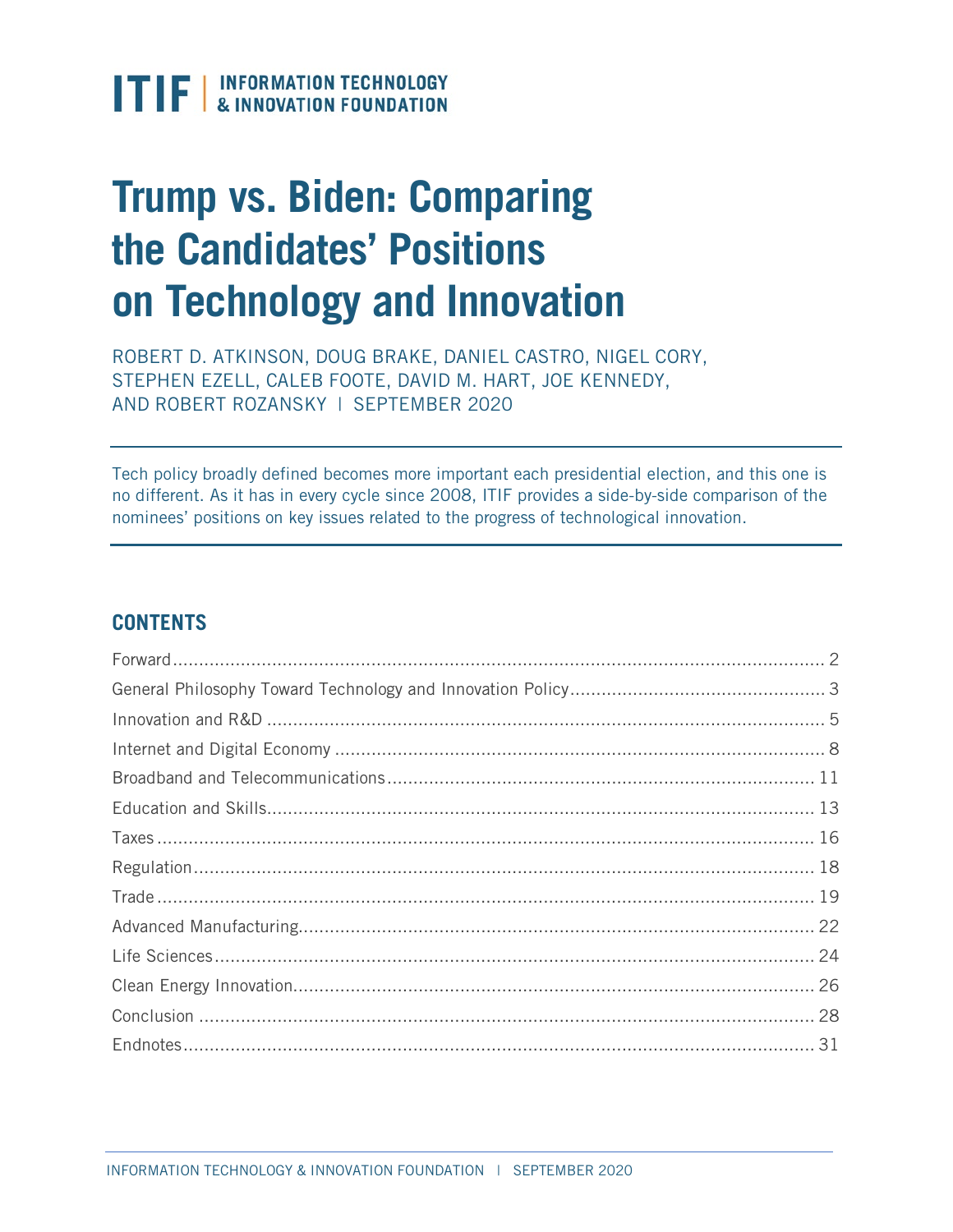**ITIF** | INFORMATION TECHNOLOGY & INNOVATION FOUNDATION

# Trump vs. Biden: Comparing the Candidates' Positions on Technology and Innovation

ROBERT D. ATKINSON, DOUG BRAKE, DANIEL CASTRO, NIGEL CORY, STEPHEN EZELL, CALEB FOOTE, DAVID M. HART, JOE KENNEDY, AND ROBERT ROZANSKY | SEPTEMBER 2020

Tech policy broadly defined becomes more important each presidential election, and this one is no different. As it has in every cycle since 2008, ITIF provides a side-by-side comparison of the nominees' positions on key issues related to the progress of technological innovation.

## CONTENTS

- Forward ........ 2
- General Philosophy Toward Technology and Innovation Policy ........ 3
- Innovation and R&D ........ 5
- Internet and Digital Economy ........ 8
- Broadband and Telecommunications ........ 11
- Education and Skills ........ 13
- Taxes ........ 16
- Regulation ........ 18
- Trade ........ 19
- Advanced Manufacturing ........ 22
- Life Sciences ........ 24
- Clean Energy Innovation ........ 26
- Conclusion ........ 28
- Endnotes ........ 31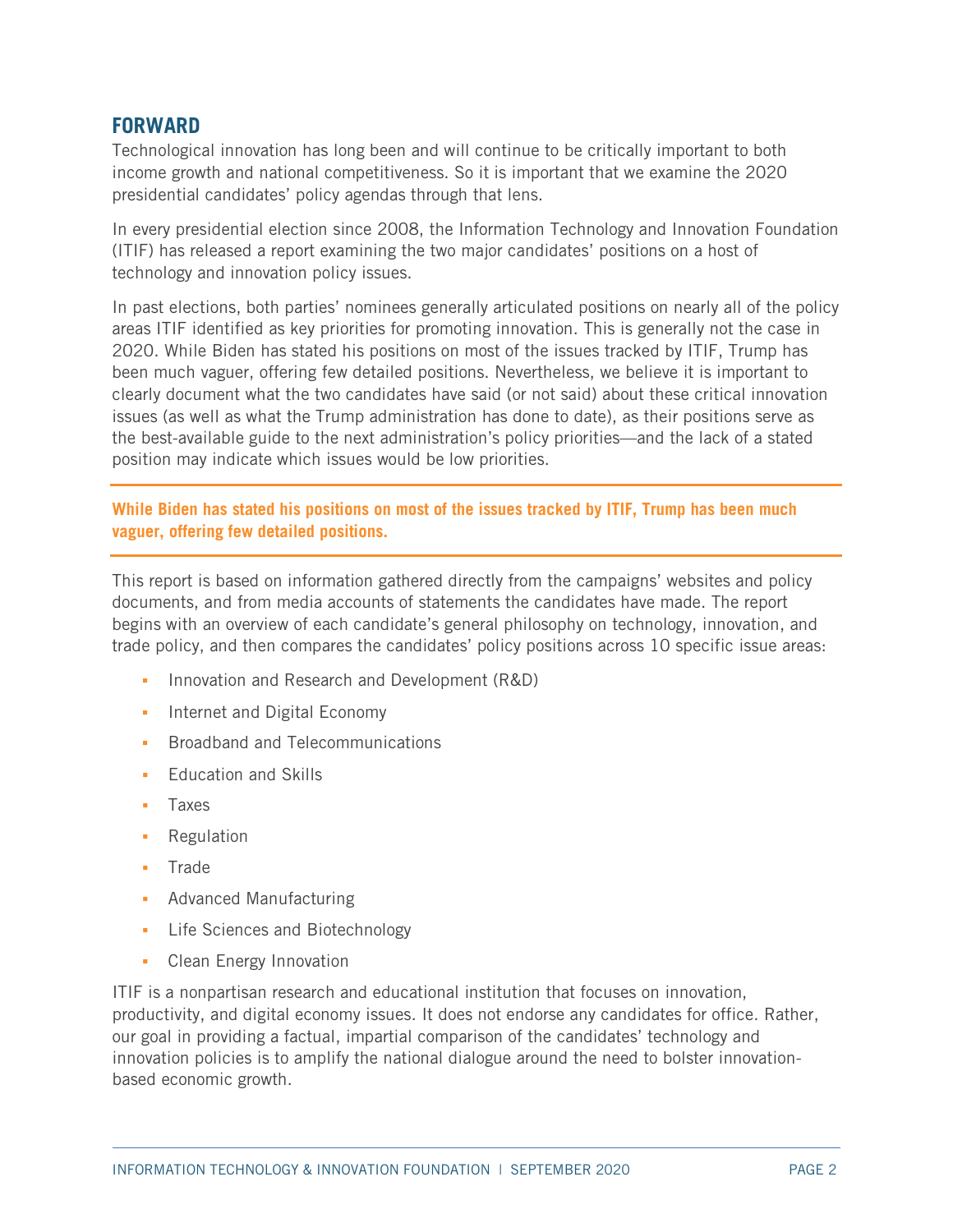## FORWARD

Technological innovation has long been and will continue to be critically important to both income growth and national competitiveness. So it is important that we examine the 2020 presidential candidates' policy agendas through that lens.

In every presidential election since 2008, the Information Technology and Innovation Foundation (ITIF) has released a report examining the two major candidates' positions on a host of technology and innovation policy issues.

In past elections, both parties' nominees generally articulated positions on nearly all of the policy areas ITIF identified as key priorities for promoting innovation. This is generally not the case in 2020. While Biden has stated his positions on most of the issues tracked by ITIF, Trump has been much vaguer, offering few detailed positions. Nevertheless, we believe it is important to clearly document what the two candidates have said (or not said) about these critical innovation issues (as well as what the Trump administration has done to date), as their positions serve as the best-available guide to the next administration's policy priorities—and the lack of a stated position may indicate which issues would be low priorities.

**While Biden has stated his positions on most of the issues tracked by ITIF, Trump has been much vaguer, offering few detailed positions.**

This report is based on information gathered directly from the campaigns' websites and policy documents, and from media accounts of statements the candidates have made. The report begins with an overview of each candidate's general philosophy on technology, innovation, and trade policy, and then compares the candidates' policy positions across 10 specific issue areas:

- Innovation and Research and Development (R&D)
- Internet and Digital Economy
- Broadband and Telecommunications
- Education and Skills
- Taxes
- Regulation
- Trade
- Advanced Manufacturing
- Life Sciences and Biotechnology
- Clean Energy Innovation

ITIF is a nonpartisan research and educational institution that focuses on innovation, productivity, and digital economy issues. It does not endorse any candidates for office. Rather, our goal in providing a factual, impartial comparison of the candidates' technology and innovation policies is to amplify the national dialogue around the need to bolster innovation-based economic growth.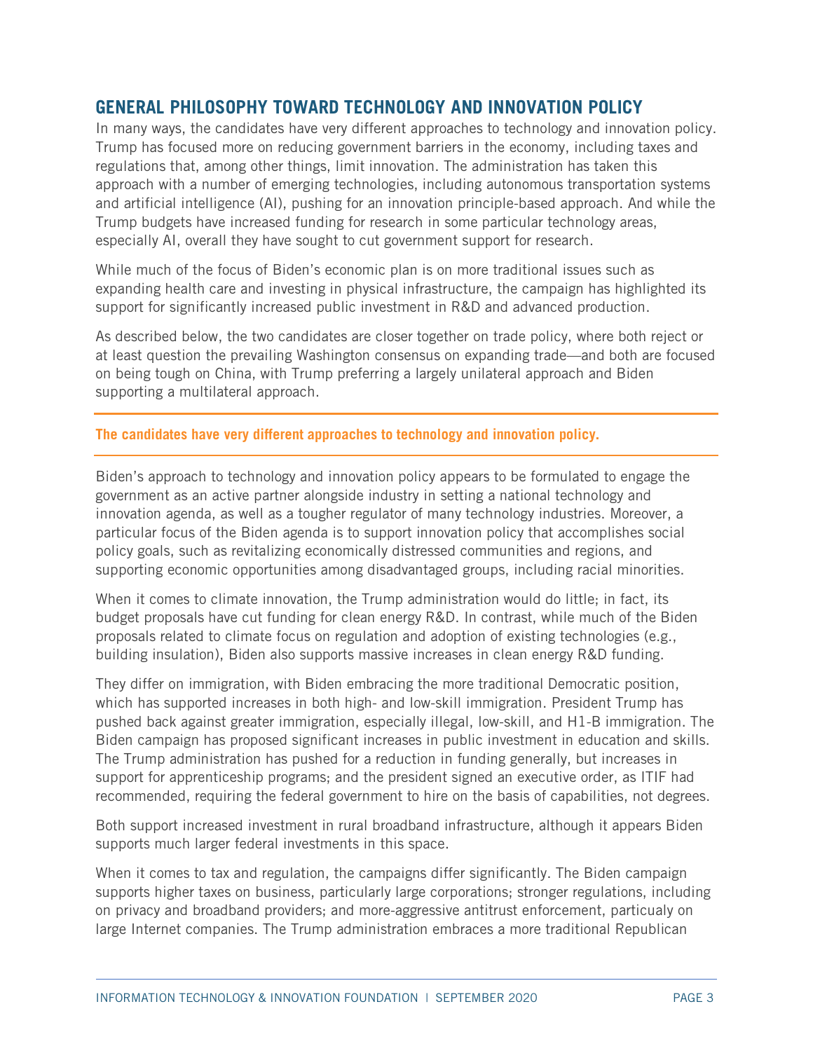## GENERAL PHILOSOPHY TOWARD TECHNOLOGY AND INNOVATION POLICY

In many ways, the candidates have very different approaches to technology and innovation policy. Trump has focused more on reducing government barriers in the economy, including taxes and regulations that, among other things, limit innovation. The administration has taken this approach with a number of emerging technologies, including autonomous transportation systems and artificial intelligence (AI), pushing for an innovation principle-based approach. And while the Trump budgets have increased funding for research in some particular technology areas, especially AI, overall they have sought to cut government support for research.

While much of the focus of Biden's economic plan is on more traditional issues such as expanding health care and investing in physical infrastructure, the campaign has highlighted its support for significantly increased public investment in R&D and advanced production.

As described below, the two candidates are closer together on trade policy, where both reject or at least question the prevailing Washington consensus on expanding trade—and both are focused on being tough on China, with Trump preferring a largely unilateral approach and Biden supporting a multilateral approach.

**The candidates have very different approaches to technology and innovation policy.**

Biden's approach to technology and innovation policy appears to be formulated to engage the government as an active partner alongside industry in setting a national technology and innovation agenda, as well as a tougher regulator of many technology industries. Moreover, a particular focus of the Biden agenda is to support innovation policy that accomplishes social policy goals, such as revitalizing economically distressed communities and regions, and supporting economic opportunities among disadvantaged groups, including racial minorities.

When it comes to climate innovation, the Trump administration would do little; in fact, its budget proposals have cut funding for clean energy R&D. In contrast, while much of the Biden proposals related to climate focus on regulation and adoption of existing technologies (e.g., building insulation), Biden also supports massive increases in clean energy R&D funding.

They differ on immigration, with Biden embracing the more traditional Democratic position, which has supported increases in both high- and low-skill immigration. President Trump has pushed back against greater immigration, especially illegal, low-skill, and H1-B immigration. The Biden campaign has proposed significant increases in public investment in education and skills. The Trump administration has pushed for a reduction in funding generally, but increases in support for apprenticeship programs; and the president signed an executive order, as ITIF had recommended, requiring the federal government to hire on the basis of capabilities, not degrees.

Both support increased investment in rural broadband infrastructure, although it appears Biden supports much larger federal investments in this space.

When it comes to tax and regulation, the campaigns differ significantly. The Biden campaign supports higher taxes on business, particularly large corporations; stronger regulations, including on privacy and broadband providers; and more-aggressive antitrust enforcement, particualy on large Internet companies. The Trump administration embraces a more traditional Republican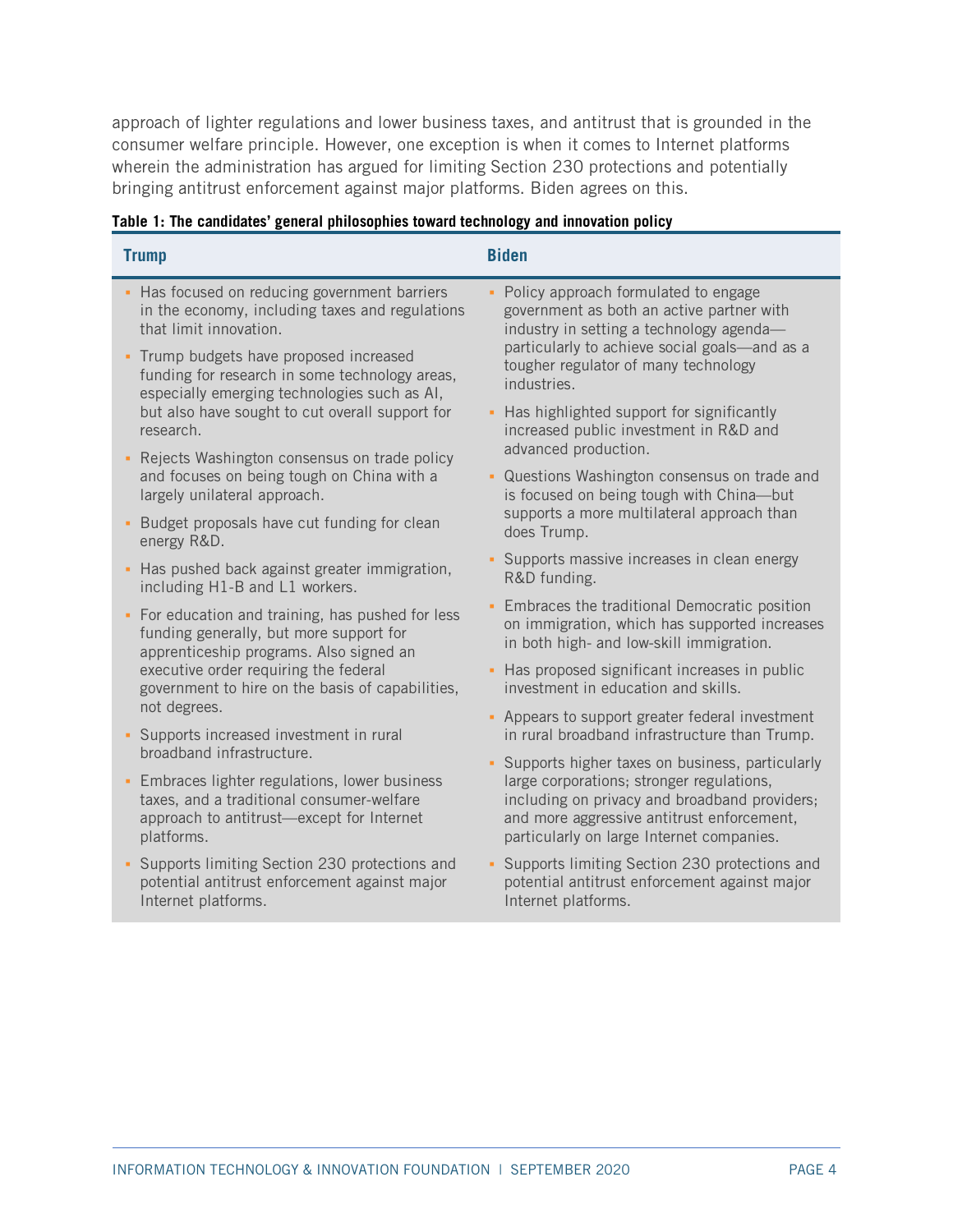approach of lighter regulations and lower business taxes, and antitrust that is grounded in the consumer welfare principle. However, one exception is when it comes to Internet platforms wherein the administration has argued for limiting Section 230 protections and potentially bringing antitrust enforcement against major platforms. Biden agrees on this.

**Table 1: The candidates' general philosophies toward technology and innovation policy**

| Trump | Biden |
| --- | --- |
| ▪ Has focused on reducing government barriers in the economy, including taxes and regulations that limit innovation.<br>▪ Trump budgets have proposed increased funding for research in some technology areas, especially emerging technologies such as AI, but also have sought to cut overall support for research.<br>▪ Rejects Washington consensus on trade policy and focuses on being tough on China with a largely unilateral approach.<br>▪ Budget proposals have cut funding for clean energy R&D.<br>▪ Has pushed back against greater immigration, including H1-B and L1 workers.<br>▪ For education and training, has pushed for less funding generally, but more support for apprenticeship programs. Also signed an executive order requiring the federal government to hire on the basis of capabilities, not degrees.<br>▪ Supports increased investment in rural broadband infrastructure.<br>▪ Embraces lighter regulations, lower business taxes, and a traditional consumer-welfare approach to antitrust—except for Internet platforms.<br>▪ Supports limiting Section 230 protections and potential antitrust enforcement against major Internet platforms. | ▪ Policy approach formulated to engage government as both an active partner with industry in setting a technology agenda—particularly to achieve social goals—and as a tougher regulator of many technology industries.<br>▪ Has highlighted support for significantly increased public investment in R&D and advanced production.<br>▪ Questions Washington consensus on trade and is focused on being tough with China—but supports a more multilateral approach than does Trump.<br>▪ Supports massive increases in clean energy R&D funding.<br>▪ Embraces the traditional Democratic position on immigration, which has supported increases in both high- and low-skill immigration.<br>▪ Has proposed significant increases in public investment in education and skills.<br>▪ Appears to support greater federal investment in rural broadband infrastructure than Trump.<br>▪ Supports higher taxes on business, particularly large corporations; stronger regulations, including on privacy and broadband providers; and more aggressive antitrust enforcement, particularly on large Internet companies.<br>▪ Supports limiting Section 230 protections and potential antitrust enforcement against major Internet platforms. |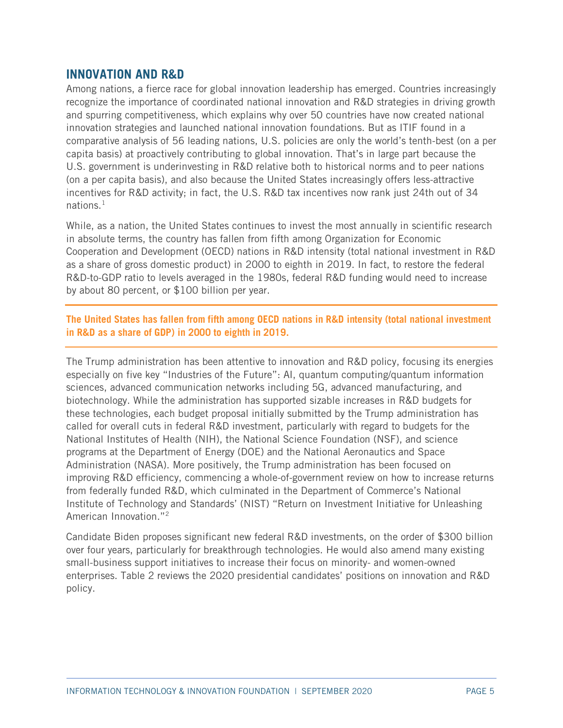## INNOVATION AND R&D

Among nations, a fierce race for global innovation leadership has emerged. Countries increasingly recognize the importance of coordinated national innovation and R&D strategies in driving growth and spurring competitiveness, which explains why over 50 countries have now created national innovation strategies and launched national innovation foundations. But as ITIF found in a comparative analysis of 56 leading nations, U.S. policies are only the world's tenth-best (on a per capita basis) at proactively contributing to global innovation. That's in large part because the U.S. government is underinvesting in R&D relative both to historical norms and to peer nations (on a per capita basis), and also because the United States increasingly offers less-attractive incentives for R&D activity; in fact, the U.S. R&D tax incentives now rank just 24th out of 34 nations.[1]

While, as a nation, the United States continues to invest the most annually in scientific research in absolute terms, the country has fallen from fifth among Organization for Economic Cooperation and Development (OECD) nations in R&D intensity (total national investment in R&D as a share of gross domestic product) in 2000 to eighth in 2019. In fact, to restore the federal R&D-to-GDP ratio to levels averaged in the 1980s, federal R&D funding would need to increase by about 80 percent, or $100 billion per year.

**The United States has fallen from fifth among OECD nations in R&D intensity (total national investment in R&D as a share of GDP) in 2000 to eighth in 2019.**

The Trump administration has been attentive to innovation and R&D policy, focusing its energies especially on five key "Industries of the Future": AI, quantum computing/quantum information sciences, advanced communication networks including 5G, advanced manufacturing, and biotechnology. While the administration has supported sizable increases in R&D budgets for these technologies, each budget proposal initially submitted by the Trump administration has called for overall cuts in federal R&D investment, particularly with regard to budgets for the National Institutes of Health (NIH), the National Science Foundation (NSF), and science programs at the Department of Energy (DOE) and the National Aeronautics and Space Administration (NASA). More positively, the Trump administration has been focused on improving R&D efficiency, commencing a whole-of-government review on how to increase returns from federally funded R&D, which culminated in the Department of Commerce's National Institute of Technology and Standards' (NIST) "Return on Investment Initiative for Unleashing American Innovation."[2]

Candidate Biden proposes significant new federal R&D investments, on the order of $300 billion over four years, particularly for breakthrough technologies. He would also amend many existing small-business support initiatives to increase their focus on minority- and women-owned enterprises. Table 2 reviews the 2020 presidential candidates' positions on innovation and R&D policy.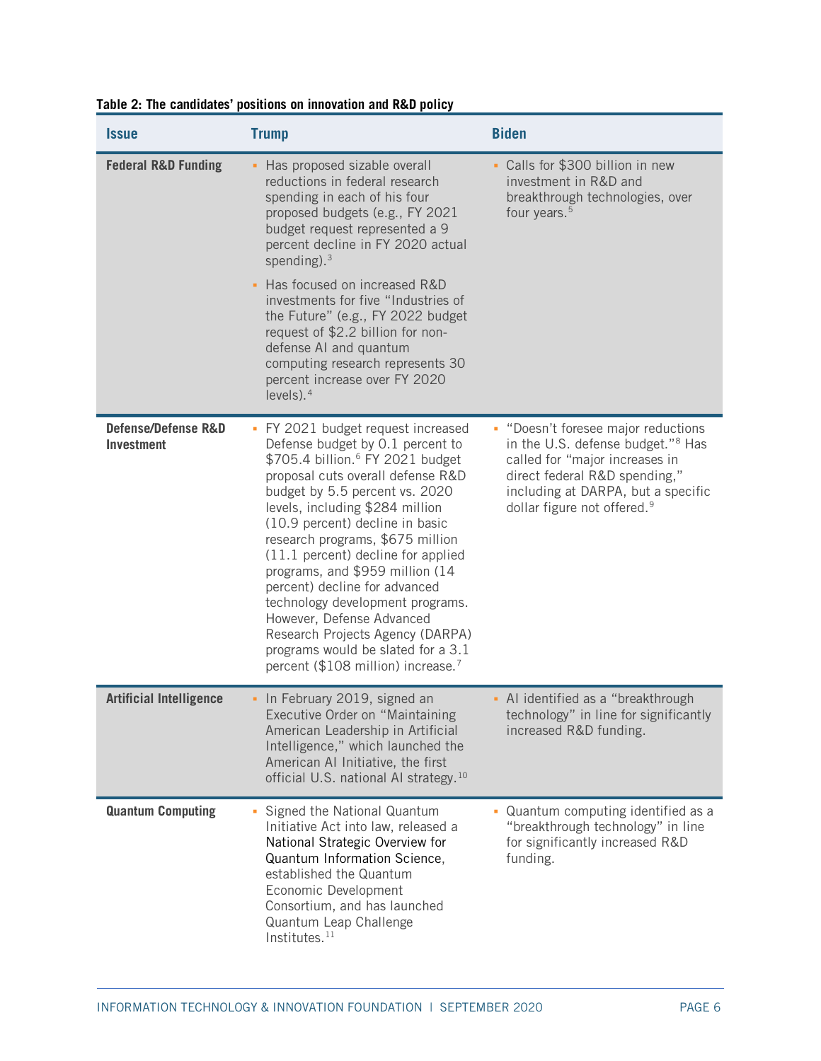**Table 2: The candidates' positions on innovation and R&D policy**

| Issue | Trump | Biden |
|---|---|---|
| **Federal R&D Funding** | ▪ Has proposed sizable overall reductions in federal research spending in each of his four proposed budgets (e.g., FY 2021 budget request represented a 9 percent decline in FY 2020 actual spending).[3]<br><br>▪ Has focused on increased R&D investments for five "Industries of the Future" (e.g., FY 2022 budget request of $2.2 billion for non-defense AI and quantum computing research represents 30 percent increase over FY 2020 levels).[4] | ▪ Calls for $300 billion in new investment in R&D and breakthrough technologies, over four years.[5] |
| **Defense/Defense R&D Investment** | ▪ FY 2021 budget request increased Defense budget by 0.1 percent to $705.4 billion.[6] FY 2021 budget proposal cuts overall defense R&D budget by 5.5 percent vs. 2020 levels, including $284 million (10.9 percent) decline in basic research programs, $675 million (11.1 percent) decline for applied programs, and $959 million (14 percent) decline for advanced technology development programs. However, Defense Advanced Research Projects Agency (DARPA) programs would be slated for a 3.1 percent ($108 million) increase.[7] | ▪ "Doesn't foresee major reductions in the U.S. defense budget."[8] Has called for "major increases in direct federal R&D spending," including at DARPA, but a specific dollar figure not offered.[9] |
| **Artificial Intelligence** | ▪ In February 2019, signed an Executive Order on "Maintaining American Leadership in Artificial Intelligence," which launched the American AI Initiative, the first official U.S. national AI strategy.[10] | ▪ AI identified as a "breakthrough technology" in line for significantly increased R&D funding. |
| **Quantum Computing** | ▪ Signed the National Quantum Initiative Act into law, released a National Strategic Overview for Quantum Information Science, established the Quantum Economic Development Consortium, and has launched Quantum Leap Challenge Institutes.[11] | ▪ Quantum computing identified as a "breakthrough technology" in line for significantly increased R&D funding. |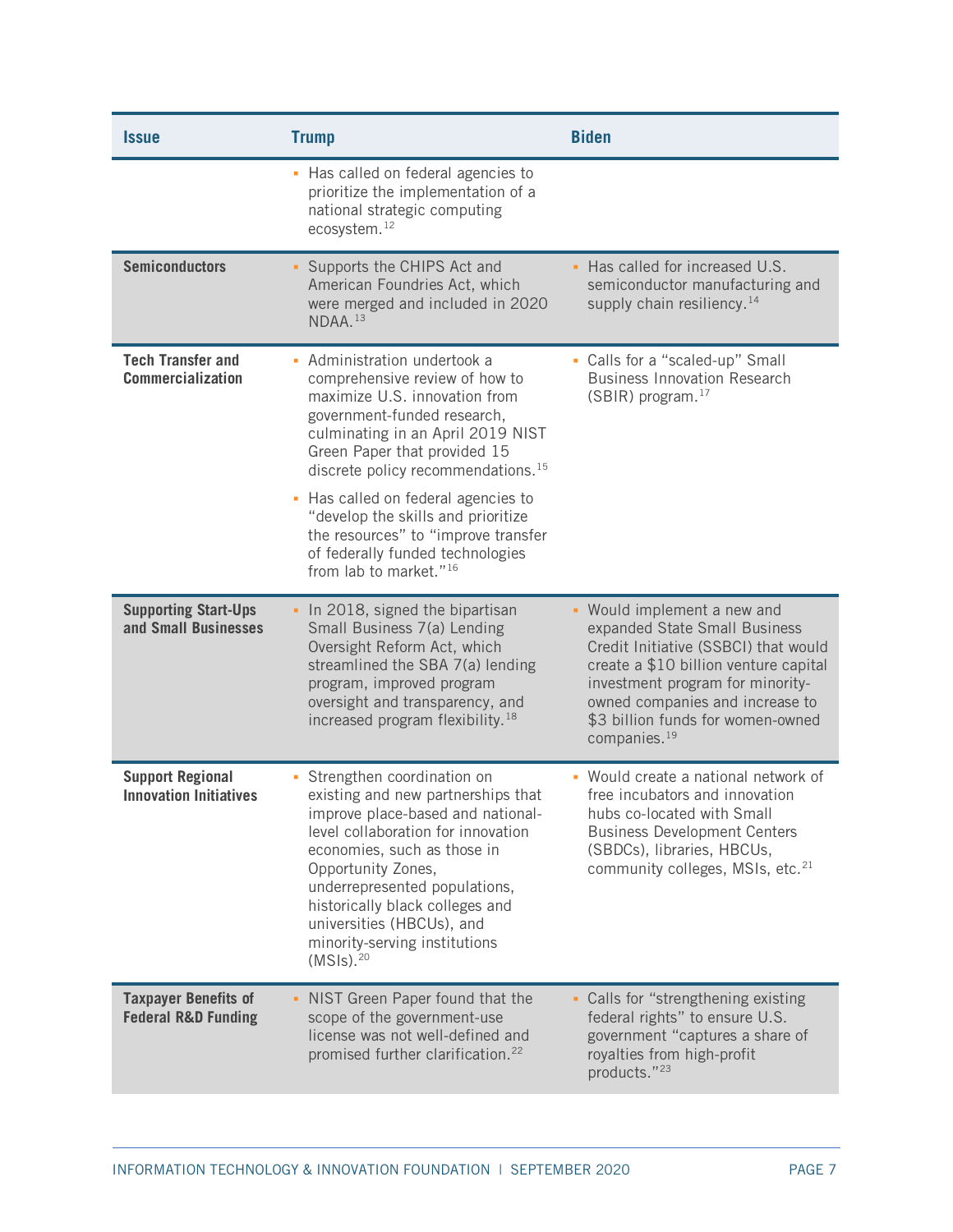| Issue | Trump | Biden |
|---|---|---|
| | ▪ Has called on federal agencies to prioritize the implementation of a national strategic computing ecosystem.[12] | |
| **Semiconductors** | ▪ Supports the CHIPS Act and American Foundries Act, which were merged and included in 2020 NDAA.[13] | ▪ Has called for increased U.S. semiconductor manufacturing and supply chain resiliency.[14] |
| **Tech Transfer and Commercialization** | ▪ Administration undertook a comprehensive review of how to maximize U.S. innovation from government-funded research, culminating in an April 2019 NIST Green Paper that provided 15 discrete policy recommendations.[15] ▪ Has called on federal agencies to "develop the skills and prioritize the resources" to "improve transfer of federally funded technologies from lab to market."[16] | ▪ Calls for a "scaled-up" Small Business Innovation Research (SBIR) program.[17] |
| **Supporting Start-Ups and Small Businesses** | ▪ In 2018, signed the bipartisan Small Business 7(a) Lending Oversight Reform Act, which streamlined the SBA 7(a) lending program, improved program oversight and transparency, and increased program flexibility.[18] | ▪ Would implement a new and expanded State Small Business Credit Initiative (SSBCI) that would create a $10 billion venture capital investment program for minority-owned companies and increase to $3 billion funds for women-owned companies.[19] |
| **Support Regional Innovation Initiatives** | ▪ Strengthen coordination on existing and new partnerships that improve place-based and national-level collaboration for innovation economies, such as those in Opportunity Zones, underrepresented populations, historically black colleges and universities (HBCUs), and minority-serving institutions (MSIs).[20] | ▪ Would create a national network of free incubators and innovation hubs co-located with Small Business Development Centers (SBDCs), libraries, HBCUs, community colleges, MSIs, etc.[21] |
| **Taxpayer Benefits of Federal R&D Funding** | ▪ NIST Green Paper found that the scope of the government-use license was not well-defined and promised further clarification.[22] | ▪ Calls for "strengthening existing federal rights" to ensure U.S. government "captures a share of royalties from high-profit products."[23] |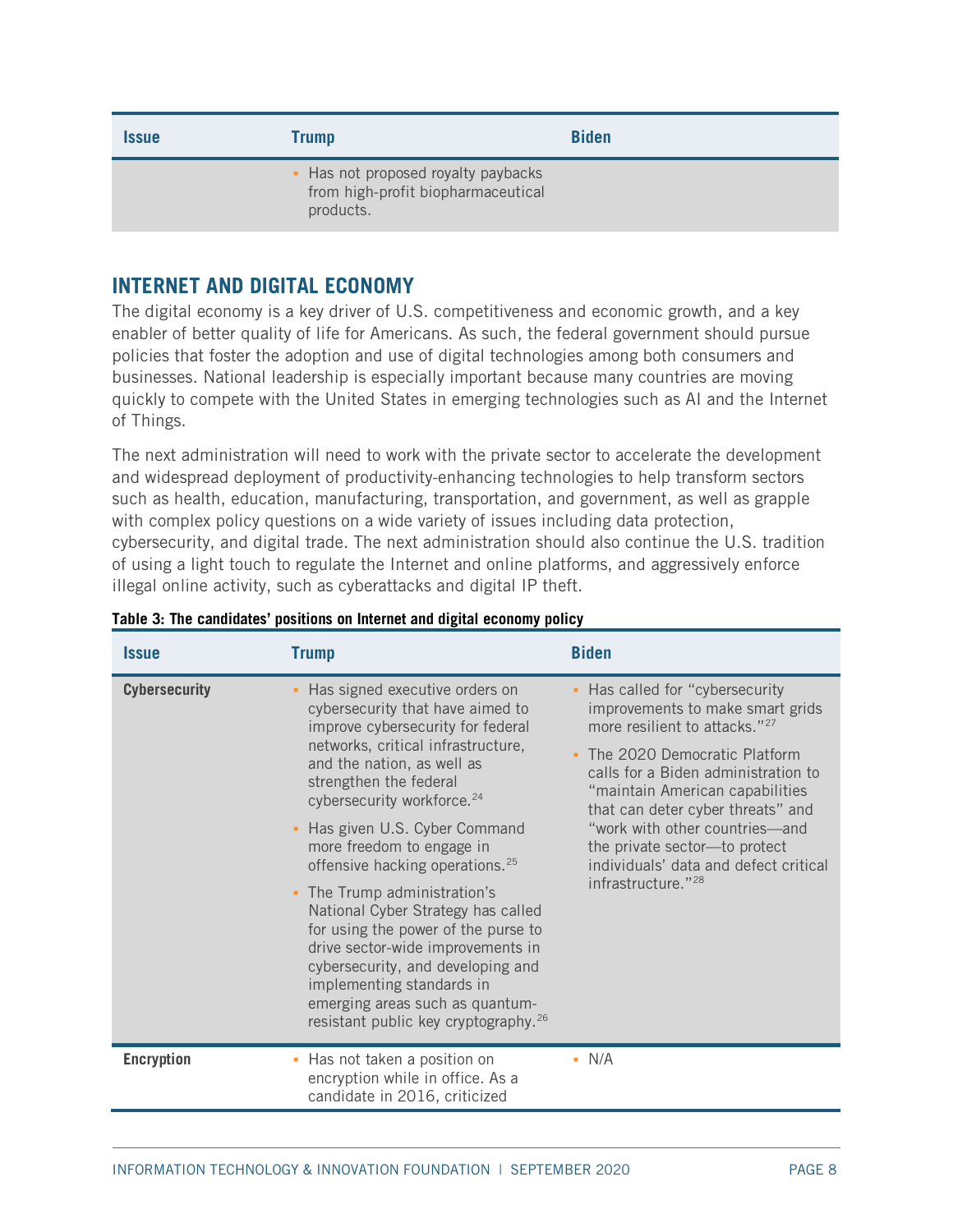| Issue | Trump | Biden |
|---|---|---|
| | ▪ Has not proposed royalty paybacks from high-profit biopharmaceutical products. | |

## INTERNET AND DIGITAL ECONOMY

The digital economy is a key driver of U.S. competitiveness and economic growth, and a key enabler of better quality of life for Americans. As such, the federal government should pursue policies that foster the adoption and use of digital technologies among both consumers and businesses. National leadership is especially important because many countries are moving quickly to compete with the United States in emerging technologies such as AI and the Internet of Things.

The next administration will need to work with the private sector to accelerate the development and widespread deployment of productivity-enhancing technologies to help transform sectors such as health, education, manufacturing, transportation, and government, as well as grapple with complex policy questions on a wide variety of issues including data protection, cybersecurity, and digital trade. The next administration should also continue the U.S. tradition of using a light touch to regulate the Internet and online platforms, and aggressively enforce illegal online activity, such as cyberattacks and digital IP theft.

**Table 3: The candidates' positions on Internet and digital economy policy**

| Issue | Trump | Biden |
|---|---|---|
| **Cybersecurity** | ▪ Has signed executive orders on cybersecurity that have aimed to improve cybersecurity for federal networks, critical infrastructure, and the nation, as well as strengthen the federal cybersecurity workforce.[24]<br>▪ Has given U.S. Cyber Command more freedom to engage in offensive hacking operations.[25]<br>▪ The Trump administration's National Cyber Strategy has called for using the power of the purse to drive sector-wide improvements in cybersecurity, and developing and implementing standards in emerging areas such as quantum-resistant public key cryptography.[26] | ▪ Has called for "cybersecurity improvements to make smart grids more resilient to attacks."[27]<br>▪ The 2020 Democratic Platform calls for a Biden administration to "maintain American capabilities that can deter cyber threats" and "work with other countries—and the private sector—to protect individuals' data and defect critical infrastructure."[28] |
| **Encryption** | ▪ Has not taken a position on encryption while in office. As a candidate in 2016, criticized | ▪ N/A |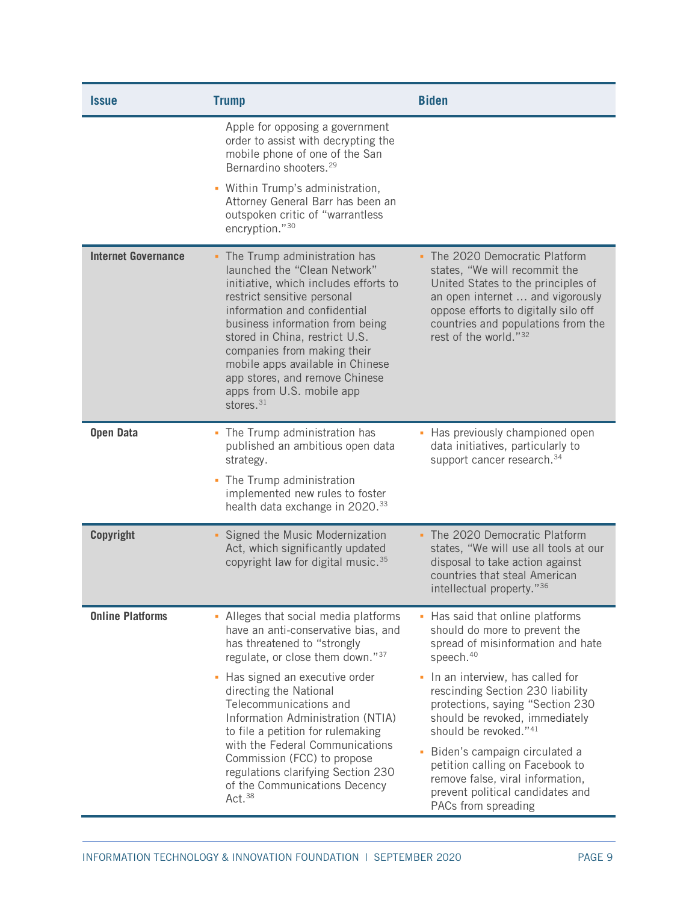| Issue | Trump | Biden |
|---|---|---|
| | Apple for opposing a government order to assist with decrypting the mobile phone of one of the San Bernardino shooters.[29]<br>▪ Within Trump's administration, Attorney General Barr has been an outspoken critic of "warrantless encryption."[30] | |
| **Internet Governance** | ▪ The Trump administration has launched the "Clean Network" initiative, which includes efforts to restrict sensitive personal information and confidential business information from being stored in China, restrict U.S. companies from making their mobile apps available in Chinese app stores, and remove Chinese apps from U.S. mobile app stores.[31] | ▪ The 2020 Democratic Platform states, "We will recommit the United States to the principles of an open internet … and vigorously oppose efforts to digitally silo off countries and populations from the rest of the world."[32] |
| **Open Data** | ▪ The Trump administration has published an ambitious open data strategy.<br>▪ The Trump administration implemented new rules to foster health data exchange in 2020.[33] | ▪ Has previously championed open data initiatives, particularly to support cancer research.[34] |
| **Copyright** | ▪ Signed the Music Modernization Act, which significantly updated copyright law for digital music.[35] | ▪ The 2020 Democratic Platform states, "We will use all tools at our disposal to take action against countries that steal American intellectual property."[36] |
| **Online Platforms** | ▪ Alleges that social media platforms have an anti-conservative bias, and has threatened to "strongly regulate, or close them down."[37]<br>▪ Has signed an executive order directing the National Telecommunications and Information Administration (NTIA) to file a petition for rulemaking with the Federal Communications Commission (FCC) to propose regulations clarifying Section 230 of the Communications Decency Act.[38] | ▪ Has said that online platforms should do more to prevent the spread of misinformation and hate speech.[40]<br>▪ In an interview, has called for rescinding Section 230 liability protections, saying "Section 230 should be revoked, immediately should be revoked."[41]<br>▪ Biden's campaign circulated a petition calling on Facebook to remove false, viral information, prevent political candidates and PACs from spreading |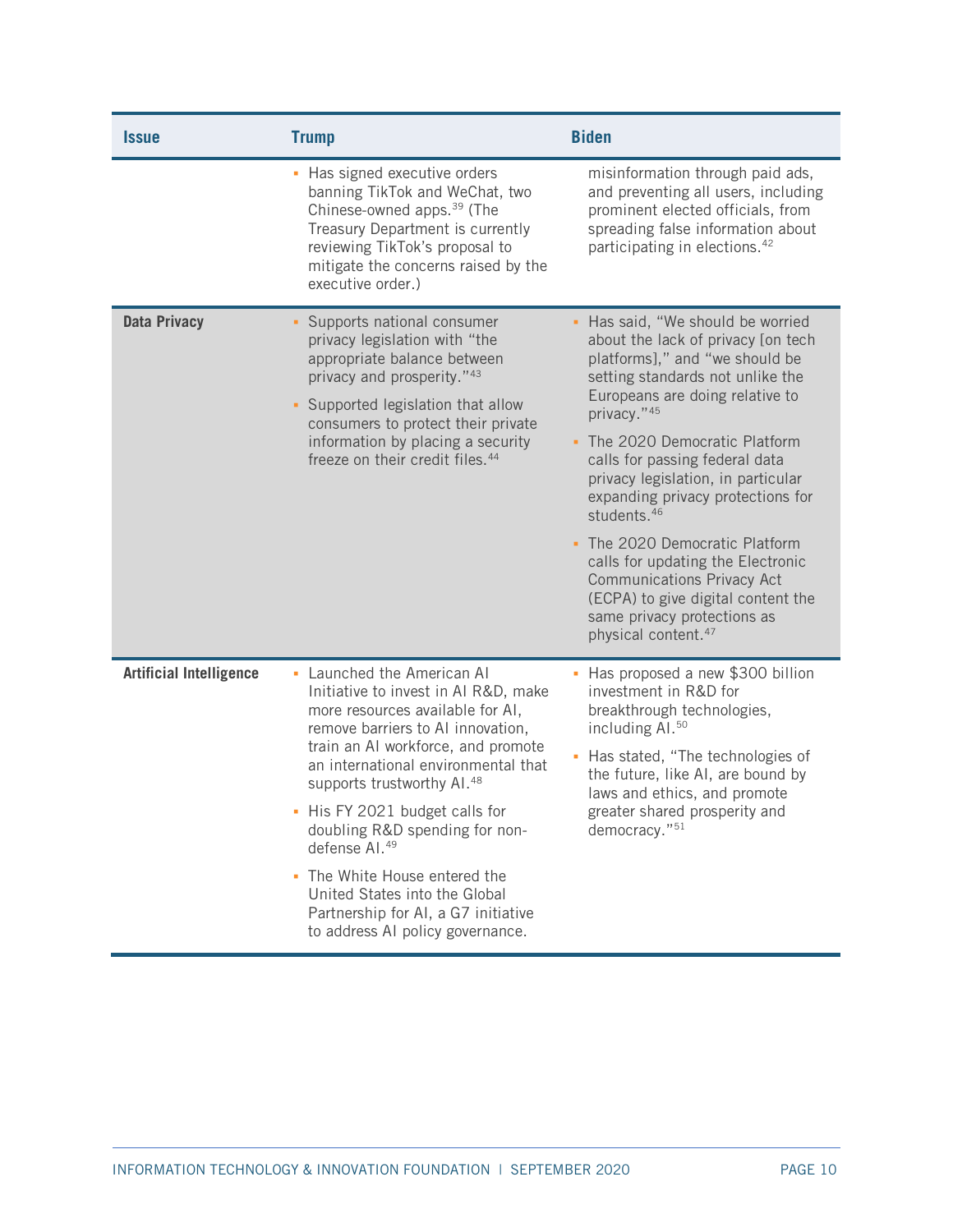| Issue | Trump | Biden |
|---|---|---|
| | ▪ Has signed executive orders banning TikTok and WeChat, two Chinese-owned apps.[39] (The Treasury Department is currently reviewing TikTok's proposal to mitigate the concerns raised by the executive order.) | misinformation through paid ads, and preventing all users, including prominent elected officials, from spreading false information about participating in elections.[42] |
| **Data Privacy** | ▪ Supports national consumer privacy legislation with "the appropriate balance between privacy and prosperity."[43]<br>▪ Supported legislation that allow consumers to protect their private information by placing a security freeze on their credit files.[44] | ▪ Has said, "We should be worried about the lack of privacy [on tech platforms]," and "we should be setting standards not unlike the Europeans are doing relative to privacy."[45]<br>▪ The 2020 Democratic Platform calls for passing federal data privacy legislation, in particular expanding privacy protections for students.[46]<br>▪ The 2020 Democratic Platform calls for updating the Electronic Communications Privacy Act (ECPA) to give digital content the same privacy protections as physical content.[47] |
| **Artificial Intelligence** | ▪ Launched the American AI Initiative to invest in AI R&D, make more resources available for AI, remove barriers to AI innovation, train an AI workforce, and promote an international environmental that supports trustworthy AI.[48]<br>▪ His FY 2021 budget calls for doubling R&D spending for non-defense AI.[49]<br>▪ The White House entered the United States into the Global Partnership for AI, a G7 initiative to address AI policy governance. | ▪ Has proposed a new $300 billion investment in R&D for breakthrough technologies, including AI.[50]<br>▪ Has stated, "The technologies of the future, like AI, are bound by laws and ethics, and promote greater shared prosperity and democracy."[51] |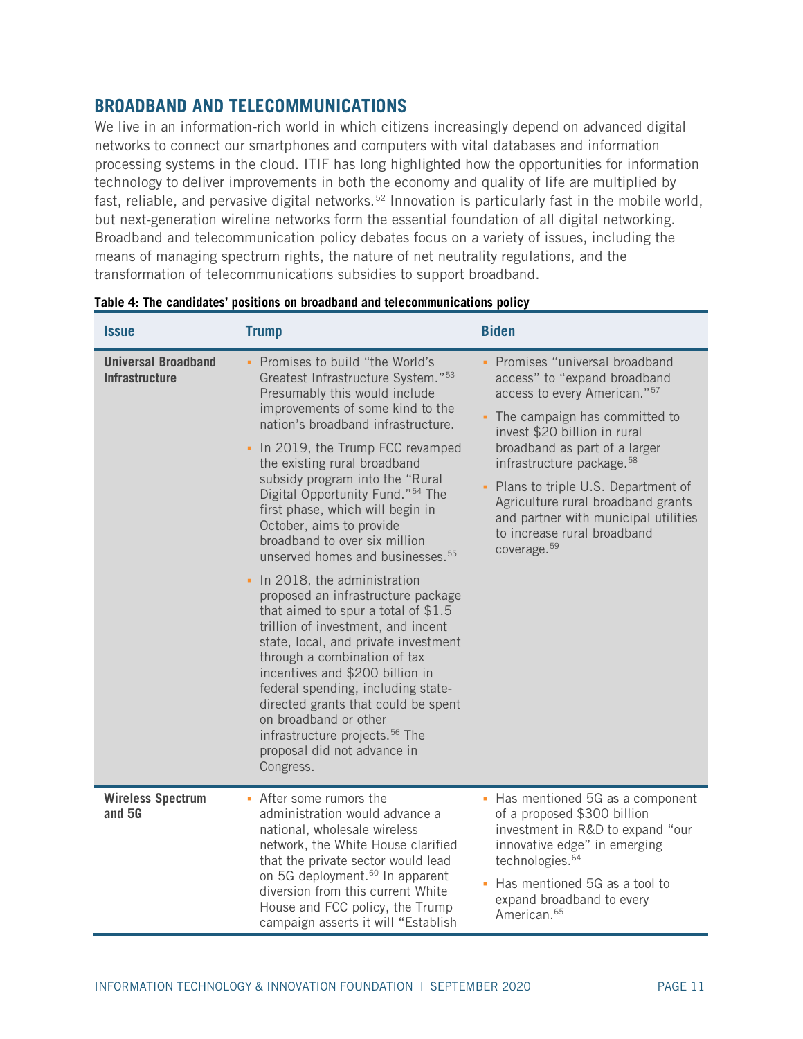## BROADBAND AND TELECOMMUNICATIONS

We live in an information-rich world in which citizens increasingly depend on advanced digital networks to connect our smartphones and computers with vital databases and information processing systems in the cloud. ITIF has long highlighted how the opportunities for information technology to deliver improvements in both the economy and quality of life are multiplied by fast, reliable, and pervasive digital networks.[52] Innovation is particularly fast in the mobile world, but next-generation wireline networks form the essential foundation of all digital networking. Broadband and telecommunication policy debates focus on a variety of issues, including the means of managing spectrum rights, the nature of net neutrality regulations, and the transformation of telecommunications subsidies to support broadband.

**Table 4: The candidates' positions on broadband and telecommunications policy**

| Issue | Trump | Biden |
|---|---|---|
| **Universal Broadband Infrastructure** | ▪ Promises to build "the World's Greatest Infrastructure System."[53] Presumably this would include improvements of some kind to the nation's broadband infrastructure.<br>▪ In 2019, the Trump FCC revamped the existing rural broadband subsidy program into the "Rural Digital Opportunity Fund."[54] The first phase, which will begin in October, aims to provide broadband to over six million unserved homes and businesses.[55]<br>▪ In 2018, the administration proposed an infrastructure package that aimed to spur a total of $1.5 trillion of investment, and incent state, local, and private investment through a combination of tax incentives and $200 billion in federal spending, including state-directed grants that could be spent on broadband or other infrastructure projects.[56] The proposal did not advance in Congress. | ▪ Promises "universal broadband access" to "expand broadband access to every American."[57]<br>▪ The campaign has committed to invest $20 billion in rural broadband as part of a larger infrastructure package.[58]<br>▪ Plans to triple U.S. Department of Agriculture rural broadband grants and partner with municipal utilities to increase rural broadband coverage.[59] |
| **Wireless Spectrum and 5G** | ▪ After some rumors the administration would advance a national, wholesale wireless network, the White House clarified that the private sector would lead on 5G deployment.[60] In apparent diversion from this current White House and FCC policy, the Trump campaign asserts it will "Establish | ▪ Has mentioned 5G as a component of a proposed $300 billion investment in R&D to expand "our innovative edge" in emerging technologies.[64]<br>▪ Has mentioned 5G as a tool to expand broadband to every American.[65] |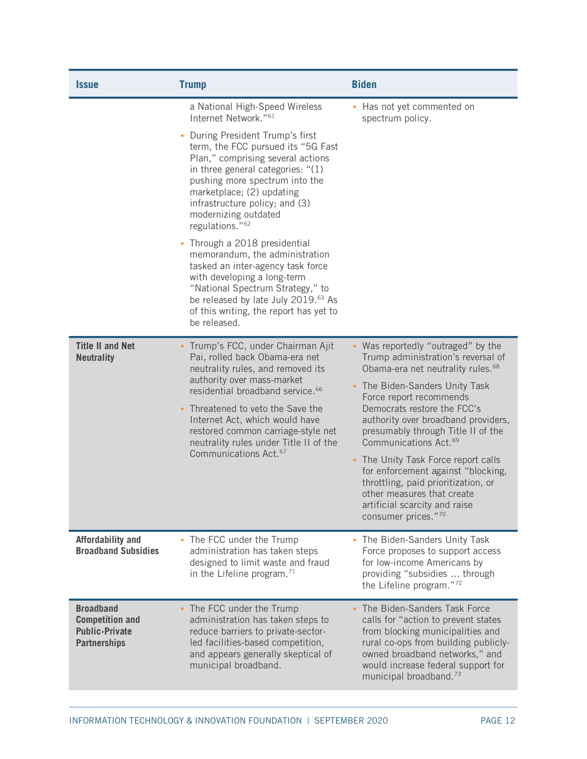| Issue | Trump | Biden |
|---|---|---|
| | a National High-Speed Wireless Internet Network."[61]<br>▪ During President Trump's first term, the FCC pursued its "5G Fast Plan," comprising several actions in three general categories: "(1) pushing more spectrum into the marketplace; (2) updating infrastructure policy; and (3) modernizing outdated regulations."[62]<br>▪ Through a 2018 presidential memorandum, the administration tasked an inter-agency task force with developing a long-term "National Spectrum Strategy," to be released by late July 2019.[63] As of this writing, the report has yet to be released. | ▪ Has not yet commented on spectrum policy. |
| **Title II and Net Neutrality** | ▪ Trump's FCC, under Chairman Ajit Pai, rolled back Obama-era net neutrality rules, and removed its authority over mass-market residential broadband service.[66]<br>▪ Threatened to veto the Save the Internet Act, which would have restored common carriage-style net neutrality rules under Title II of the Communications Act.[67] | ▪ Was reportedly "outraged" by the Trump administration's reversal of Obama-era net neutrality rules.[68]<br>▪ The Biden-Sanders Unity Task Force report recommends Democrats restore the FCC's authority over broadband providers, presumably through Title II of the Communications Act.[69]<br>▪ The Unity Task Force report calls for enforcement against "blocking, throttling, paid prioritization, or other measures that create artificial scarcity and raise consumer prices."[70] |
| **Affordability and Broadband Subsidies** | ▪ The FCC under the Trump administration has taken steps designed to limit waste and fraud in the Lifeline program.[71] | ▪ The Biden-Sanders Unity Task Force proposes to support access for low-income Americans by providing "subsidies … through the Lifeline program."[72] |
| **Broadband Competition and Public-Private Partnerships** | ▪ The FCC under the Trump administration has taken steps to reduce barriers to private-sector-led facilities-based competition, and appears generally skeptical of municipal broadband. | ▪ The Biden-Sanders Task Force calls for "action to prevent states from blocking municipalities and rural co-ops from building publicly-owned broadband networks," and would increase federal support for municipal broadband.[73] |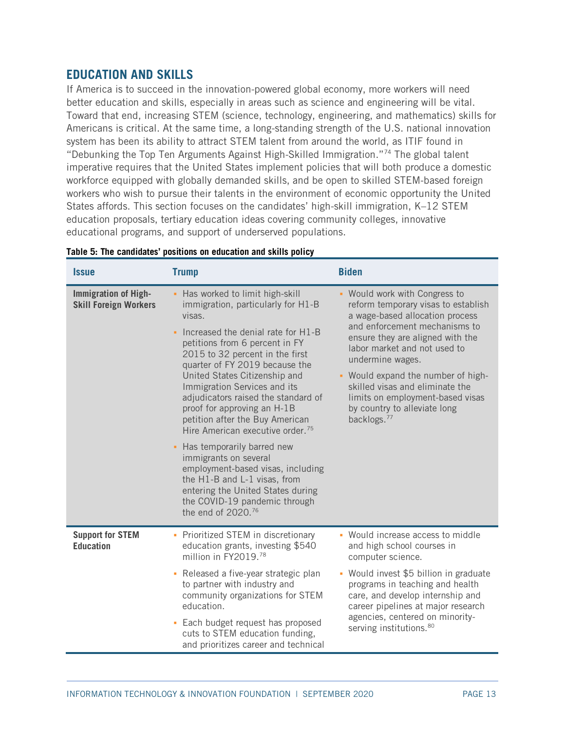## EDUCATION AND SKILLS

If America is to succeed in the innovation-powered global economy, more workers will need better education and skills, especially in areas such as science and engineering will be vital. Toward that end, increasing STEM (science, technology, engineering, and mathematics) skills for Americans is critical. At the same time, a long-standing strength of the U.S. national innovation system has been its ability to attract STEM talent from around the world, as ITIF found in "Debunking the Top Ten Arguments Against High-Skilled Immigration."[74] The global talent imperative requires that the United States implement policies that will both produce a domestic workforce equipped with globally demanded skills, and be open to skilled STEM-based foreign workers who wish to pursue their talents in the environment of economic opportunity the United States affords. This section focuses on the candidates' high-skill immigration, K–12 STEM education proposals, tertiary education ideas covering community colleges, innovative educational programs, and support of underserved populations.

**Table 5: The candidates' positions on education and skills policy**

| Issue | Trump | Biden |
| --- | --- | --- |
| **Immigration of High-Skill Foreign Workers** | ▪ Has worked to limit high-skill immigration, particularly for H1-B visas.<br>▪ Increased the denial rate for H1-B petitions from 6 percent in FY 2015 to 32 percent in the first quarter of FY 2019 because the United States Citizenship and Immigration Services and its adjudicators raised the standard of proof for approving an H-1B petition after the Buy American Hire American executive order.[75]<br>▪ Has temporarily barred new immigrants on several employment-based visas, including the H1-B and L-1 visas, from entering the United States during the COVID-19 pandemic through the end of 2020.[76] | ▪ Would work with Congress to reform temporary visas to establish a wage-based allocation process and enforcement mechanisms to ensure they are aligned with the labor market and not used to undermine wages.<br>▪ Would expand the number of high-skilled visas and eliminate the limits on employment-based visas by country to alleviate long backlogs.[77] |
| **Support for STEM Education** | ▪ Prioritized STEM in discretionary education grants, investing $540 million in FY2019.[78]<br>▪ Released a five-year strategic plan to partner with industry and community organizations for STEM education.<br>▪ Each budget request has proposed cuts to STEM education funding, and prioritizes career and technical | ▪ Would increase access to middle and high school courses in computer science.<br>▪ Would invest $5 billion in graduate programs in teaching and health care, and develop internship and career pipelines at major research agencies, centered on minority-serving institutions.[80] |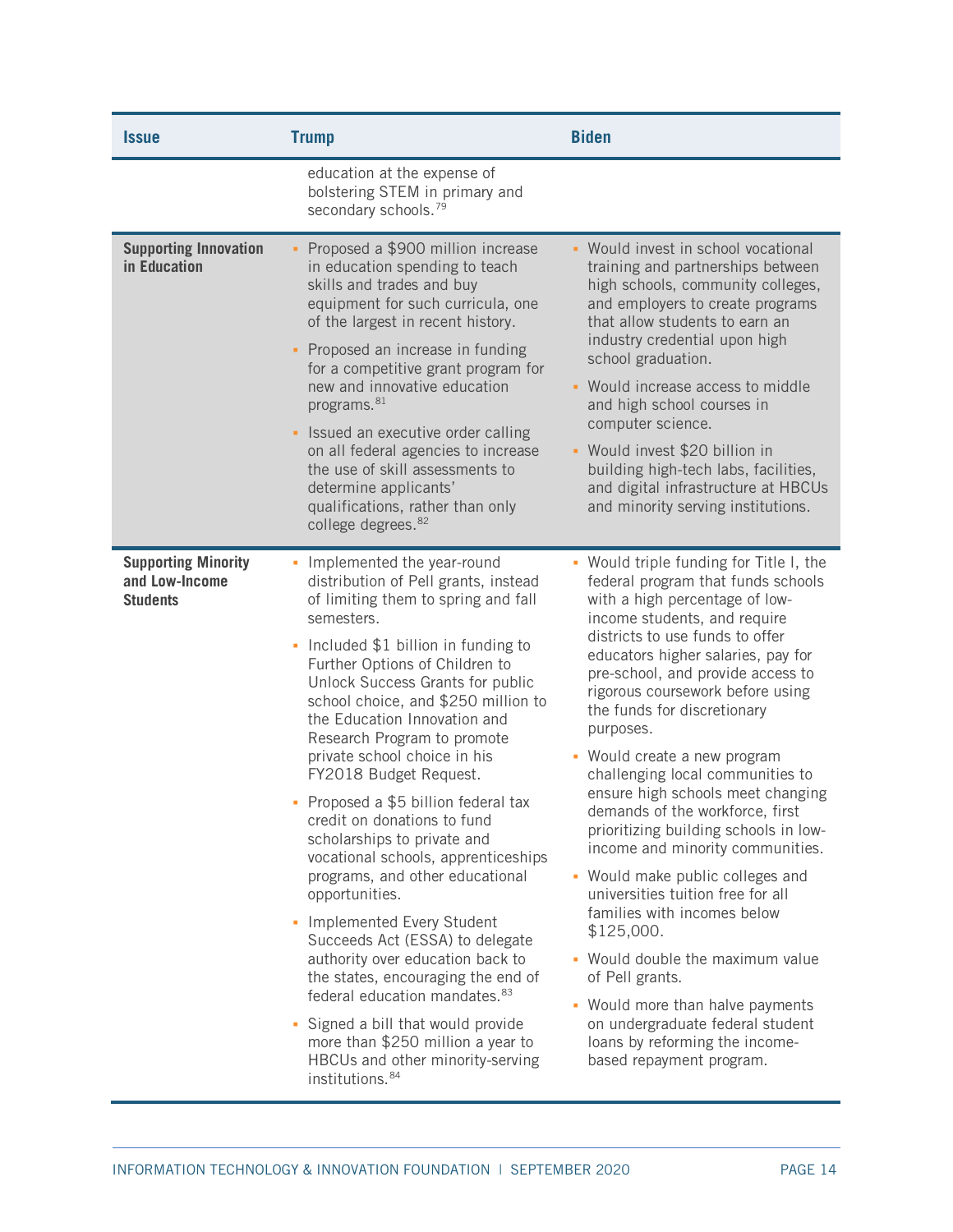| Issue | Trump | Biden |
|---|---|---|
| | education at the expense of bolstering STEM in primary and secondary schools.[79] | |
| **Supporting Innovation in Education** | ▪ Proposed a $900 million increase in education spending to teach skills and trades and buy equipment for such curricula, one of the largest in recent history.<br>▪ Proposed an increase in funding for a competitive grant program for new and innovative education programs.[81]<br>▪ Issued an executive order calling on all federal agencies to increase the use of skill assessments to determine applicants' qualifications, rather than only college degrees.[82] | ▪ Would invest in school vocational training and partnerships between high schools, community colleges, and employers to create programs that allow students to earn an industry credential upon high school graduation.<br>▪ Would increase access to middle and high school courses in computer science.<br>▪ Would invest $20 billion in building high-tech labs, facilities, and digital infrastructure at HBCUs and minority serving institutions. |
| **Supporting Minority and Low-Income Students** | ▪ Implemented the year-round distribution of Pell grants, instead of limiting them to spring and fall semesters.<br>▪ Included $1 billion in funding to Further Options of Children to Unlock Success Grants for public school choice, and $250 million to the Education Innovation and Research Program to promote private school choice in his FY2018 Budget Request.<br>▪ Proposed a $5 billion federal tax credit on donations to fund scholarships to private and vocational schools, apprenticeships programs, and other educational opportunities.<br>▪ Implemented Every Student Succeeds Act (ESSA) to delegate authority over education back to the states, encouraging the end of federal education mandates.[83]<br>▪ Signed a bill that would provide more than $250 million a year to HBCUs and other minority-serving institutions.[84] | ▪ Would triple funding for Title I, the federal program that funds schools with a high percentage of low-income students, and require districts to use funds to offer educators higher salaries, pay for pre-school, and provide access to rigorous coursework before using the funds for discretionary purposes.<br>▪ Would create a new program challenging local communities to ensure high schools meet changing demands of the workforce, first prioritizing building schools in low-income and minority communities.<br>▪ Would make public colleges and universities tuition free for all families with incomes below $125,000.<br>▪ Would double the maximum value of Pell grants.<br>▪ Would more than halve payments on undergraduate federal student loans by reforming the income-based repayment program. |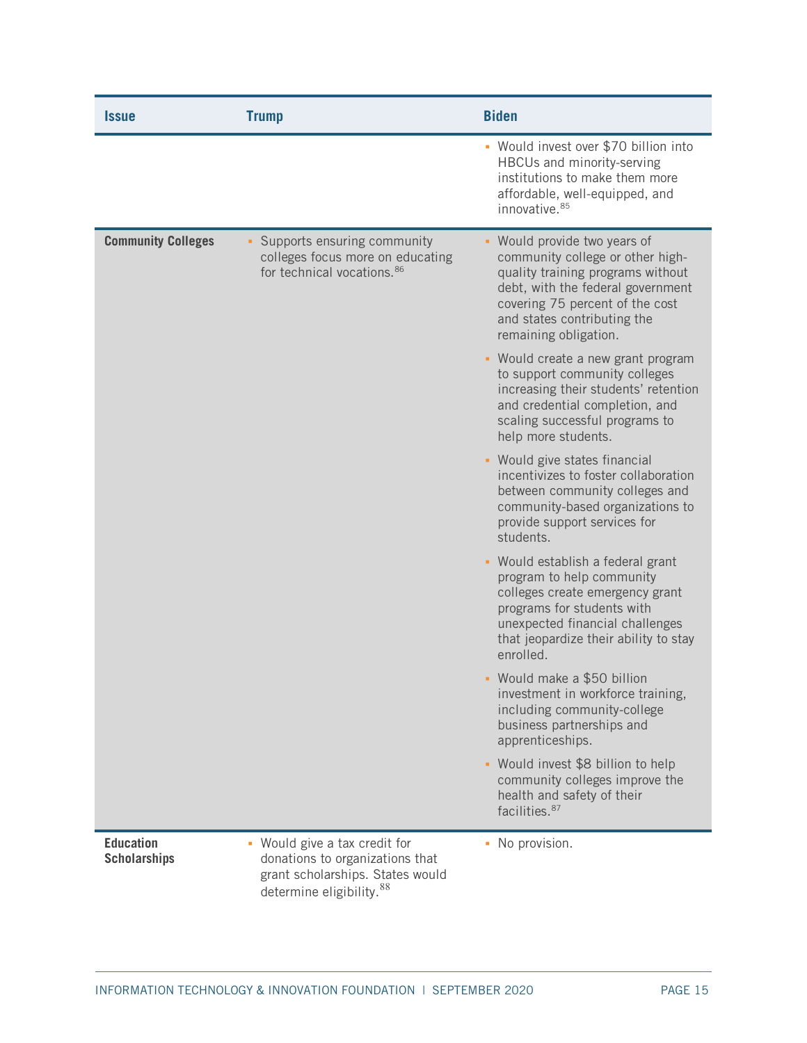| Issue | Trump | Biden |
|---|---|---|
| | | ▪ Would invest over $70 billion into HBCUs and minority-serving institutions to make them more affordable, well-equipped, and innovative.[85] |
| **Community Colleges** | ▪ Supports ensuring community colleges focus more on educating for technical vocations.[86] | ▪ Would provide two years of community college or other high-quality training programs without debt, with the federal government covering 75 percent of the cost and states contributing the remaining obligation.<br>▪ Would create a new grant program to support community colleges increasing their students' retention and credential completion, and scaling successful programs to help more students.<br>▪ Would give states financial incentivizes to foster collaboration between community colleges and community-based organizations to provide support services for students.<br>▪ Would establish a federal grant program to help community colleges create emergency grant programs for students with unexpected financial challenges that jeopardize their ability to stay enrolled.<br>▪ Would make a $50 billion investment in workforce training, including community-college business partnerships and apprenticeships.<br>▪ Would invest $8 billion to help community colleges improve the health and safety of their facilities.[87] |
| **Education Scholarships** | ▪ Would give a tax credit for donations to organizations that grant scholarships. States would determine eligibility.[88] | ▪ No provision. |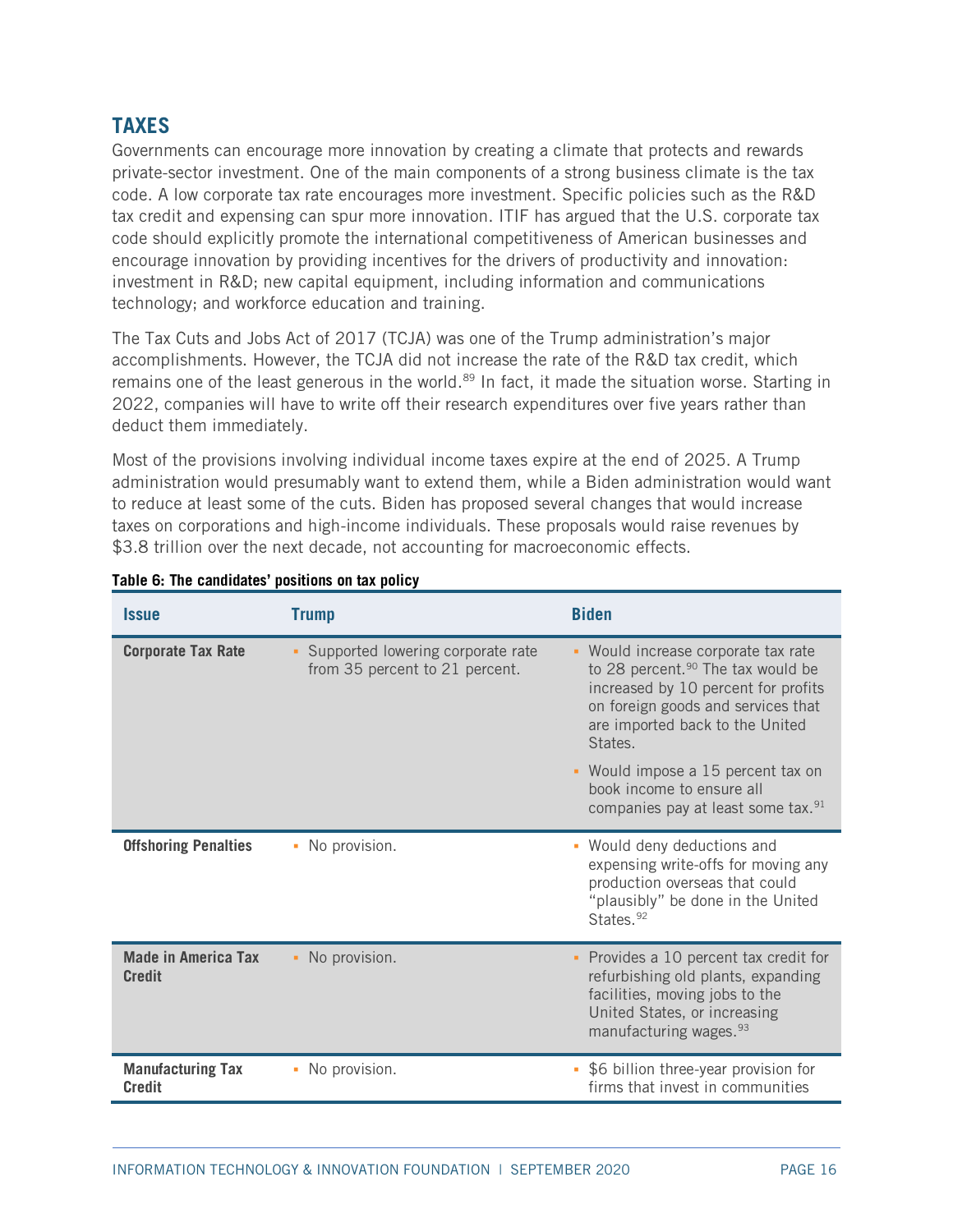## TAXES

Governments can encourage more innovation by creating a climate that protects and rewards private-sector investment. One of the main components of a strong business climate is the tax code. A low corporate tax rate encourages more investment. Specific policies such as the R&D tax credit and expensing can spur more innovation. ITIF has argued that the U.S. corporate tax code should explicitly promote the international competitiveness of American businesses and encourage innovation by providing incentives for the drivers of productivity and innovation: investment in R&D; new capital equipment, including information and communications technology; and workforce education and training.

The Tax Cuts and Jobs Act of 2017 (TCJA) was one of the Trump administration's major accomplishments. However, the TCJA did not increase the rate of the R&D tax credit, which remains one of the least generous in the world.[89] In fact, it made the situation worse. Starting in 2022, companies will have to write off their research expenditures over five years rather than deduct them immediately.

Most of the provisions involving individual income taxes expire at the end of 2025. A Trump administration would presumably want to extend them, while a Biden administration would want to reduce at least some of the cuts. Biden has proposed several changes that would increase taxes on corporations and high-income individuals. These proposals would raise revenues by $3.8 trillion over the next decade, not accounting for macroeconomic effects.

**Table 6: The candidates' positions on tax policy**

| Issue | Trump | Biden |
| --- | --- | --- |
| **Corporate Tax Rate** | Supported lowering corporate rate from 35 percent to 21 percent. | Would increase corporate tax rate to 28 percent.[90] The tax would be increased by 10 percent for profits on foreign goods and services that are imported back to the United States.<br>Would impose a 15 percent tax on book income to ensure all companies pay at least some tax.[91] |
| **Offshoring Penalties** | No provision. | Would deny deductions and expensing write-offs for moving any production overseas that could "plausibly" be done in the United States.[92] |
| **Made in America Tax Credit** | No provision. | Provides a 10 percent tax credit for refurbishing old plants, expanding facilities, moving jobs to the United States, or increasing manufacturing wages.[93] |
| **Manufacturing Tax Credit** | No provision. | $6 billion three-year provision for firms that invest in communities |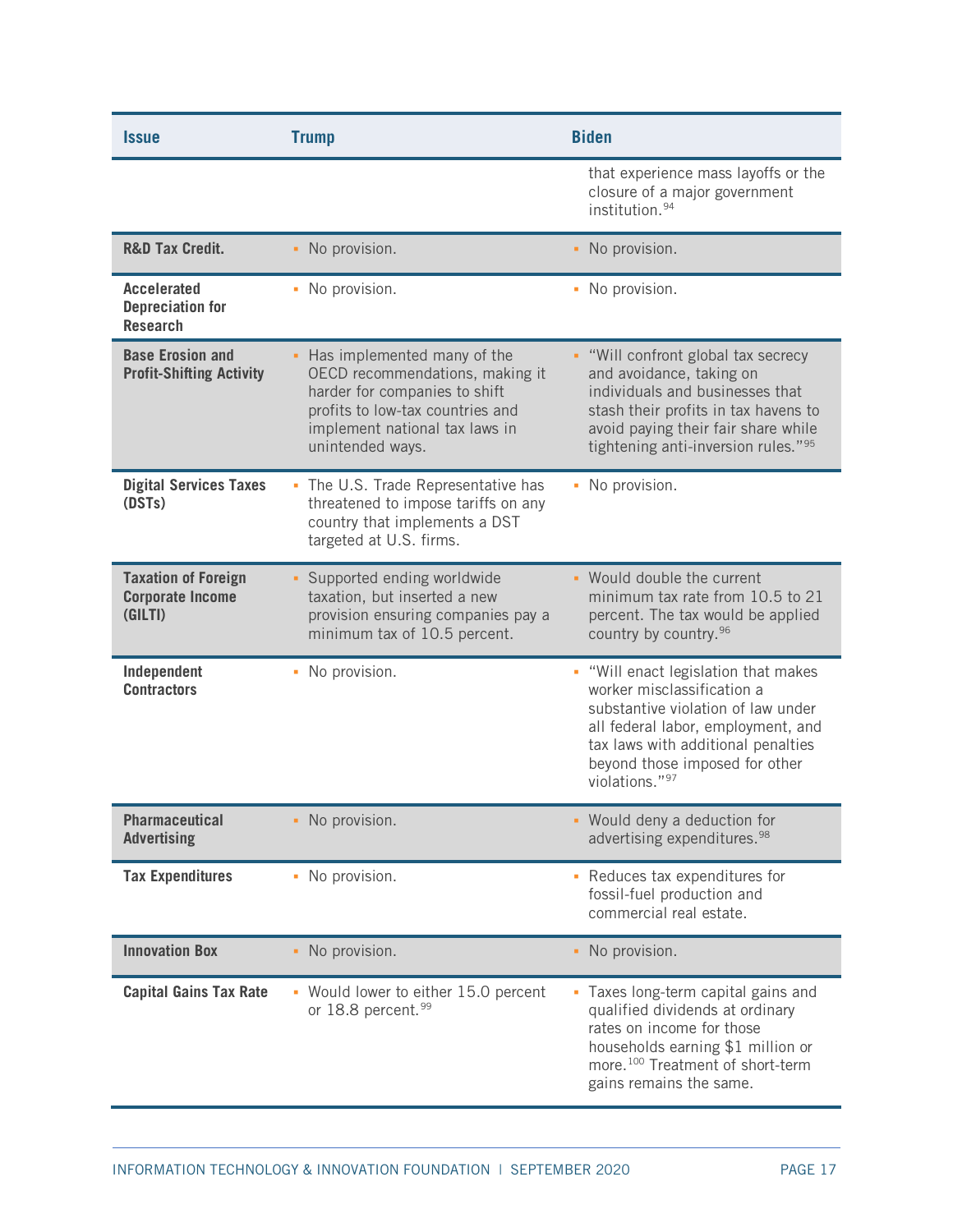| Issue | Trump | Biden |
|---|---|---|
| | | that experience mass layoffs or the closure of a major government institution.[94] |
| **R&D Tax Credit.** | ▪ No provision. | ▪ No provision. |
| **Accelerated Depreciation for Research** | ▪ No provision. | ▪ No provision. |
| **Base Erosion and Profit-Shifting Activity** | ▪ Has implemented many of the OECD recommendations, making it harder for companies to shift profits to low-tax countries and implement national tax laws in unintended ways. | ▪ "Will confront global tax secrecy and avoidance, taking on individuals and businesses that stash their profits in tax havens to avoid paying their fair share while tightening anti-inversion rules."[95] |
| **Digital Services Taxes (DSTs)** | ▪ The U.S. Trade Representative has threatened to impose tariffs on any country that implements a DST targeted at U.S. firms. | ▪ No provision. |
| **Taxation of Foreign Corporate Income (GILTI)** | ▪ Supported ending worldwide taxation, but inserted a new provision ensuring companies pay a minimum tax of 10.5 percent. | ▪ Would double the current minimum tax rate from 10.5 to 21 percent. The tax would be applied country by country.[96] |
| **Independent Contractors** | ▪ No provision. | ▪ "Will enact legislation that makes worker misclassification a substantive violation of law under all federal labor, employment, and tax laws with additional penalties beyond those imposed for other violations."[97] |
| **Pharmaceutical Advertising** | ▪ No provision. | ▪ Would deny a deduction for advertising expenditures.[98] |
| **Tax Expenditures** | ▪ No provision. | ▪ Reduces tax expenditures for fossil-fuel production and commercial real estate. |
| **Innovation Box** | ▪ No provision. | ▪ No provision. |
| **Capital Gains Tax Rate** | ▪ Would lower to either 15.0 percent or 18.8 percent.[99] | ▪ Taxes long-term capital gains and qualified dividends at ordinary rates on income for those households earning $1 million or more.[100] Treatment of short-term gains remains the same. |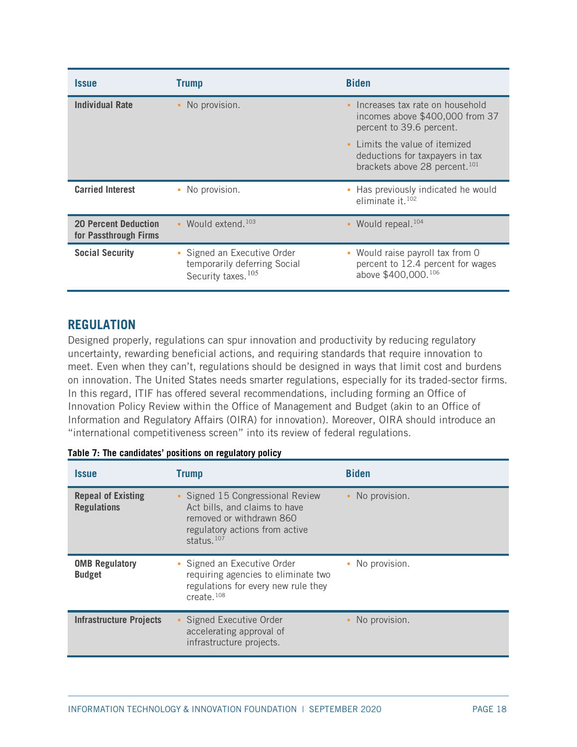| Issue | Trump | Biden |
| --- | --- | --- |
| **Individual Rate** | No provision. | Increases tax rate on household incomes above $400,000 from 37 percent to 39.6 percent.<br>Limits the value of itemized deductions for taxpayers in tax brackets above 28 percent.[101] |
| **Carried Interest** | No provision. | Has previously indicated he would eliminate it.[102] |
| **20 Percent Deduction for Passthrough Firms** | Would extend.[103] | Would repeal.[104] |
| **Social Security** | Signed an Executive Order temporarily deferring Social Security taxes.[105] | Would raise payroll tax from 0 percent to 12.4 percent for wages above $400,000.[106] |

## REGULATION

Designed properly, regulations can spur innovation and productivity by reducing regulatory uncertainty, rewarding beneficial actions, and requiring standards that require innovation to meet. Even when they can't, regulations should be designed in ways that limit cost and burdens on innovation. The United States needs smarter regulations, especially for its traded-sector firms. In this regard, ITIF has offered several recommendations, including forming an Office of Innovation Policy Review within the Office of Management and Budget (akin to an Office of Information and Regulatory Affairs (OIRA) for innovation). Moreover, OIRA should introduce an "international competitiveness screen" into its review of federal regulations.

**Table 7: The candidates' positions on regulatory policy**

| Issue | Trump | Biden |
| --- | --- | --- |
| **Repeal of Existing Regulations** | Signed 15 Congressional Review Act bills, and claims to have removed or withdrawn 860 regulatory actions from active status.[107] | No provision. |
| **OMB Regulatory Budget** | Signed an Executive Order requiring agencies to eliminate two regulations for every new rule they create.[108] | No provision. |
| **Infrastructure Projects** | Signed Executive Order accelerating approval of infrastructure projects. | No provision. |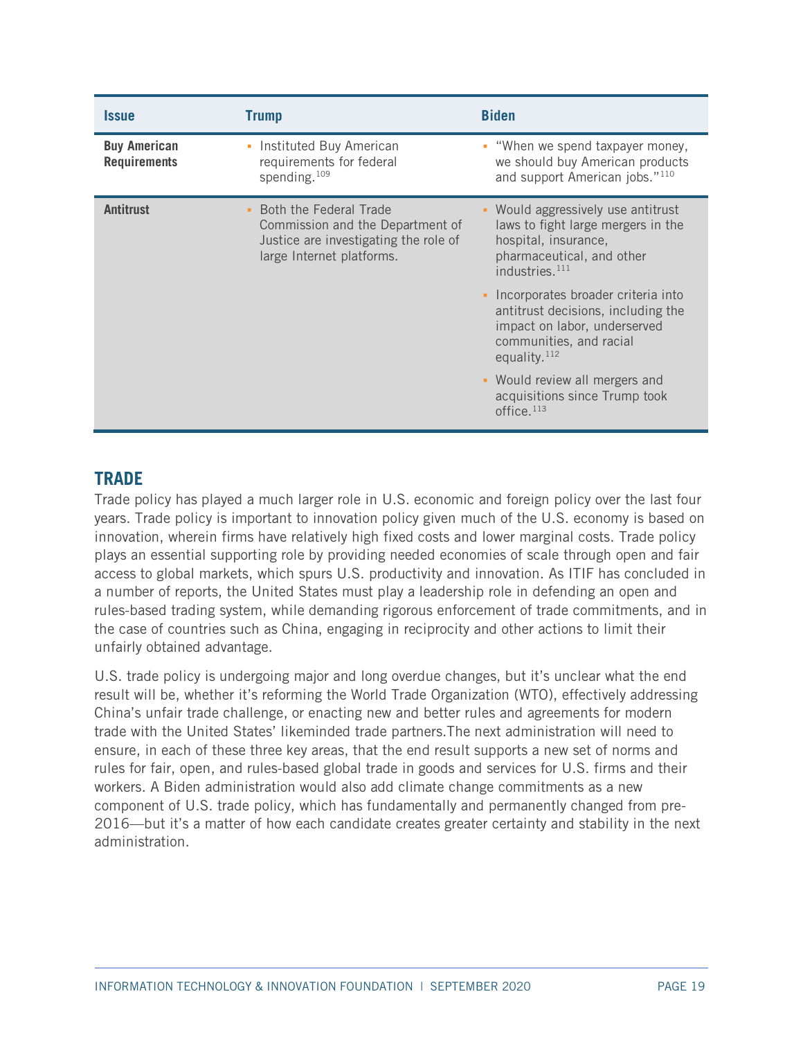| Issue | Trump | Biden |
|---|---|---|
| **Buy American Requirements** | - Instituted Buy American requirements for federal spending.[109] | - "When we spend taxpayer money, we should buy American products and support American jobs."[110] |
| **Antitrust** | - Both the Federal Trade Commission and the Department of Justice are investigating the role of large Internet platforms. | - Would aggressively use antitrust laws to fight large mergers in the hospital, insurance, pharmaceutical, and other industries.[111]<br>- Incorporates broader criteria into antitrust decisions, including the impact on labor, underserved communities, and racial equality.[112]<br>- Would review all mergers and acquisitions since Trump took office.[113] |

## TRADE

Trade policy has played a much larger role in U.S. economic and foreign policy over the last four years. Trade policy is important to innovation policy given much of the U.S. economy is based on innovation, wherein firms have relatively high fixed costs and lower marginal costs. Trade policy plays an essential supporting role by providing needed economies of scale through open and fair access to global markets, which spurs U.S. productivity and innovation. As ITIF has concluded in a number of reports, the United States must play a leadership role in defending an open and rules-based trading system, while demanding rigorous enforcement of trade commitments, and in the case of countries such as China, engaging in reciprocity and other actions to limit their unfairly obtained advantage.

U.S. trade policy is undergoing major and long overdue changes, but it's unclear what the end result will be, whether it's reforming the World Trade Organization (WTO), effectively addressing China's unfair trade challenge, or enacting new and better rules and agreements for modern trade with the United States' likeminded trade partners.The next administration will need to ensure, in each of these three key areas, that the end result supports a new set of norms and rules for fair, open, and rules-based global trade in goods and services for U.S. firms and their workers. A Biden administration would also add climate change commitments as a new component of U.S. trade policy, which has fundamentally and permanently changed from pre-2016—but it's a matter of how each candidate creates greater certainty and stability in the next administration.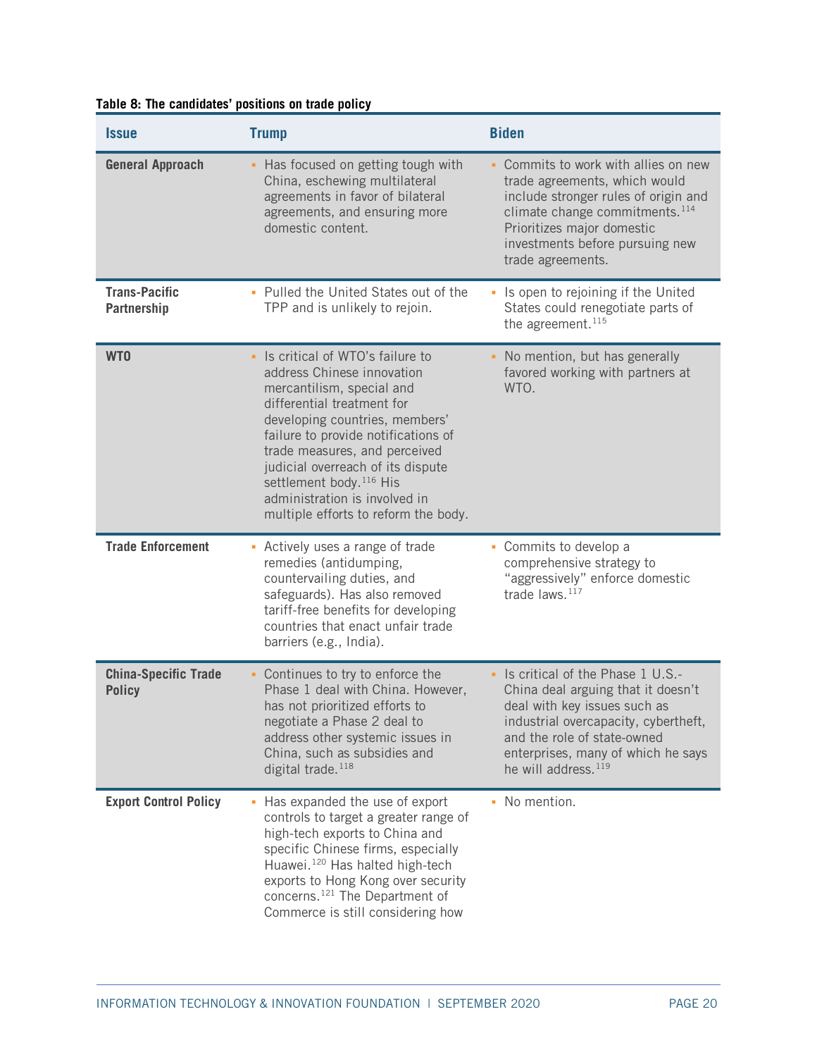**Table 8: The candidates' positions on trade policy**

| Issue | Trump | Biden |
|---|---|---|
| General Approach | ▪ Has focused on getting tough with China, eschewing multilateral agreements in favor of bilateral agreements, and ensuring more domestic content. | ▪ Commits to work with allies on new trade agreements, which would include stronger rules of origin and climate change commitments.[114] Prioritizes major domestic investments before pursuing new trade agreements. |
| Trans-Pacific Partnership | ▪ Pulled the United States out of the TPP and is unlikely to rejoin. | ▪ Is open to rejoining if the United States could renegotiate parts of the agreement.[115] |
| WTO | ▪ Is critical of WTO's failure to address Chinese innovation mercantilism, special and differential treatment for developing countries, members' failure to provide notifications of trade measures, and perceived judicial overreach of its dispute settlement body.[116] His administration is involved in multiple efforts to reform the body. | ▪ No mention, but has generally favored working with partners at WTO. |
| Trade Enforcement | ▪ Actively uses a range of trade remedies (antidumping, countervailing duties, and safeguards). Has also removed tariff-free benefits for developing countries that enact unfair trade barriers (e.g., India). | ▪ Commits to develop a comprehensive strategy to "aggressively" enforce domestic trade laws.[117] |
| China-Specific Trade Policy | ▪ Continues to try to enforce the Phase 1 deal with China. However, has not prioritized efforts to negotiate a Phase 2 deal to address other systemic issues in China, such as subsidies and digital trade.[118] | ▪ Is critical of the Phase 1 U.S.-China deal arguing that it doesn't deal with key issues such as industrial overcapacity, cybertheft, and the role of state-owned enterprises, many of which he says he will address.[119] |
| Export Control Policy | ▪ Has expanded the use of export controls to target a greater range of high-tech exports to China and specific Chinese firms, especially Huawei.[120] Has halted high-tech exports to Hong Kong over security concerns.[121] The Department of Commerce is still considering how | ▪ No mention. |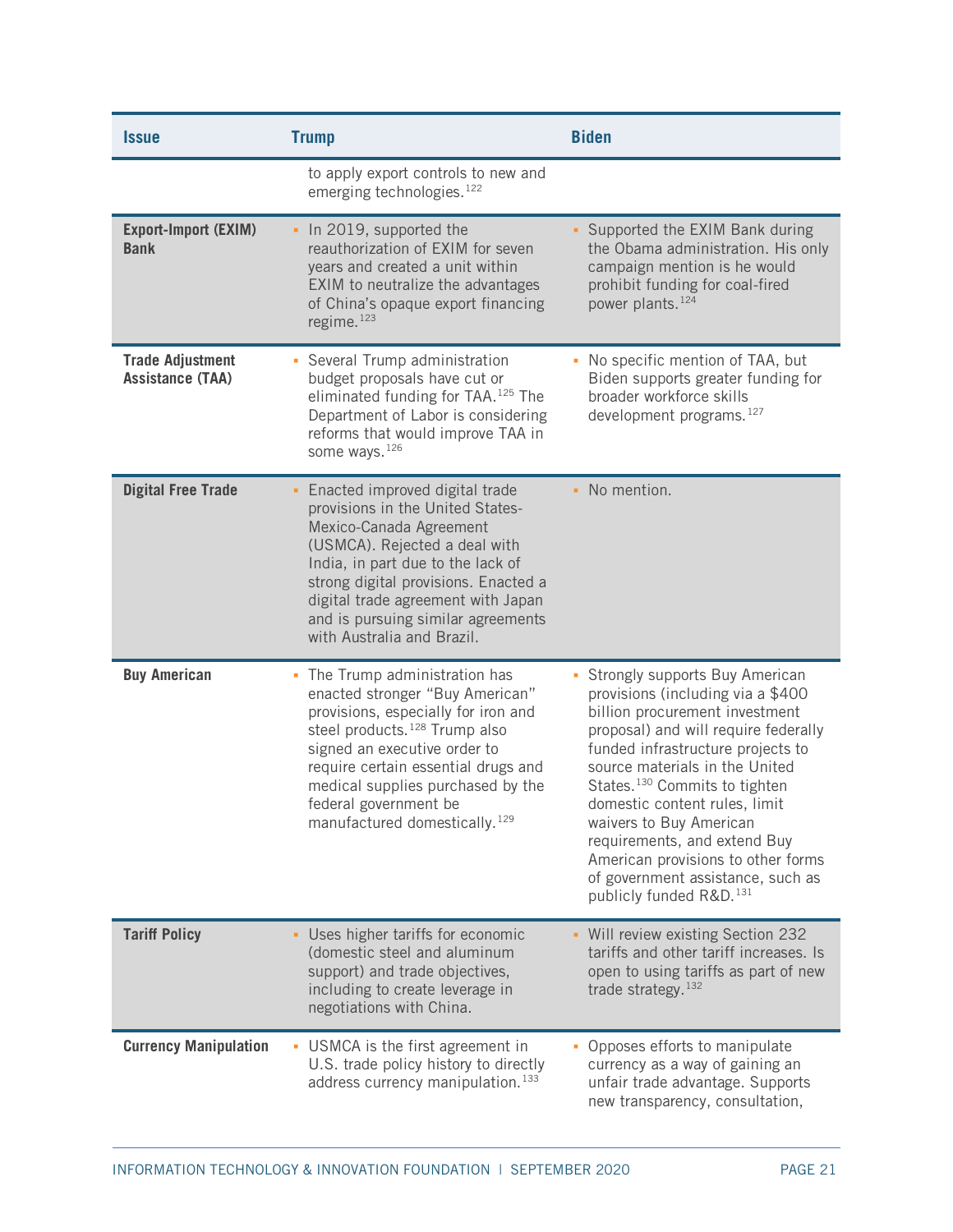| Issue | Trump | Biden |
|---|---|---|
| | to apply export controls to new and emerging technologies.[122] | |
| **Export-Import (EXIM) Bank** | ▪ In 2019, supported the reauthorization of EXIM for seven years and created a unit within EXIM to neutralize the advantages of China's opaque export financing regime.[123] | ▪ Supported the EXIM Bank during the Obama administration. His only campaign mention is he would prohibit funding for coal-fired power plants.[124] |
| **Trade Adjustment Assistance (TAA)** | ▪ Several Trump administration budget proposals have cut or eliminated funding for TAA.[125] The Department of Labor is considering reforms that would improve TAA in some ways.[126] | ▪ No specific mention of TAA, but Biden supports greater funding for broader workforce skills development programs.[127] |
| **Digital Free Trade** | ▪ Enacted improved digital trade provisions in the United States-Mexico-Canada Agreement (USMCA). Rejected a deal with India, in part due to the lack of strong digital provisions. Enacted a digital trade agreement with Japan and is pursuing similar agreements with Australia and Brazil. | ▪ No mention. |
| **Buy American** | ▪ The Trump administration has enacted stronger "Buy American" provisions, especially for iron and steel products.[128] Trump also signed an executive order to require certain essential drugs and medical supplies purchased by the federal government be manufactured domestically.[129] | ▪ Strongly supports Buy American provisions (including via a $400 billion procurement investment proposal) and will require federally funded infrastructure projects to source materials in the United States.[130] Commits to tighten domestic content rules, limit waivers to Buy American requirements, and extend Buy American provisions to other forms of government assistance, such as publicly funded R&D.[131] |
| **Tariff Policy** | ▪ Uses higher tariffs for economic (domestic steel and aluminum support) and trade objectives, including to create leverage in negotiations with China. | ▪ Will review existing Section 232 tariffs and other tariff increases. Is open to using tariffs as part of new trade strategy.[132] |
| **Currency Manipulation** | ▪ USMCA is the first agreement in U.S. trade policy history to directly address currency manipulation.[133] | ▪ Opposes efforts to manipulate currency as a way of gaining an unfair trade advantage. Supports new transparency, consultation, |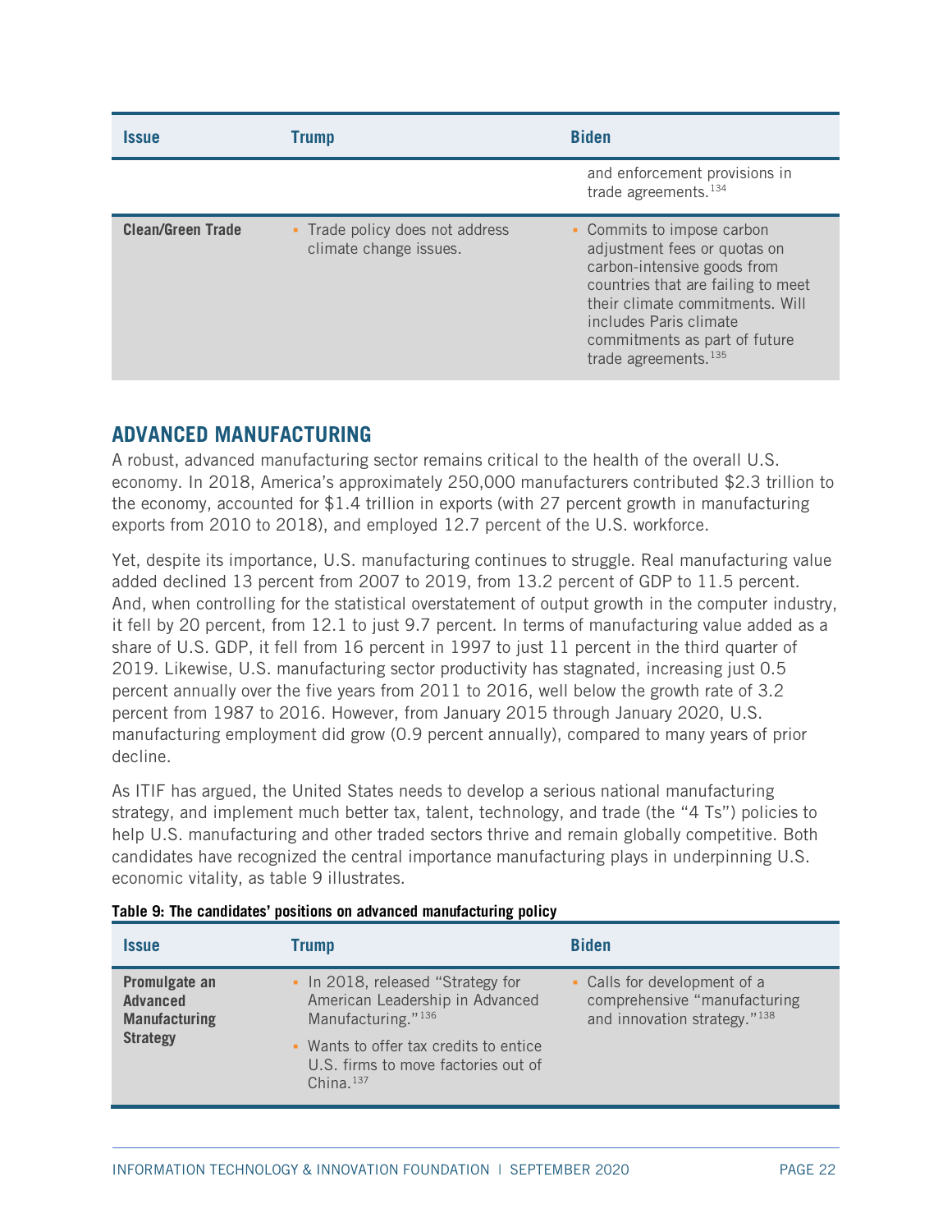| Issue | Trump | Biden |
|---|---|---|
| | | and enforcement provisions in trade agreements.[134] |
| Clean/Green Trade | ▪ Trade policy does not address climate change issues. | ▪ Commits to impose carbon adjustment fees or quotas on carbon-intensive goods from countries that are failing to meet their climate commitments. Will includes Paris climate commitments as part of future trade agreements.[135] |

## ADVANCED MANUFACTURING

A robust, advanced manufacturing sector remains critical to the health of the overall U.S. economy. In 2018, America's approximately 250,000 manufacturers contributed $2.3 trillion to the economy, accounted for $1.4 trillion in exports (with 27 percent growth in manufacturing exports from 2010 to 2018), and employed 12.7 percent of the U.S. workforce.

Yet, despite its importance, U.S. manufacturing continues to struggle. Real manufacturing value added declined 13 percent from 2007 to 2019, from 13.2 percent of GDP to 11.5 percent. And, when controlling for the statistical overstatement of output growth in the computer industry, it fell by 20 percent, from 12.1 to just 9.7 percent. In terms of manufacturing value added as a share of U.S. GDP, it fell from 16 percent in 1997 to just 11 percent in the third quarter of 2019. Likewise, U.S. manufacturing sector productivity has stagnated, increasing just 0.5 percent annually over the five years from 2011 to 2016, well below the growth rate of 3.2 percent from 1987 to 2016. However, from January 2015 through January 2020, U.S. manufacturing employment did grow (0.9 percent annually), compared to many years of prior decline.

As ITIF has argued, the United States needs to develop a serious national manufacturing strategy, and implement much better tax, talent, technology, and trade (the "4 Ts") policies to help U.S. manufacturing and other traded sectors thrive and remain globally competitive. Both candidates have recognized the central importance manufacturing plays in underpinning U.S. economic vitality, as table 9 illustrates.

**Table 9: The candidates' positions on advanced manufacturing policy**

| Issue | Trump | Biden |
|---|---|---|
| Promulgate an Advanced Manufacturing Strategy | ▪ In 2018, released "Strategy for American Leadership in Advanced Manufacturing."[136] ▪ Wants to offer tax credits to entice U.S. firms to move factories out of China.[137] | ▪ Calls for development of a comprehensive "manufacturing and innovation strategy."[138] |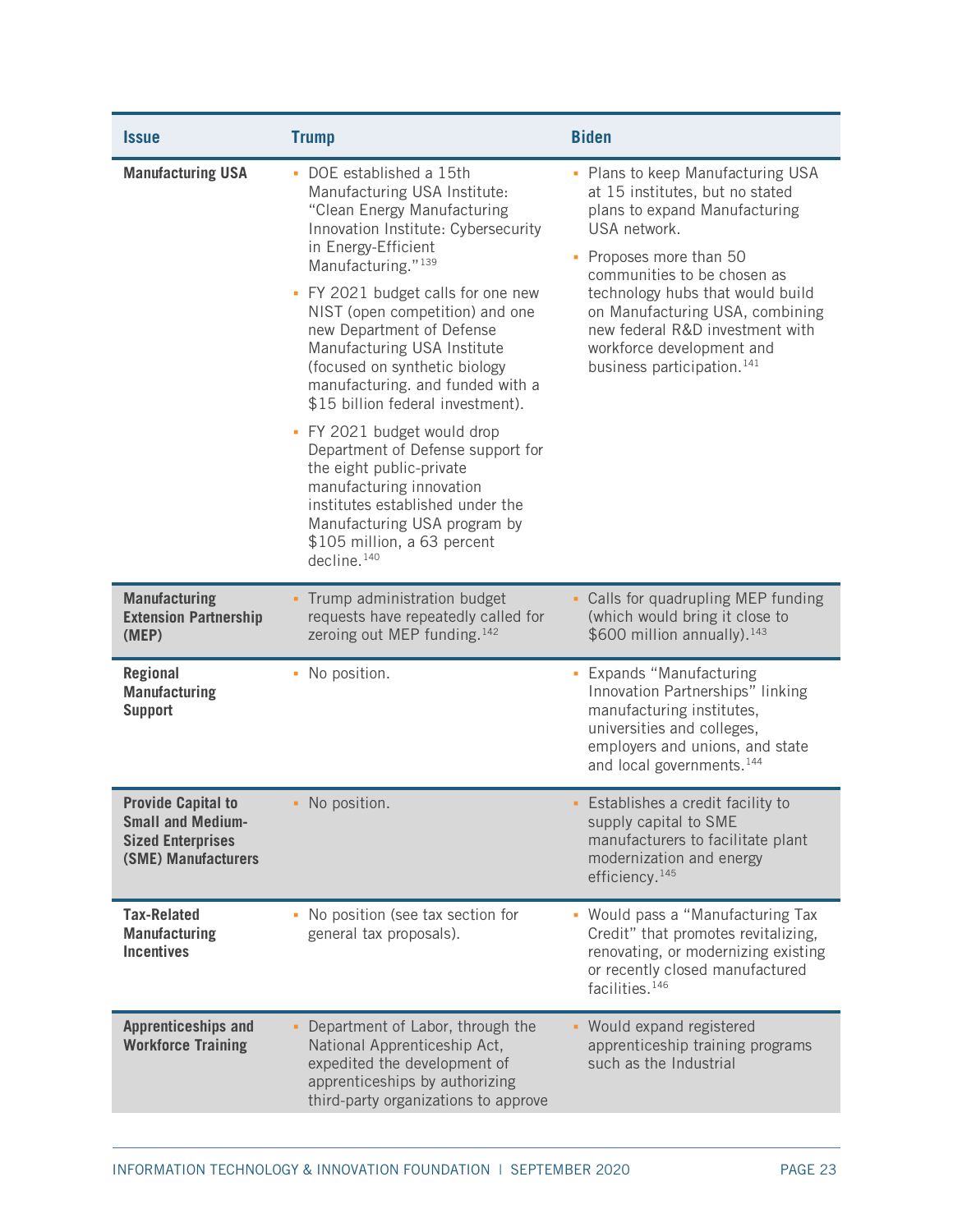| Issue | Trump | Biden |
|---|---|---|
| **Manufacturing USA** | ▪ DOE established a 15th Manufacturing USA Institute: "Clean Energy Manufacturing Innovation Institute: Cybersecurity in Energy-Efficient Manufacturing."[139]<br>▪ FY 2021 budget calls for one new NIST (open competition) and one new Department of Defense Manufacturing USA Institute (focused on synthetic biology manufacturing. and funded with a $15 billion federal investment).<br>▪ FY 2021 budget would drop Department of Defense support for the eight public-private manufacturing innovation institutes established under the Manufacturing USA program by $105 million, a 63 percent decline.[140] | ▪ Plans to keep Manufacturing USA at 15 institutes, but no stated plans to expand Manufacturing USA network.<br>▪ Proposes more than 50 communities to be chosen as technology hubs that would build on Manufacturing USA, combining new federal R&D investment with workforce development and business participation.[141] |
| **Manufacturing Extension Partnership (MEP)** | ▪ Trump administration budget requests have repeatedly called for zeroing out MEP funding.[142] | ▪ Calls for quadrupling MEP funding (which would bring it close to $600 million annually).[143] |
| **Regional Manufacturing Support** | ▪ No position. | ▪ Expands "Manufacturing Innovation Partnerships" linking manufacturing institutes, universities and colleges, employers and unions, and state and local governments.[144] |
| **Provide Capital to Small and Medium-Sized Enterprises (SME) Manufacturers** | ▪ No position. | ▪ Establishes a credit facility to supply capital to SME manufacturers to facilitate plant modernization and energy efficiency.[145] |
| **Tax-Related Manufacturing Incentives** | ▪ No position (see tax section for general tax proposals). | ▪ Would pass a "Manufacturing Tax Credit" that promotes revitalizing, renovating, or modernizing existing or recently closed manufactured facilities.[146] |
| **Apprenticeships and Workforce Training** | ▪ Department of Labor, through the National Apprenticeship Act, expedited the development of apprenticeships by authorizing third-party organizations to approve | ▪ Would expand registered apprenticeship training programs such as the Industrial |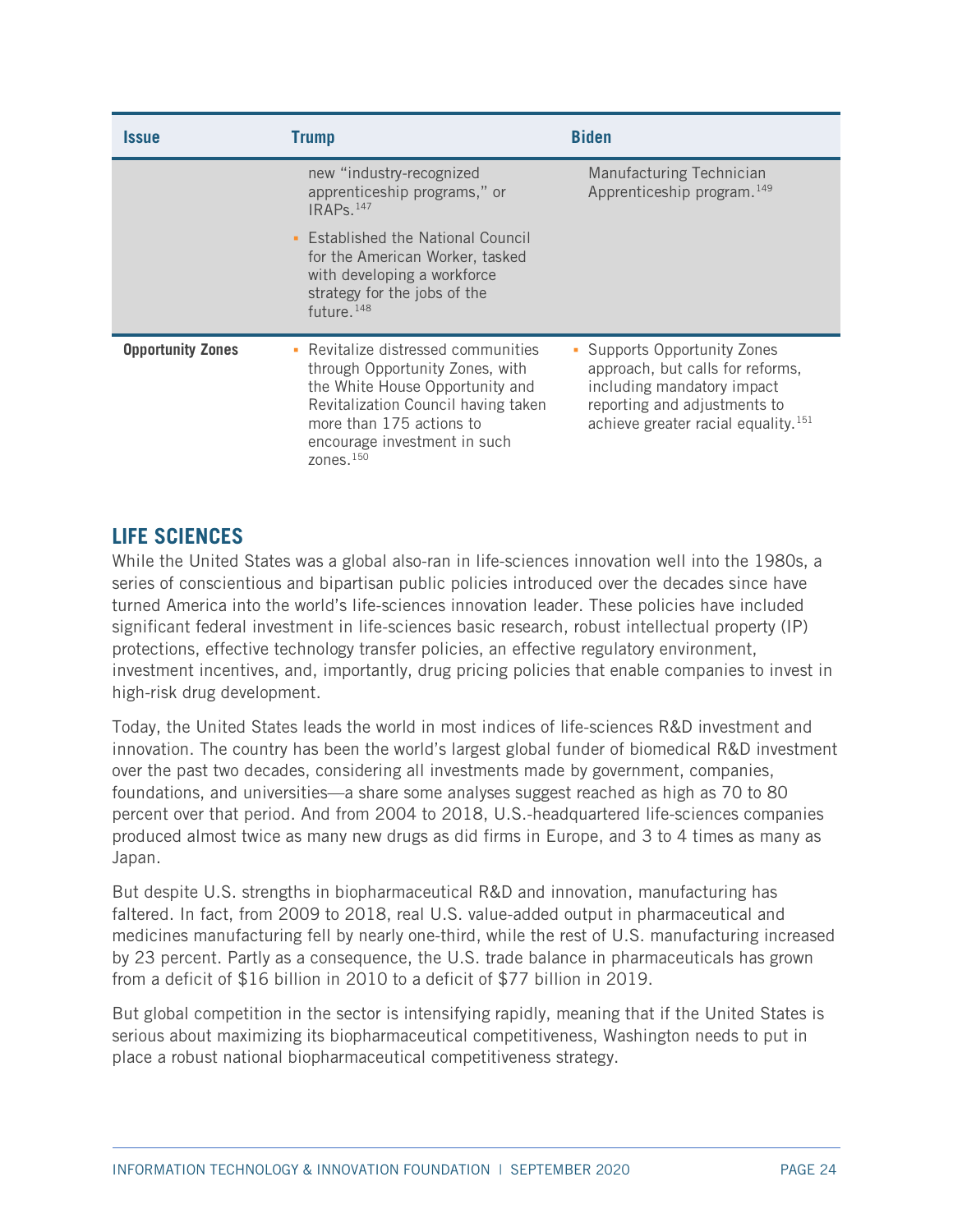| Issue | Trump | Biden |
|---|---|---|
| | new "industry-recognized apprenticeship programs," or IRAPs.[147]<br>▪ Established the National Council for the American Worker, tasked with developing a workforce strategy for the jobs of the future.[148] | Manufacturing Technician Apprenticeship program.[149] |
| **Opportunity Zones** | ▪ Revitalize distressed communities through Opportunity Zones, with the White House Opportunity and Revitalization Council having taken more than 175 actions to encourage investment in such zones.[150] | ▪ Supports Opportunity Zones approach, but calls for reforms, including mandatory impact reporting and adjustments to achieve greater racial equality.[151] |

## LIFE SCIENCES

While the United States was a global also-ran in life-sciences innovation well into the 1980s, a series of conscientious and bipartisan public policies introduced over the decades since have turned America into the world's life-sciences innovation leader. These policies have included significant federal investment in life-sciences basic research, robust intellectual property (IP) protections, effective technology transfer policies, an effective regulatory environment, investment incentives, and, importantly, drug pricing policies that enable companies to invest in high-risk drug development.

Today, the United States leads the world in most indices of life-sciences R&D investment and innovation. The country has been the world's largest global funder of biomedical R&D investment over the past two decades, considering all investments made by government, companies, foundations, and universities—a share some analyses suggest reached as high as 70 to 80 percent over that period. And from 2004 to 2018, U.S.-headquartered life-sciences companies produced almost twice as many new drugs as did firms in Europe, and 3 to 4 times as many as Japan.

But despite U.S. strengths in biopharmaceutical R&D and innovation, manufacturing has faltered. In fact, from 2009 to 2018, real U.S. value-added output in pharmaceutical and medicines manufacturing fell by nearly one-third, while the rest of U.S. manufacturing increased by 23 percent. Partly as a consequence, the U.S. trade balance in pharmaceuticals has grown from a deficit of $16 billion in 2010 to a deficit of $77 billion in 2019.

But global competition in the sector is intensifying rapidly, meaning that if the United States is serious about maximizing its biopharmaceutical competitiveness, Washington needs to put in place a robust national biopharmaceutical competitiveness strategy.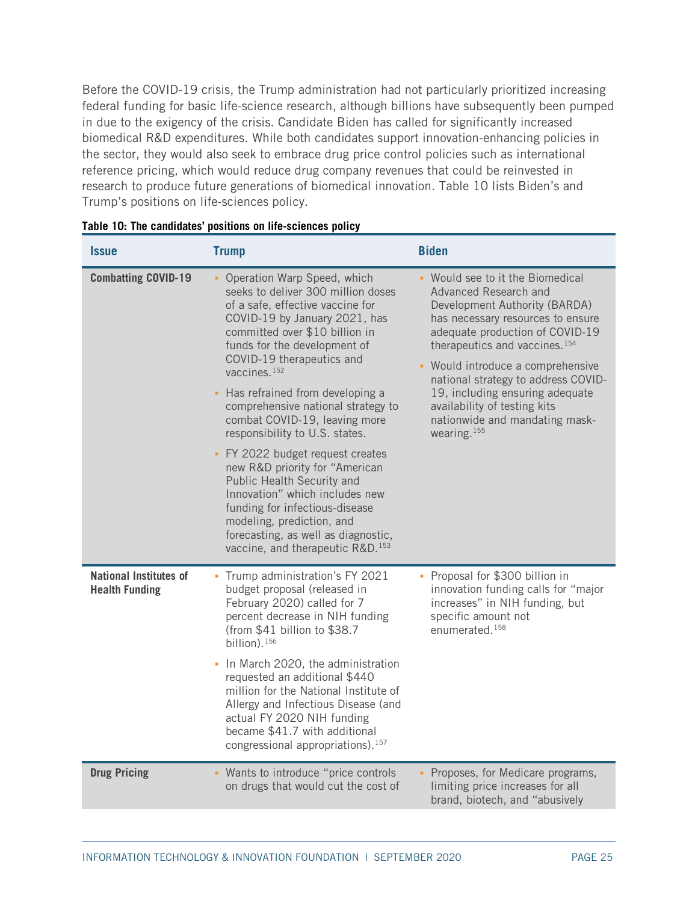Before the COVID-19 crisis, the Trump administration had not particularly prioritized increasing federal funding for basic life-science research, although billions have subsequently been pumped in due to the exigency of the crisis. Candidate Biden has called for significantly increased biomedical R&D expenditures. While both candidates support innovation-enhancing policies in the sector, they would also seek to embrace drug price control policies such as international reference pricing, which would reduce drug company revenues that could be reinvested in research to produce future generations of biomedical innovation. Table 10 lists Biden's and Trump's positions on life-sciences policy.

**Table 10: The candidates' positions on life-sciences policy**

| Issue | Trump | Biden |
|---|---|---|
| **Combatting COVID-19** | ▪ Operation Warp Speed, which seeks to deliver 300 million doses of a safe, effective vaccine for COVID-19 by January 2021, has committed over $10 billion in funds for the development of COVID-19 therapeutics and vaccines.[152]<br>▪ Has refrained from developing a comprehensive national strategy to combat COVID-19, leaving more responsibility to U.S. states.<br>▪ FY 2022 budget request creates new R&D priority for "American Public Health Security and Innovation" which includes new funding for infectious-disease modeling, prediction, and forecasting, as well as diagnostic, vaccine, and therapeutic R&D.[153] | ▪ Would see to it the Biomedical Advanced Research and Development Authority (BARDA) has necessary resources to ensure adequate production of COVID-19 therapeutics and vaccines.[154]<br>▪ Would introduce a comprehensive national strategy to address COVID-19, including ensuring adequate availability of testing kits nationwide and mandating mask-wearing.[155] |
| **National Institutes of Health Funding** | ▪ Trump administration's FY 2021 budget proposal (released in February 2020) called for 7 percent decrease in NIH funding (from $41 billion to $38.7 billion).[156]<br>▪ In March 2020, the administration requested an additional $440 million for the National Institute of Allergy and Infectious Disease (and actual FY 2020 NIH funding became $41.7 with additional congressional appropriations).[157] | ▪ Proposal for $300 billion in innovation funding calls for "major increases" in NIH funding, but specific amount not enumerated.[158] |
| **Drug Pricing** | ▪ Wants to introduce "price controls on drugs that would cut the cost of | ▪ Proposes, for Medicare programs, limiting price increases for all brand, biotech, and "abusively |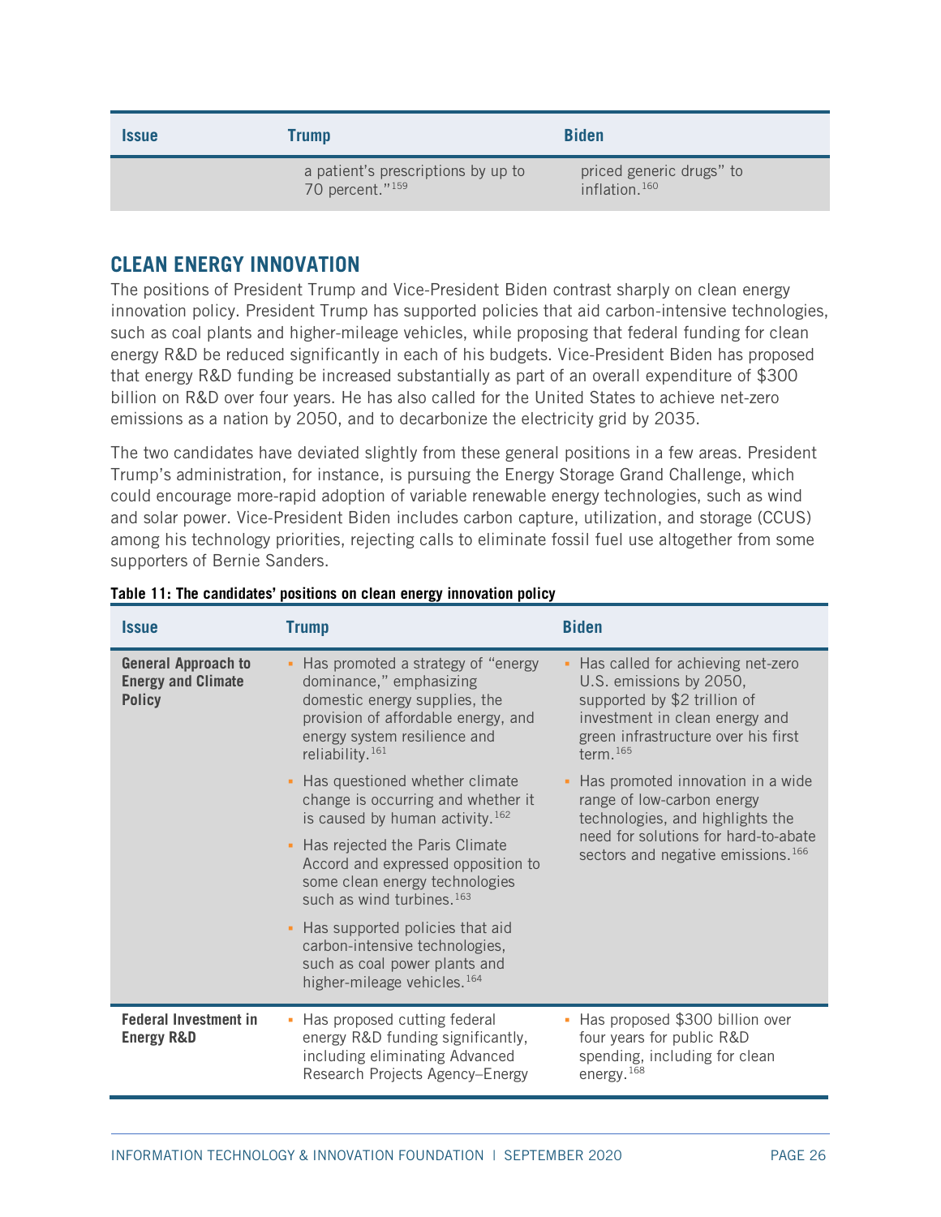| Issue | Trump | Biden |
|---|---|---|
| | a patient's prescriptions by up to 70 percent."[159] | priced generic drugs" to inflation.[160] |

## CLEAN ENERGY INNOVATION

The positions of President Trump and Vice-President Biden contrast sharply on clean energy innovation policy. President Trump has supported policies that aid carbon-intensive technologies, such as coal plants and higher-mileage vehicles, while proposing that federal funding for clean energy R&D be reduced significantly in each of his budgets. Vice-President Biden has proposed that energy R&D funding be increased substantially as part of an overall expenditure of $300 billion on R&D over four years. He has also called for the United States to achieve net-zero emissions as a nation by 2050, and to decarbonize the electricity grid by 2035.

The two candidates have deviated slightly from these general positions in a few areas. President Trump's administration, for instance, is pursuing the Energy Storage Grand Challenge, which could encourage more-rapid adoption of variable renewable energy technologies, such as wind and solar power. Vice-President Biden includes carbon capture, utilization, and storage (CCUS) among his technology priorities, rejecting calls to eliminate fossil fuel use altogether from some supporters of Bernie Sanders.

**Table 11: The candidates' positions on clean energy innovation policy**

| Issue | Trump | Biden |
|---|---|---|
| **General Approach to Energy and Climate Policy** | ▪ Has promoted a strategy of "energy dominance," emphasizing domestic energy supplies, the provision of affordable energy, and energy system resilience and reliability.[161]<br>▪ Has questioned whether climate change is occurring and whether it is caused by human activity.[162]<br>▪ Has rejected the Paris Climate Accord and expressed opposition to some clean energy technologies such as wind turbines.[163]<br>▪ Has supported policies that aid carbon-intensive technologies, such as coal power plants and higher-mileage vehicles.[164] | ▪ Has called for achieving net-zero U.S. emissions by 2050, supported by $2 trillion of investment in clean energy and green infrastructure over his first term.[165]<br>▪ Has promoted innovation in a wide range of low-carbon energy technologies, and highlights the need for solutions for hard-to-abate sectors and negative emissions.[166] |
| **Federal Investment in Energy R&D** | ▪ Has proposed cutting federal energy R&D funding significantly, including eliminating Advanced Research Projects Agency–Energy | ▪ Has proposed $300 billion over four years for public R&D spending, including for clean energy.[168] |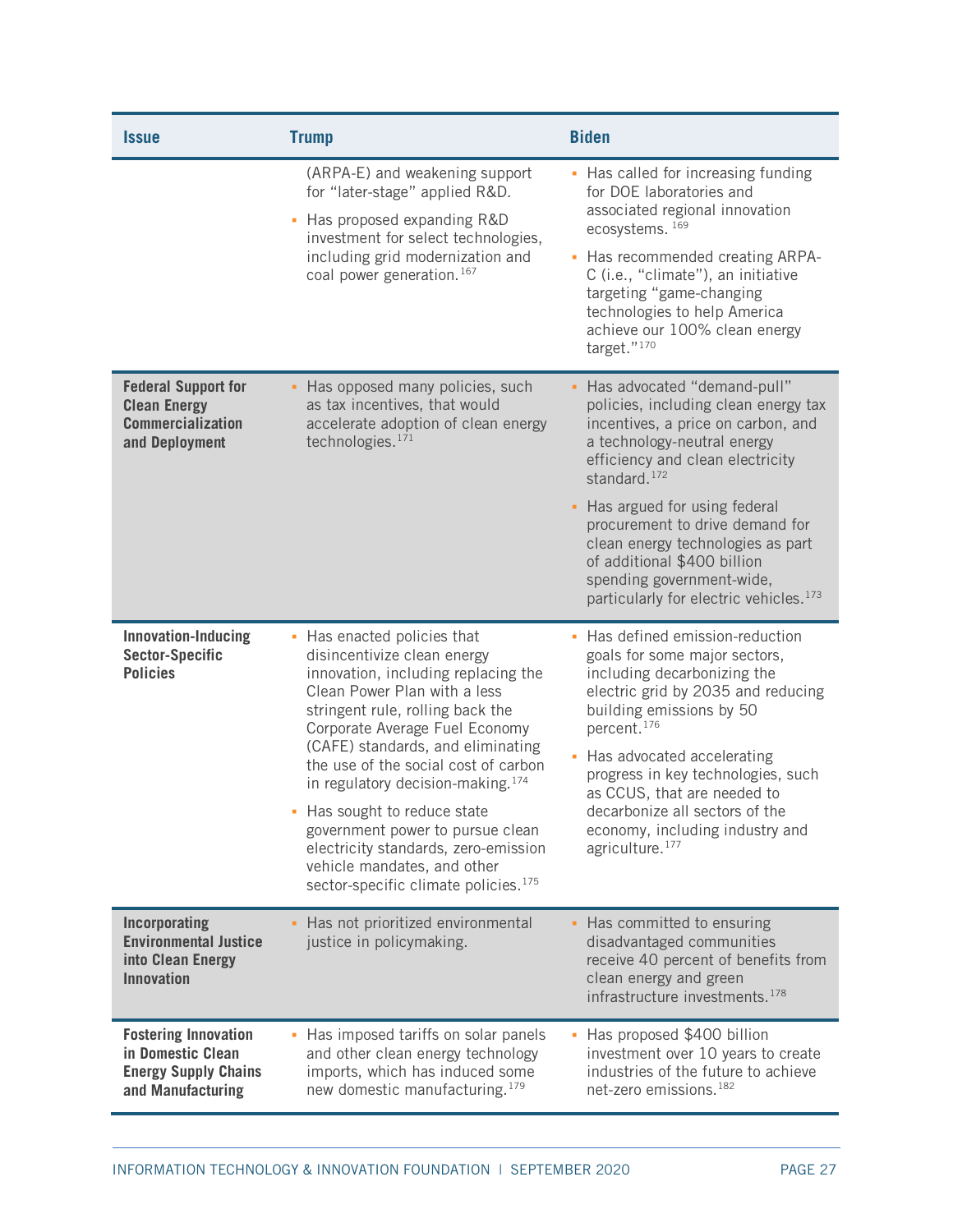| Issue | Trump | Biden |
| --- | --- | --- |
| | (ARPA-E) and weakening support for "later-stage" applied R&D.<br>▪ Has proposed expanding R&D investment for select technologies, including grid modernization and coal power generation.[167] | ▪ Has called for increasing funding for DOE laboratories and associated regional innovation ecosystems.[169]<br>▪ Has recommended creating ARPA-C (i.e., "climate"), an initiative targeting "game-changing technologies to help America achieve our 100% clean energy target."[170] |
| **Federal Support for Clean Energy Commercialization and Deployment** | ▪ Has opposed many policies, such as tax incentives, that would accelerate adoption of clean energy technologies.[171] | ▪ Has advocated "demand-pull" policies, including clean energy tax incentives, a price on carbon, and a technology-neutral energy efficiency and clean electricity standard.[172]<br>▪ Has argued for using federal procurement to drive demand for clean energy technologies as part of additional $400 billion spending government-wide, particularly for electric vehicles.[173] |
| **Innovation-Inducing Sector-Specific Policies** | ▪ Has enacted policies that disincentivize clean energy innovation, including replacing the Clean Power Plan with a less stringent rule, rolling back the Corporate Average Fuel Economy (CAFE) standards, and eliminating the use of the social cost of carbon in regulatory decision-making.[174]<br>▪ Has sought to reduce state government power to pursue clean electricity standards, zero-emission vehicle mandates, and other sector-specific climate policies.[175] | ▪ Has defined emission-reduction goals for some major sectors, including decarbonizing the electric grid by 2035 and reducing building emissions by 50 percent.[176]<br>▪ Has advocated accelerating progress in key technologies, such as CCUS, that are needed to decarbonize all sectors of the economy, including industry and agriculture.[177] |
| **Incorporating Environmental Justice into Clean Energy Innovation** | ▪ Has not prioritized environmental justice in policymaking. | ▪ Has committed to ensuring disadvantaged communities receive 40 percent of benefits from clean energy and green infrastructure investments.[178] |
| **Fostering Innovation in Domestic Clean Energy Supply Chains and Manufacturing** | ▪ Has imposed tariffs on solar panels and other clean energy technology imports, which has induced some new domestic manufacturing.[179] | ▪ Has proposed $400 billion investment over 10 years to create industries of the future to achieve net-zero emissions.[182] |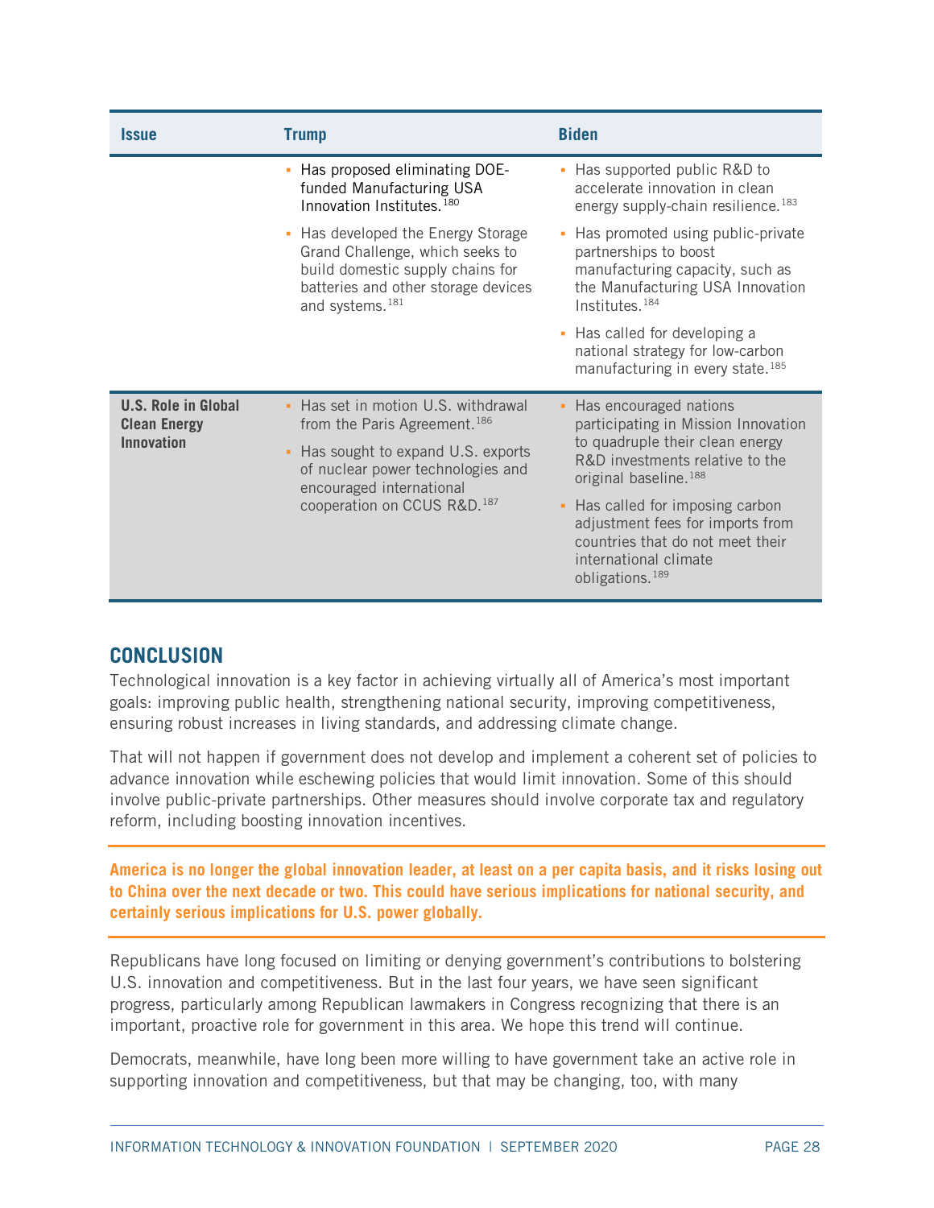| Issue | Trump | Biden |
|---|---|---|
| | ▪ Has proposed eliminating DOE-funded Manufacturing USA Innovation Institutes.[180]<br>▪ Has developed the Energy Storage Grand Challenge, which seeks to build domestic supply chains for batteries and other storage devices and systems.[181] | ▪ Has supported public R&D to accelerate innovation in clean energy supply-chain resilience.[183]<br>▪ Has promoted using public-private partnerships to boost manufacturing capacity, such as the Manufacturing USA Innovation Institutes.[184]<br>▪ Has called for developing a national strategy for low-carbon manufacturing in every state.[185] |
| **U.S. Role in Global Clean Energy Innovation** | ▪ Has set in motion U.S. withdrawal from the Paris Agreement.[186]<br>▪ Has sought to expand U.S. exports of nuclear power technologies and encouraged international cooperation on CCUS R&D.[187] | ▪ Has encouraged nations participating in Mission Innovation to quadruple their clean energy R&D investments relative to the original baseline.[188]<br>▪ Has called for imposing carbon adjustment fees for imports from countries that do not meet their international climate obligations.[189] |

## CONCLUSION

Technological innovation is a key factor in achieving virtually all of America's most important goals: improving public health, strengthening national security, improving competitiveness, ensuring robust increases in living standards, and addressing climate change.

That will not happen if government does not develop and implement a coherent set of policies to advance innovation while eschewing policies that would limit innovation. Some of this should involve public-private partnerships. Other measures should involve corporate tax and regulatory reform, including boosting innovation incentives.

**America is no longer the global innovation leader, at least on a per capita basis, and it risks losing out to China over the next decade or two. This could have serious implications for national security, and certainly serious implications for U.S. power globally.**

Republicans have long focused on limiting or denying government's contributions to bolstering U.S. innovation and competitiveness. But in the last four years, we have seen significant progress, particularly among Republican lawmakers in Congress recognizing that there is an important, proactive role for government in this area. We hope this trend will continue.

Democrats, meanwhile, have long been more willing to have government take an active role in supporting innovation and competitiveness, but that may be changing, too, with many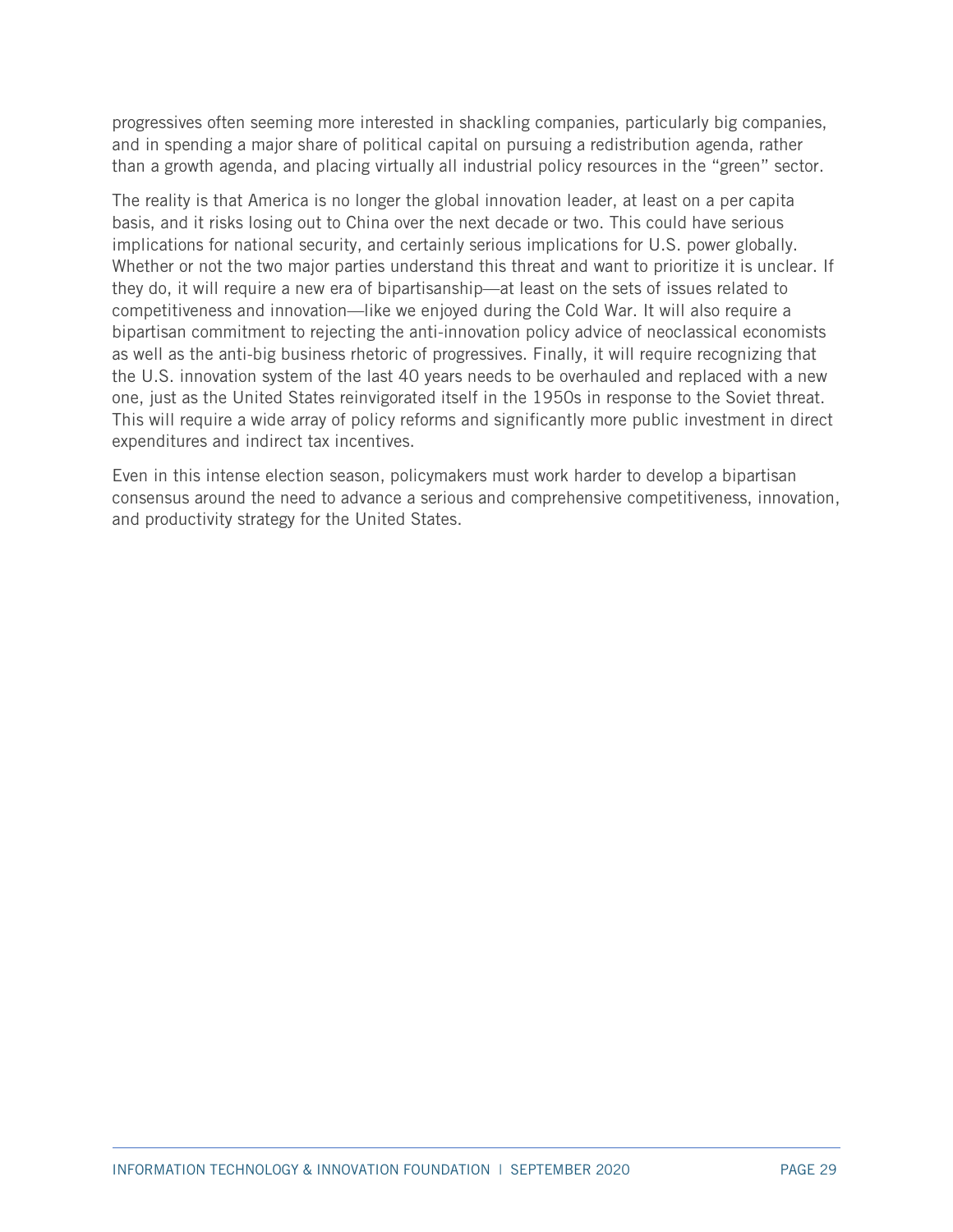progressives often seeming more interested in shackling companies, particularly big companies, and in spending a major share of political capital on pursuing a redistribution agenda, rather than a growth agenda, and placing virtually all industrial policy resources in the "green" sector.

The reality is that America is no longer the global innovation leader, at least on a per capita basis, and it risks losing out to China over the next decade or two. This could have serious implications for national security, and certainly serious implications for U.S. power globally. Whether or not the two major parties understand this threat and want to prioritize it is unclear. If they do, it will require a new era of bipartisanship—at least on the sets of issues related to competitiveness and innovation—like we enjoyed during the Cold War. It will also require a bipartisan commitment to rejecting the anti-innovation policy advice of neoclassical economists as well as the anti-big business rhetoric of progressives. Finally, it will require recognizing that the U.S. innovation system of the last 40 years needs to be overhauled and replaced with a new one, just as the United States reinvigorated itself in the 1950s in response to the Soviet threat. This will require a wide array of policy reforms and significantly more public investment in direct expenditures and indirect tax incentives.

Even in this intense election season, policymakers must work harder to develop a bipartisan consensus around the need to advance a serious and comprehensive competitiveness, innovation, and productivity strategy for the United States.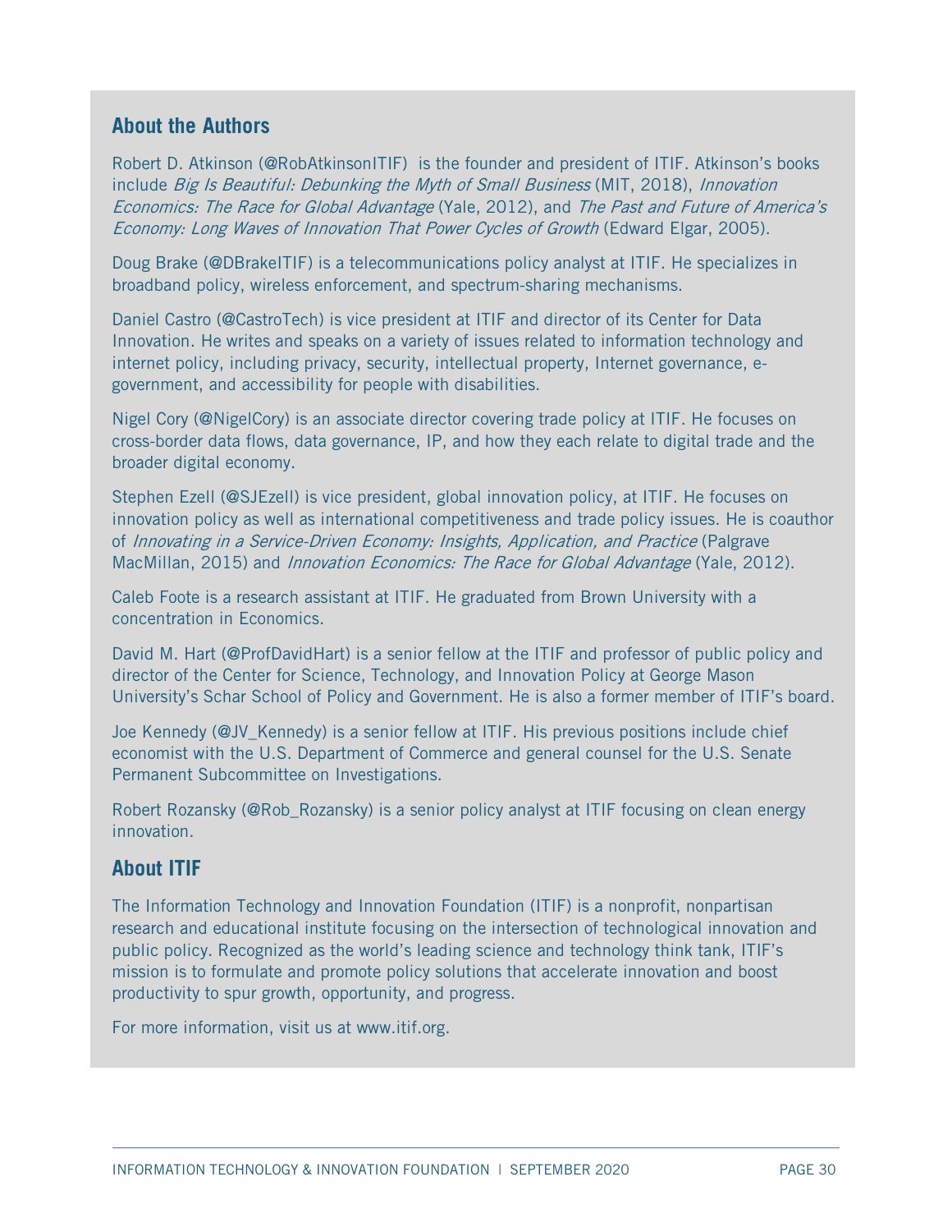## About the Authors

Robert D. Atkinson (@RobAtkinsonITIF) is the founder and president of ITIF. Atkinson's books include *Big Is Beautiful: Debunking the Myth of Small Business* (MIT, 2018), *Innovation Economics: The Race for Global Advantage* (Yale, 2012), and *The Past and Future of America's Economy: Long Waves of Innovation That Power Cycles of Growth* (Edward Elgar, 2005).

Doug Brake (@DBrakeITIF) is a telecommunications policy analyst at ITIF. He specializes in broadband policy, wireless enforcement, and spectrum-sharing mechanisms.

Daniel Castro (@CastroTech) is vice president at ITIF and director of its Center for Data Innovation. He writes and speaks on a variety of issues related to information technology and internet policy, including privacy, security, intellectual property, Internet governance, e-government, and accessibility for people with disabilities.

Nigel Cory (@NigelCory) is an associate director covering trade policy at ITIF. He focuses on cross-border data flows, data governance, IP, and how they each relate to digital trade and the broader digital economy.

Stephen Ezell (@SJEzell) is vice president, global innovation policy, at ITIF. He focuses on innovation policy as well as international competitiveness and trade policy issues. He is coauthor of *Innovating in a Service-Driven Economy: Insights, Application, and Practice* (Palgrave MacMillan, 2015) and *Innovation Economics: The Race for Global Advantage* (Yale, 2012).

Caleb Foote is a research assistant at ITIF. He graduated from Brown University with a concentration in Economics.

David M. Hart (@ProfDavidHart) is a senior fellow at the ITIF and professor of public policy and director of the Center for Science, Technology, and Innovation Policy at George Mason University's Schar School of Policy and Government. He is also a former member of ITIF's board.

Joe Kennedy (@JV_Kennedy) is a senior fellow at ITIF. His previous positions include chief economist with the U.S. Department of Commerce and general counsel for the U.S. Senate Permanent Subcommittee on Investigations.

Robert Rozansky (@Rob_Rozansky) is a senior policy analyst at ITIF focusing on clean energy innovation.

## About ITIF

The Information Technology and Innovation Foundation (ITIF) is a nonprofit, nonpartisan research and educational institute focusing on the intersection of technological innovation and public policy. Recognized as the world's leading science and technology think tank, ITIF's mission is to formulate and promote policy solutions that accelerate innovation and boost productivity to spur growth, opportunity, and progress.

For more information, visit us at www.itif.org.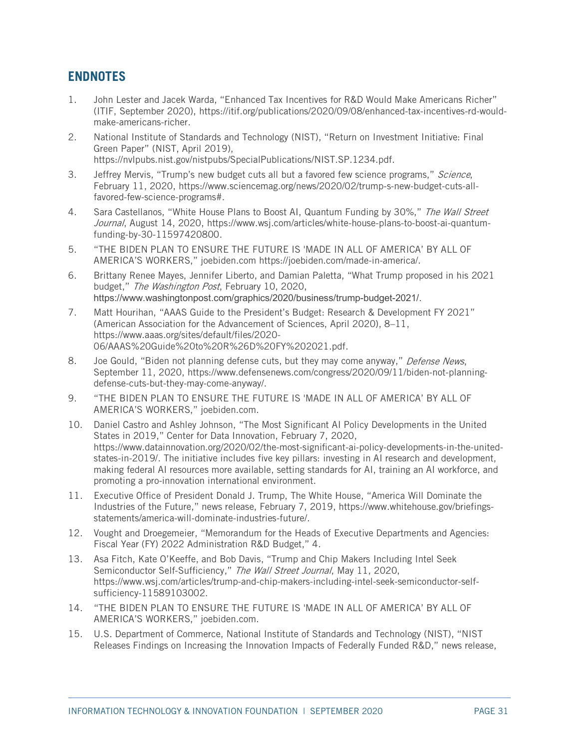## ENDNOTES

1. John Lester and Jacek Warda, "Enhanced Tax Incentives for R&D Would Make Americans Richer" (ITIF, September 2020), https://itif.org/publications/2020/09/08/enhanced-tax-incentives-rd-would-make-americans-richer.
2. National Institute of Standards and Technology (NIST), "Return on Investment Initiative: Final Green Paper" (NIST, April 2019), https://nvlpubs.nist.gov/nistpubs/SpecialPublications/NIST.SP.1234.pdf.
3. Jeffrey Mervis, "Trump's new budget cuts all but a favored few science programs," *Science*, February 11, 2020, https://www.sciencemag.org/news/2020/02/trump-s-new-budget-cuts-all-favored-few-science-programs#.
4. Sara Castellanos, "White House Plans to Boost AI, Quantum Funding by 30%," *The Wall Street Journal*, August 14, 2020, https://www.wsj.com/articles/white-house-plans-to-boost-ai-quantum-funding-by-30-11597420800.
5. "THE BIDEN PLAN TO ENSURE THE FUTURE IS 'MADE IN ALL OF AMERICA' BY ALL OF AMERICA'S WORKERS," joebiden.com https://joebiden.com/made-in-america/.
6. Brittany Renee Mayes, Jennifer Liberto, and Damian Paletta, "What Trump proposed in his 2021 budget," *The Washington Post*, February 10, 2020, https://www.washingtonpost.com/graphics/2020/business/trump-budget-2021/.
7. Matt Hourihan, "AAAS Guide to the President's Budget: Research & Development FY 2021" (American Association for the Advancement of Sciences, April 2020), 8–11, https://www.aaas.org/sites/default/files/2020-06/AAAS%20Guide%20to%20R%26D%20FY%202021.pdf.
8. Joe Gould, "Biden not planning defense cuts, but they may come anyway," *Defense News*, September 11, 2020, https://www.defensenews.com/congress/2020/09/11/biden-not-planning-defense-cuts-but-they-may-come-anyway/.
9. "THE BIDEN PLAN TO ENSURE THE FUTURE IS 'MADE IN ALL OF AMERICA' BY ALL OF AMERICA'S WORKERS," joebiden.com.
10. Daniel Castro and Ashley Johnson, "The Most Significant AI Policy Developments in the United States in 2019," Center for Data Innovation, February 7, 2020, https://www.datainnovation.org/2020/02/the-most-significant-ai-policy-developments-in-the-united-states-in-2019/. The initiative includes five key pillars: investing in AI research and development, making federal AI resources more available, setting standards for AI, training an AI workforce, and promoting a pro-innovation international environment.
11. Executive Office of President Donald J. Trump, The White House, "America Will Dominate the Industries of the Future," news release, February 7, 2019, https://www.whitehouse.gov/briefings-statements/america-will-dominate-industries-future/.
12. Vought and Droegemeier, "Memorandum for the Heads of Executive Departments and Agencies: Fiscal Year (FY) 2022 Administration R&D Budget," 4.
13. Asa Fitch, Kate O'Keeffe, and Bob Davis, "Trump and Chip Makers Including Intel Seek Semiconductor Self-Sufficiency," *The Wall Street Journal*, May 11, 2020, https://www.wsj.com/articles/trump-and-chip-makers-including-intel-seek-semiconductor-self-sufficiency-11589103002.
14. "THE BIDEN PLAN TO ENSURE THE FUTURE IS 'MADE IN ALL OF AMERICA' BY ALL OF AMERICA'S WORKERS," joebiden.com.
15. U.S. Department of Commerce, National Institute of Standards and Technology (NIST), "NIST Releases Findings on Increasing the Innovation Impacts of Federally Funded R&D," news release,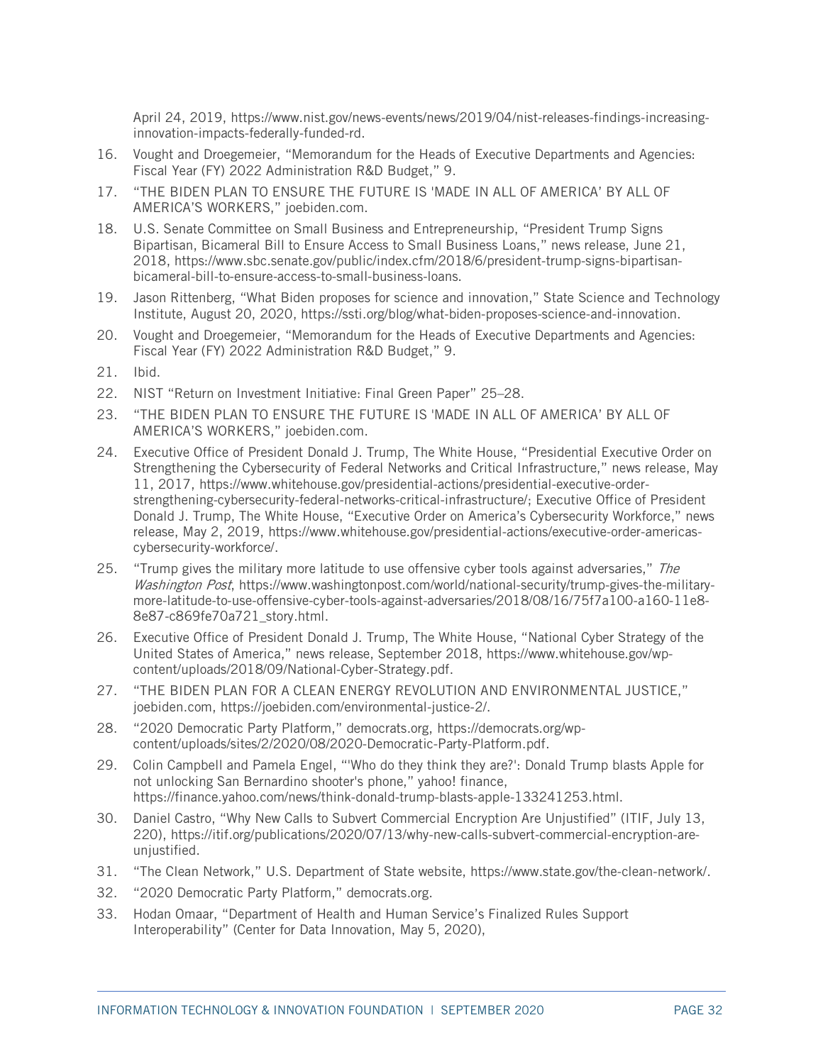April 24, 2019, https://www.nist.gov/news-events/news/2019/04/nist-releases-findings-increasing-innovation-impacts-federally-funded-rd.

16. Vought and Droegemeier, "Memorandum for the Heads of Executive Departments and Agencies: Fiscal Year (FY) 2022 Administration R&D Budget," 9.
17. "THE BIDEN PLAN TO ENSURE THE FUTURE IS 'MADE IN ALL OF AMERICA' BY ALL OF AMERICA'S WORKERS," joebiden.com.
18. U.S. Senate Committee on Small Business and Entrepreneurship, "President Trump Signs Bipartisan, Bicameral Bill to Ensure Access to Small Business Loans," news release, June 21, 2018, https://www.sbc.senate.gov/public/index.cfm/2018/6/president-trump-signs-bipartisan-bicameral-bill-to-ensure-access-to-small-business-loans.
19. Jason Rittenberg, "What Biden proposes for science and innovation," State Science and Technology Institute, August 20, 2020, https://ssti.org/blog/what-biden-proposes-science-and-innovation.
20. Vought and Droegemeier, "Memorandum for the Heads of Executive Departments and Agencies: Fiscal Year (FY) 2022 Administration R&D Budget," 9.
21. Ibid.
22. NIST "Return on Investment Initiative: Final Green Paper" 25–28.
23. "THE BIDEN PLAN TO ENSURE THE FUTURE IS 'MADE IN ALL OF AMERICA' BY ALL OF AMERICA'S WORKERS," joebiden.com.
24. Executive Office of President Donald J. Trump, The White House, "Presidential Executive Order on Strengthening the Cybersecurity of Federal Networks and Critical Infrastructure," news release, May 11, 2017, https://www.whitehouse.gov/presidential-actions/presidential-executive-order-strengthening-cybersecurity-federal-networks-critical-infrastructure/; Executive Office of President Donald J. Trump, The White House, "Executive Order on America's Cybersecurity Workforce," news release, May 2, 2019, https://www.whitehouse.gov/presidential-actions/executive-order-americas-cybersecurity-workforce/.
25. "Trump gives the military more latitude to use offensive cyber tools against adversaries," *The Washington Post*, https://www.washingtonpost.com/world/national-security/trump-gives-the-military-more-latitude-to-use-offensive-cyber-tools-against-adversaries/2018/08/16/75f7a100-a160-11e8-8e87-c869fe70a721_story.html.
26. Executive Office of President Donald J. Trump, The White House, "National Cyber Strategy of the United States of America," news release, September 2018, https://www.whitehouse.gov/wp-content/uploads/2018/09/National-Cyber-Strategy.pdf.
27. "THE BIDEN PLAN FOR A CLEAN ENERGY REVOLUTION AND ENVIRONMENTAL JUSTICE," joebiden.com, https://joebiden.com/environmental-justice-2/.
28. "2020 Democratic Party Platform," democrats.org, https://democrats.org/wp-content/uploads/sites/2/2020/08/2020-Democratic-Party-Platform.pdf.
29. Colin Campbell and Pamela Engel, "'Who do they think they are?': Donald Trump blasts Apple for not unlocking San Bernardino shooter's phone," yahoo! finance, https://finance.yahoo.com/news/think-donald-trump-blasts-apple-133241253.html.
30. Daniel Castro, "Why New Calls to Subvert Commercial Encryption Are Unjustified" (ITIF, July 13, 220), https://itif.org/publications/2020/07/13/why-new-calls-subvert-commercial-encryption-are-unjustified.
31. "The Clean Network," U.S. Department of State website, https://www.state.gov/the-clean-network/.
32. "2020 Democratic Party Platform," democrats.org.
33. Hodan Omaar, "Department of Health and Human Service's Finalized Rules Support Interoperability" (Center for Data Innovation, May 5, 2020),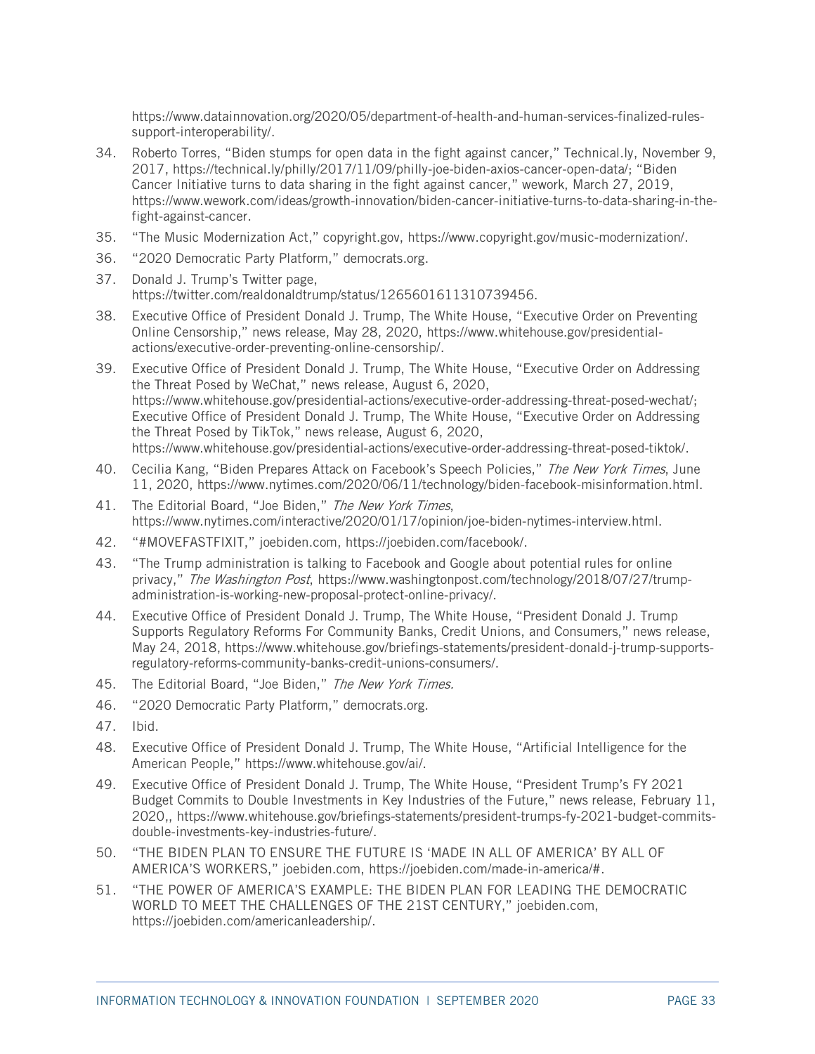https://www.datainnovation.org/2020/05/department-of-health-and-human-services-finalized-rules-support-interoperability/.

34. Roberto Torres, “Biden stumps for open data in the fight against cancer,” Technical.ly, November 9, 2017, https://technical.ly/philly/2017/11/09/philly-joe-biden-axios-cancer-open-data/; “Biden Cancer Initiative turns to data sharing in the fight against cancer,” wework, March 27, 2019, https://www.wework.com/ideas/growth-innovation/biden-cancer-initiative-turns-to-data-sharing-in-the-fight-against-cancer.
35. “The Music Modernization Act,” copyright.gov, https://www.copyright.gov/music-modernization/.
36. “2020 Democratic Party Platform,” democrats.org.
37. Donald J. Trump’s Twitter page, https://twitter.com/realdonaldtrump/status/1265601611310739456.
38. Executive Office of President Donald J. Trump, The White House, “Executive Order on Preventing Online Censorship,” news release, May 28, 2020, https://www.whitehouse.gov/presidential-actions/executive-order-preventing-online-censorship/.
39. Executive Office of President Donald J. Trump, The White House, “Executive Order on Addressing the Threat Posed by WeChat,” news release, August 6, 2020, https://www.whitehouse.gov/presidential-actions/executive-order-addressing-threat-posed-wechat/; Executive Office of President Donald J. Trump, The White House, “Executive Order on Addressing the Threat Posed by TikTok,” news release, August 6, 2020, https://www.whitehouse.gov/presidential-actions/executive-order-addressing-threat-posed-tiktok/.
40. Cecilia Kang, “Biden Prepares Attack on Facebook’s Speech Policies,” *The New York Times*, June 11, 2020, https://www.nytimes.com/2020/06/11/technology/biden-facebook-misinformation.html.
41. The Editorial Board, “Joe Biden,” *The New York Times*, https://www.nytimes.com/interactive/2020/01/17/opinion/joe-biden-nytimes-interview.html.
42. “#MOVEFASTFIXIT,” joebiden.com, https://joebiden.com/facebook/.
43. “The Trump administration is talking to Facebook and Google about potential rules for online privacy,” *The Washington Post*, https://www.washingtonpost.com/technology/2018/07/27/trump-administration-is-working-new-proposal-protect-online-privacy/.
44. Executive Office of President Donald J. Trump, The White House, “President Donald J. Trump Supports Regulatory Reforms For Community Banks, Credit Unions, and Consumers,” news release, May 24, 2018, https://www.whitehouse.gov/briefings-statements/president-donald-j-trump-supports-regulatory-reforms-community-banks-credit-unions-consumers/.
45. The Editorial Board, “Joe Biden,” *The New York Times.*
46. “2020 Democratic Party Platform,” democrats.org.
47. Ibid.
48. Executive Office of President Donald J. Trump, The White House, “Artificial Intelligence for the American People,” https://www.whitehouse.gov/ai/.
49. Executive Office of President Donald J. Trump, The White House, “President Trump’s FY 2021 Budget Commits to Double Investments in Key Industries of the Future,” news release, February 11, 2020,, https://www.whitehouse.gov/briefings-statements/president-trumps-fy-2021-budget-commits-double-investments-key-industries-future/.
50. “THE BIDEN PLAN TO ENSURE THE FUTURE IS ‘MADE IN ALL OF AMERICA’ BY ALL OF AMERICA’S WORKERS,” joebiden.com, https://joebiden.com/made-in-america/#.
51. “THE POWER OF AMERICA’S EXAMPLE: THE BIDEN PLAN FOR LEADING THE DEMOCRATIC WORLD TO MEET THE CHALLENGES OF THE 21ST CENTURY,” joebiden.com, https://joebiden.com/americanleadership/.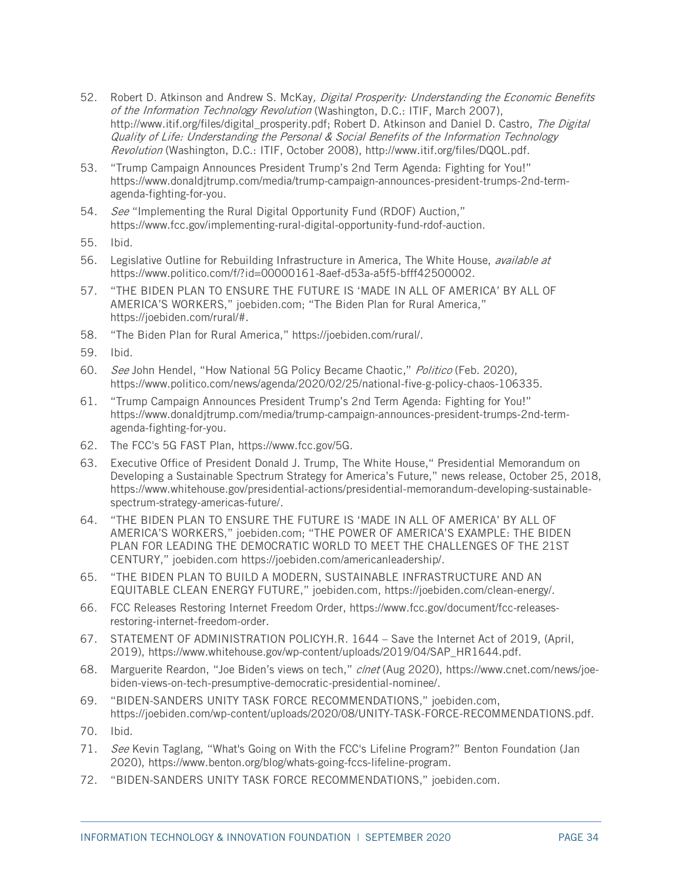52. Robert D. Atkinson and Andrew S. McKay*, Digital Prosperity: Understanding the Economic Benefits of the Information Technology Revolution* (Washington, D.C.: ITIF, March 2007), http://www.itif.org/files/digital_prosperity.pdf; Robert D. Atkinson and Daniel D. Castro, *The Digital Quality of Life: Understanding the Personal & Social Benefits of the Information Technology Revolution* (Washington, D.C.: ITIF, October 2008), http://www.itif.org/files/DQOL.pdf.
53. "Trump Campaign Announces President Trump's 2nd Term Agenda: Fighting for You!" https://www.donaldjtrump.com/media/trump-campaign-announces-president-trumps-2nd-term-agenda-fighting-for-you.
54. *See* "Implementing the Rural Digital Opportunity Fund (RDOF) Auction," https://www.fcc.gov/implementing-rural-digital-opportunity-fund-rdof-auction.
55. Ibid.
56. Legislative Outline for Rebuilding Infrastructure in America, The White House, *available at* https://www.politico.com/f/?id=00000161-8aef-d53a-a5f5-bfff42500002.
57. "THE BIDEN PLAN TO ENSURE THE FUTURE IS 'MADE IN ALL OF AMERICA' BY ALL OF AMERICA'S WORKERS," joebiden.com; "The Biden Plan for Rural America," https://joebiden.com/rural/#.
58. "The Biden Plan for Rural America," https://joebiden.com/rural/.
59. Ibid.
60. *See* John Hendel, "How National 5G Policy Became Chaotic," *Politico* (Feb. 2020), https://www.politico.com/news/agenda/2020/02/25/national-five-g-policy-chaos-106335.
61. "Trump Campaign Announces President Trump's 2nd Term Agenda: Fighting for You!" https://www.donaldjtrump.com/media/trump-campaign-announces-president-trumps-2nd-term-agenda-fighting-for-you.
62. The FCC's 5G FAST Plan, https://www.fcc.gov/5G.
63. Executive Office of President Donald J. Trump, The White House," Presidential Memorandum on Developing a Sustainable Spectrum Strategy for America's Future," news release, October 25, 2018, https://www.whitehouse.gov/presidential-actions/presidential-memorandum-developing-sustainable-spectrum-strategy-americas-future/.
64. "THE BIDEN PLAN TO ENSURE THE FUTURE IS 'MADE IN ALL OF AMERICA' BY ALL OF AMERICA'S WORKERS," joebiden.com; "THE POWER OF AMERICA'S EXAMPLE: THE BIDEN PLAN FOR LEADING THE DEMOCRATIC WORLD TO MEET THE CHALLENGES OF THE 21ST CENTURY," joebiden.com https://joebiden.com/americanleadership/.
65. "THE BIDEN PLAN TO BUILD A MODERN, SUSTAINABLE INFRASTRUCTURE AND AN EQUITABLE CLEAN ENERGY FUTURE," joebiden.com, https://joebiden.com/clean-energy/.
66. FCC Releases Restoring Internet Freedom Order, https://www.fcc.gov/document/fcc-releases-restoring-internet-freedom-order.
67. STATEMENT OF ADMINISTRATION POLICYH.R. 1644 – Save the Internet Act of 2019, (April, 2019), https://www.whitehouse.gov/wp-content/uploads/2019/04/SAP_HR1644.pdf.
68. Marguerite Reardon, "Joe Biden's views on tech," *c|net* (Aug 2020), https://www.cnet.com/news/joe-biden-views-on-tech-presumptive-democratic-presidential-nominee/.
69. "BIDEN-SANDERS UNITY TASK FORCE RECOMMENDATIONS," joebiden.com, https://joebiden.com/wp-content/uploads/2020/08/UNITY-TASK-FORCE-RECOMMENDATIONS.pdf.
70. Ibid.
71. *See* Kevin Taglang, "What's Going on With the FCC's Lifeline Program?" Benton Foundation (Jan 2020), https://www.benton.org/blog/whats-going-fccs-lifeline-program.
72. "BIDEN-SANDERS UNITY TASK FORCE RECOMMENDATIONS," joebiden.com.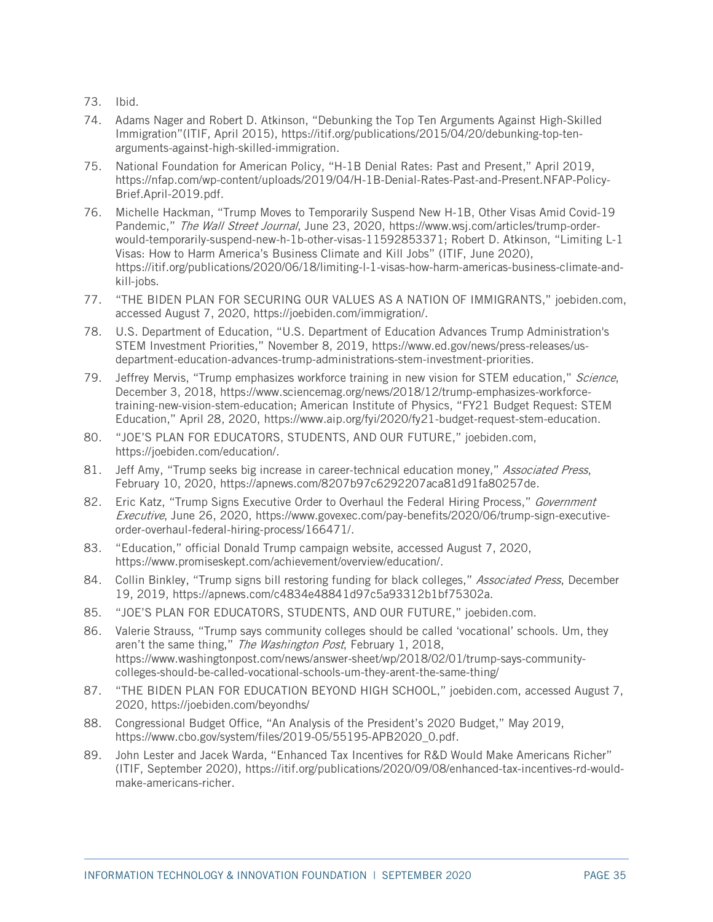73. Ibid.
74. Adams Nager and Robert D. Atkinson, "Debunking the Top Ten Arguments Against High-Skilled Immigration"(ITIF, April 2015), https://itif.org/publications/2015/04/20/debunking-top-ten-arguments-against-high-skilled-immigration.
75. National Foundation for American Policy, "H-1B Denial Rates: Past and Present," April 2019, https://nfap.com/wp-content/uploads/2019/04/H-1B-Denial-Rates-Past-and-Present.NFAP-Policy-Brief.April-2019.pdf.
76. Michelle Hackman, "Trump Moves to Temporarily Suspend New H-1B, Other Visas Amid Covid-19 Pandemic," *The Wall Street Journal*, June 23, 2020, https://www.wsj.com/articles/trump-order-would-temporarily-suspend-new-h-1b-other-visas-11592853371; Robert D. Atkinson, "Limiting L-1 Visas: How to Harm America's Business Climate and Kill Jobs" (ITIF, June 2020), https://itif.org/publications/2020/06/18/limiting-l-1-visas-how-harm-americas-business-climate-and-kill-jobs.
77. "THE BIDEN PLAN FOR SECURING OUR VALUES AS A NATION OF IMMIGRANTS," joebiden.com, accessed August 7, 2020, https://joebiden.com/immigration/.
78. U.S. Department of Education, "U.S. Department of Education Advances Trump Administration's STEM Investment Priorities," November 8, 2019, https://www.ed.gov/news/press-releases/us-department-education-advances-trump-administrations-stem-investment-priorities.
79. Jeffrey Mervis, "Trump emphasizes workforce training in new vision for STEM education," *Science*, December 3, 2018, https://www.sciencemag.org/news/2018/12/trump-emphasizes-workforce-training-new-vision-stem-education; American Institute of Physics, "FY21 Budget Request: STEM Education," April 28, 2020, https://www.aip.org/fyi/2020/fy21-budget-request-stem-education.
80. "JOE'S PLAN FOR EDUCATORS, STUDENTS, AND OUR FUTURE," joebiden.com, https://joebiden.com/education/.
81. Jeff Amy, "Trump seeks big increase in career-technical education money," *Associated Press*, February 10, 2020, https://apnews.com/8207b97c6292207aca81d91fa80257de.
82. Eric Katz, "Trump Signs Executive Order to Overhaul the Federal Hiring Process," *Government Executive*, June 26, 2020, https://www.govexec.com/pay-benefits/2020/06/trump-sign-executive-order-overhaul-federal-hiring-process/166471/.
83. "Education," official Donald Trump campaign website, accessed August 7, 2020, https://www.promiseskept.com/achievement/overview/education/.
84. Collin Binkley, "Trump signs bill restoring funding for black colleges," *Associated Press*, December 19, 2019, https://apnews.com/c4834e48841d97c5a93312b1bf75302a.
85. "JOE'S PLAN FOR EDUCATORS, STUDENTS, AND OUR FUTURE," joebiden.com.
86. Valerie Strauss, "Trump says community colleges should be called 'vocational' schools. Um, they aren't the same thing," *The Washington Post*, February 1, 2018, https://www.washingtonpost.com/news/answer-sheet/wp/2018/02/01/trump-says-community-colleges-should-be-called-vocational-schools-um-they-arent-the-same-thing/
87. "THE BIDEN PLAN FOR EDUCATION BEYOND HIGH SCHOOL," joebiden.com, accessed August 7, 2020, https://joebiden.com/beyondhs/
88. Congressional Budget Office, "An Analysis of the President's 2020 Budget," May 2019, https://www.cbo.gov/system/files/2019-05/55195-APB2020_0.pdf.
89. John Lester and Jacek Warda, "Enhanced Tax Incentives for R&D Would Make Americans Richer" (ITIF, September 2020), https://itif.org/publications/2020/09/08/enhanced-tax-incentives-rd-would-make-americans-richer.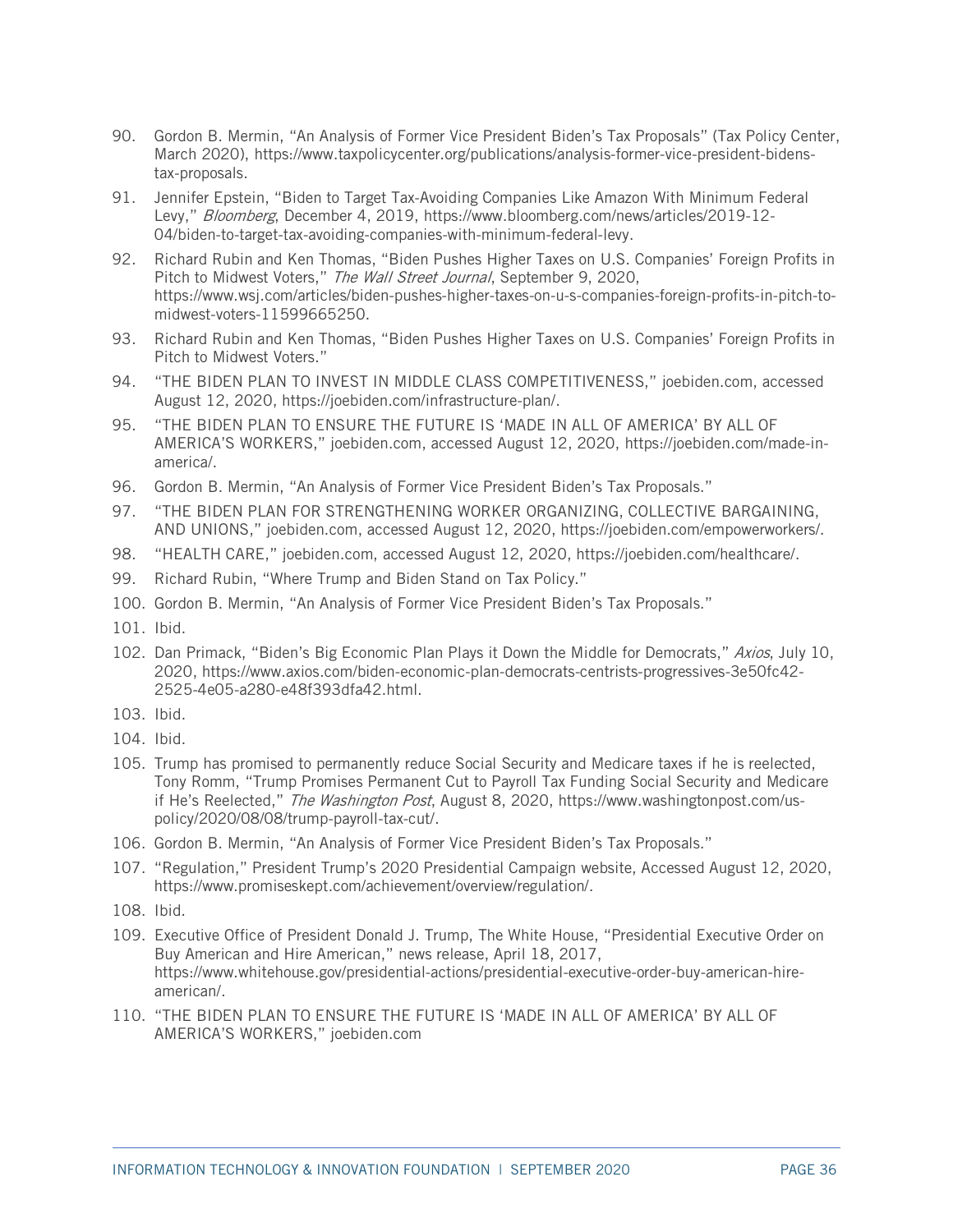90. Gordon B. Mermin, "An Analysis of Former Vice President Biden's Tax Proposals" (Tax Policy Center, March 2020), https://www.taxpolicycenter.org/publications/analysis-former-vice-president-bidens-tax-proposals.
91. Jennifer Epstein, "Biden to Target Tax-Avoiding Companies Like Amazon With Minimum Federal Levy," *Bloomberg*, December 4, 2019, https://www.bloomberg.com/news/articles/2019-12-04/biden-to-target-tax-avoiding-companies-with-minimum-federal-levy.
92. Richard Rubin and Ken Thomas, "Biden Pushes Higher Taxes on U.S. Companies' Foreign Profits in Pitch to Midwest Voters," *The Wall Street Journal*, September 9, 2020, https://www.wsj.com/articles/biden-pushes-higher-taxes-on-u-s-companies-foreign-profits-in-pitch-to-midwest-voters-11599665250.
93. Richard Rubin and Ken Thomas, "Biden Pushes Higher Taxes on U.S. Companies' Foreign Profits in Pitch to Midwest Voters."
94. "THE BIDEN PLAN TO INVEST IN MIDDLE CLASS COMPETITIVENESS," joebiden.com, accessed August 12, 2020, https://joebiden.com/infrastructure-plan/.
95. "THE BIDEN PLAN TO ENSURE THE FUTURE IS 'MADE IN ALL OF AMERICA' BY ALL OF AMERICA'S WORKERS," joebiden.com, accessed August 12, 2020, https://joebiden.com/made-in-america/.
96. Gordon B. Mermin, "An Analysis of Former Vice President Biden's Tax Proposals."
97. "THE BIDEN PLAN FOR STRENGTHENING WORKER ORGANIZING, COLLECTIVE BARGAINING, AND UNIONS," joebiden.com, accessed August 12, 2020, https://joebiden.com/empowerworkers/.
98. "HEALTH CARE," joebiden.com, accessed August 12, 2020, https://joebiden.com/healthcare/.
99. Richard Rubin, "Where Trump and Biden Stand on Tax Policy."
100. Gordon B. Mermin, "An Analysis of Former Vice President Biden's Tax Proposals."
101. Ibid.
102. Dan Primack, "Biden's Big Economic Plan Plays it Down the Middle for Democrats," *Axios*, July 10, 2020, https://www.axios.com/biden-economic-plan-democrats-centrists-progressives-3e50fc42-2525-4e05-a280-e48f393dfa42.html.
103. Ibid.
104. Ibid.
105. Trump has promised to permanently reduce Social Security and Medicare taxes if he is reelected, Tony Romm, "Trump Promises Permanent Cut to Payroll Tax Funding Social Security and Medicare if He's Reelected," *The Washington Post*, August 8, 2020, https://www.washingtonpost.com/us-policy/2020/08/08/trump-payroll-tax-cut/.
106. Gordon B. Mermin, "An Analysis of Former Vice President Biden's Tax Proposals."
107. "Regulation," President Trump's 2020 Presidential Campaign website, Accessed August 12, 2020, https://www.promiseskept.com/achievement/overview/regulation/.
108. Ibid.
109. Executive Office of President Donald J. Trump, The White House, "Presidential Executive Order on Buy American and Hire American," news release, April 18, 2017, https://www.whitehouse.gov/presidential-actions/presidential-executive-order-buy-american-hire-american/.
110. "THE BIDEN PLAN TO ENSURE THE FUTURE IS 'MADE IN ALL OF AMERICA' BY ALL OF AMERICA'S WORKERS," joebiden.com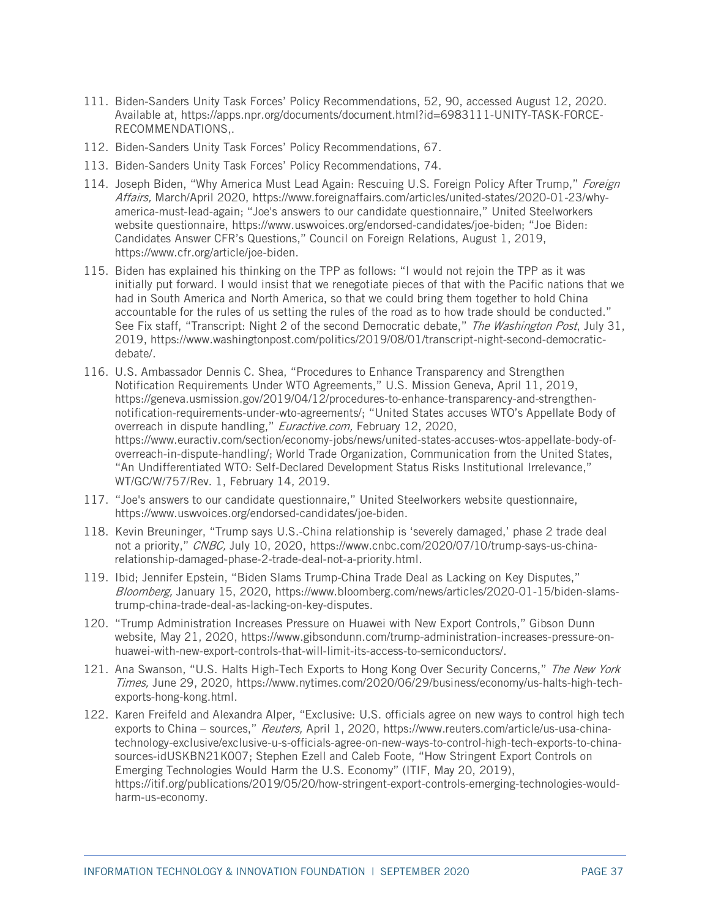111. Biden-Sanders Unity Task Forces' Policy Recommendations, 52, 90, accessed August 12, 2020. Available at, https://apps.npr.org/documents/document.html?id=6983111-UNITY-TASK-FORCE-RECOMMENDATIONS,.
112. Biden-Sanders Unity Task Forces' Policy Recommendations, 67.
113. Biden-Sanders Unity Task Forces' Policy Recommendations, 74.
114. Joseph Biden, "Why America Must Lead Again: Rescuing U.S. Foreign Policy After Trump," *Foreign Affairs,* March/April 2020, https://www.foreignaffairs.com/articles/united-states/2020-01-23/why-america-must-lead-again; "Joe's answers to our candidate questionnaire," United Steelworkers website questionnaire, https://www.uswvoices.org/endorsed-candidates/joe-biden; "Joe Biden: Candidates Answer CFR's Questions," Council on Foreign Relations, August 1, 2019, https://www.cfr.org/article/joe-biden.
115. Biden has explained his thinking on the TPP as follows: "I would not rejoin the TPP as it was initially put forward. I would insist that we renegotiate pieces of that with the Pacific nations that we had in South America and North America, so that we could bring them together to hold China accountable for the rules of us setting the rules of the road as to how trade should be conducted." See Fix staff, "Transcript: Night 2 of the second Democratic debate," *The Washington Post*, July 31, 2019, https://www.washingtonpost.com/politics/2019/08/01/transcript-night-second-democratic-debate/.
116. U.S. Ambassador Dennis C. Shea, "Procedures to Enhance Transparency and Strengthen Notification Requirements Under WTO Agreements," U.S. Mission Geneva, April 11, 2019, https://geneva.usmission.gov/2019/04/12/procedures-to-enhance-transparency-and-strengthen-notification-requirements-under-wto-agreements/; "United States accuses WTO's Appellate Body of overreach in dispute handling," *Euractive.com,* February 12, 2020, https://www.euractiv.com/section/economy-jobs/news/united-states-accuses-wtos-appellate-body-of-overreach-in-dispute-handling/; World Trade Organization, Communication from the United States, "An Undifferentiated WTO: Self-Declared Development Status Risks Institutional Irrelevance," WT/GC/W/757/Rev. 1, February 14, 2019.
117. "Joe's answers to our candidate questionnaire," United Steelworkers website questionnaire, https://www.uswvoices.org/endorsed-candidates/joe-biden.
118. Kevin Breuninger, "Trump says U.S.-China relationship is 'severely damaged,' phase 2 trade deal not a priority," *CNBC,* July 10, 2020, https://www.cnbc.com/2020/07/10/trump-says-us-china-relationship-damaged-phase-2-trade-deal-not-a-priority.html.
119. Ibid; Jennifer Epstein, "Biden Slams Trump-China Trade Deal as Lacking on Key Disputes," *Bloomberg,* January 15, 2020, https://www.bloomberg.com/news/articles/2020-01-15/biden-slams-trump-china-trade-deal-as-lacking-on-key-disputes.
120. "Trump Administration Increases Pressure on Huawei with New Export Controls," Gibson Dunn website, May 21, 2020, https://www.gibsondunn.com/trump-administration-increases-pressure-on-huawei-with-new-export-controls-that-will-limit-its-access-to-semiconductors/.
121. Ana Swanson, "U.S. Halts High-Tech Exports to Hong Kong Over Security Concerns," *The New York Times,* June 29, 2020, https://www.nytimes.com/2020/06/29/business/economy/us-halts-high-tech-exports-hong-kong.html.
122. Karen Freifeld and Alexandra Alper, "Exclusive: U.S. officials agree on new ways to control high tech exports to China – sources," *Reuters,* April 1, 2020, https://www.reuters.com/article/us-usa-china-technology-exclusive/exclusive-u-s-officials-agree-on-new-ways-to-control-high-tech-exports-to-china-sources-idUSKBN21K007; Stephen Ezell and Caleb Foote, "How Stringent Export Controls on Emerging Technologies Would Harm the U.S. Economy" (ITIF, May 20, 2019), https://itif.org/publications/2019/05/20/how-stringent-export-controls-emerging-technologies-would-harm-us-economy.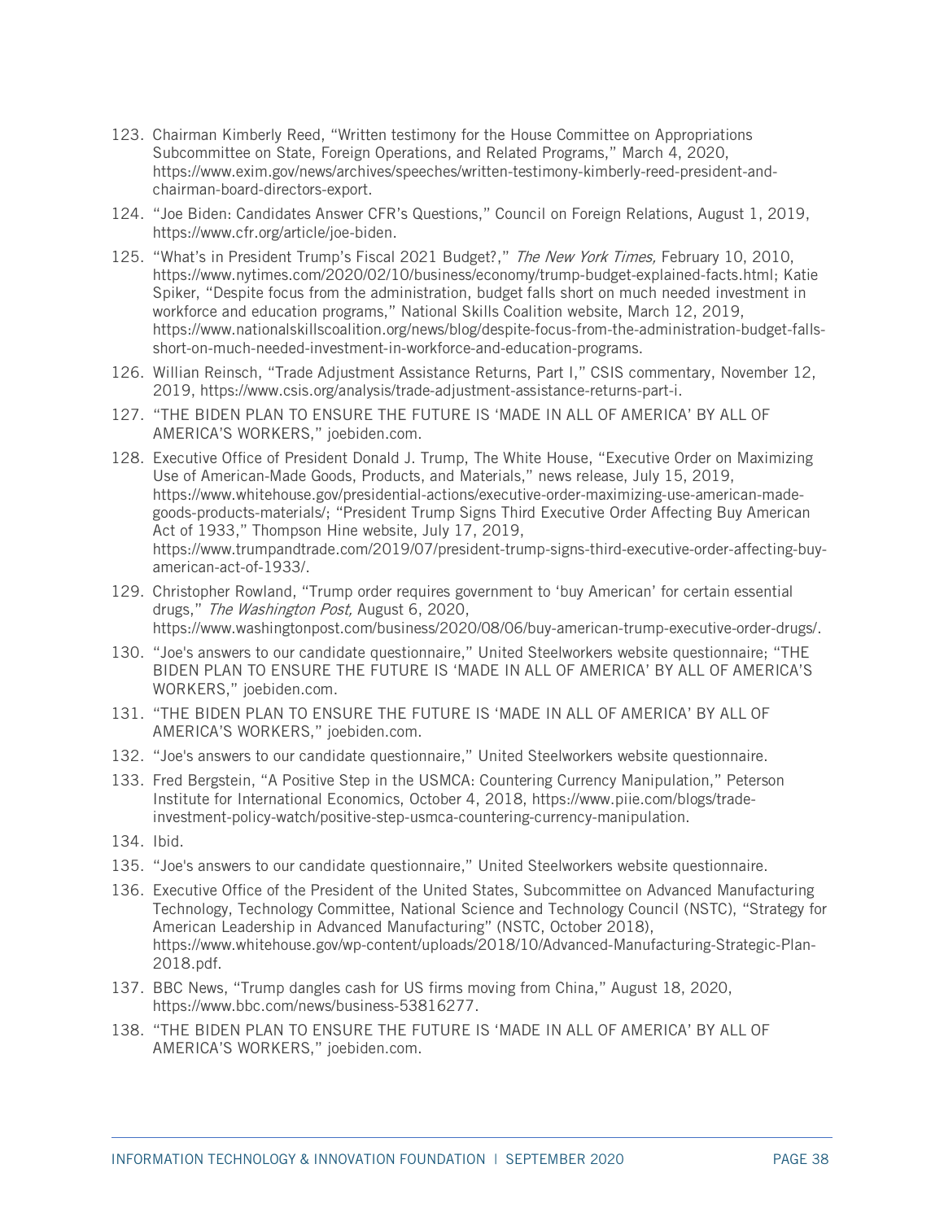123. Chairman Kimberly Reed, "Written testimony for the House Committee on Appropriations Subcommittee on State, Foreign Operations, and Related Programs," March 4, 2020, https://www.exim.gov/news/archives/speeches/written-testimony-kimberly-reed-president-and-chairman-board-directors-export.
124. "Joe Biden: Candidates Answer CFR's Questions," Council on Foreign Relations, August 1, 2019, https://www.cfr.org/article/joe-biden.
125. "What's in President Trump's Fiscal 2021 Budget?," *The New York Times,* February 10, 2010, https://www.nytimes.com/2020/02/10/business/economy/trump-budget-explained-facts.html; Katie Spiker, "Despite focus from the administration, budget falls short on much needed investment in workforce and education programs," National Skills Coalition website, March 12, 2019, https://www.nationalskillscoalition.org/news/blog/despite-focus-from-the-administration-budget-falls-short-on-much-needed-investment-in-workforce-and-education-programs.
126. Willian Reinsch, "Trade Adjustment Assistance Returns, Part I," CSIS commentary, November 12, 2019, https://www.csis.org/analysis/trade-adjustment-assistance-returns-part-i.
127. "THE BIDEN PLAN TO ENSURE THE FUTURE IS 'MADE IN ALL OF AMERICA' BY ALL OF AMERICA'S WORKERS," joebiden.com.
128. Executive Office of President Donald J. Trump, The White House, "Executive Order on Maximizing Use of American-Made Goods, Products, and Materials," news release, July 15, 2019, https://www.whitehouse.gov/presidential-actions/executive-order-maximizing-use-american-made-goods-products-materials/; "President Trump Signs Third Executive Order Affecting Buy American Act of 1933," Thompson Hine website, July 17, 2019, https://www.trumpandtrade.com/2019/07/president-trump-signs-third-executive-order-affecting-buy-american-act-of-1933/.
129. Christopher Rowland, "Trump order requires government to 'buy American' for certain essential drugs," *The Washington Post,* August 6, 2020, https://www.washingtonpost.com/business/2020/08/06/buy-american-trump-executive-order-drugs/.
130. "Joe's answers to our candidate questionnaire," United Steelworkers website questionnaire; "THE BIDEN PLAN TO ENSURE THE FUTURE IS 'MADE IN ALL OF AMERICA' BY ALL OF AMERICA'S WORKERS," joebiden.com.
131. "THE BIDEN PLAN TO ENSURE THE FUTURE IS 'MADE IN ALL OF AMERICA' BY ALL OF AMERICA'S WORKERS," joebiden.com.
132. "Joe's answers to our candidate questionnaire," United Steelworkers website questionnaire.
133. Fred Bergstein, "A Positive Step in the USMCA: Countering Currency Manipulation," Peterson Institute for International Economics, October 4, 2018, https://www.piie.com/blogs/trade-investment-policy-watch/positive-step-usmca-countering-currency-manipulation.
134. Ibid.
135. "Joe's answers to our candidate questionnaire," United Steelworkers website questionnaire.
136. Executive Office of the President of the United States, Subcommittee on Advanced Manufacturing Technology, Technology Committee, National Science and Technology Council (NSTC), "Strategy for American Leadership in Advanced Manufacturing" (NSTC, October 2018), https://www.whitehouse.gov/wp-content/uploads/2018/10/Advanced-Manufacturing-Strategic-Plan-2018.pdf.
137. BBC News, "Trump dangles cash for US firms moving from China," August 18, 2020, https://www.bbc.com/news/business-53816277.
138. "THE BIDEN PLAN TO ENSURE THE FUTURE IS 'MADE IN ALL OF AMERICA' BY ALL OF AMERICA'S WORKERS," joebiden.com.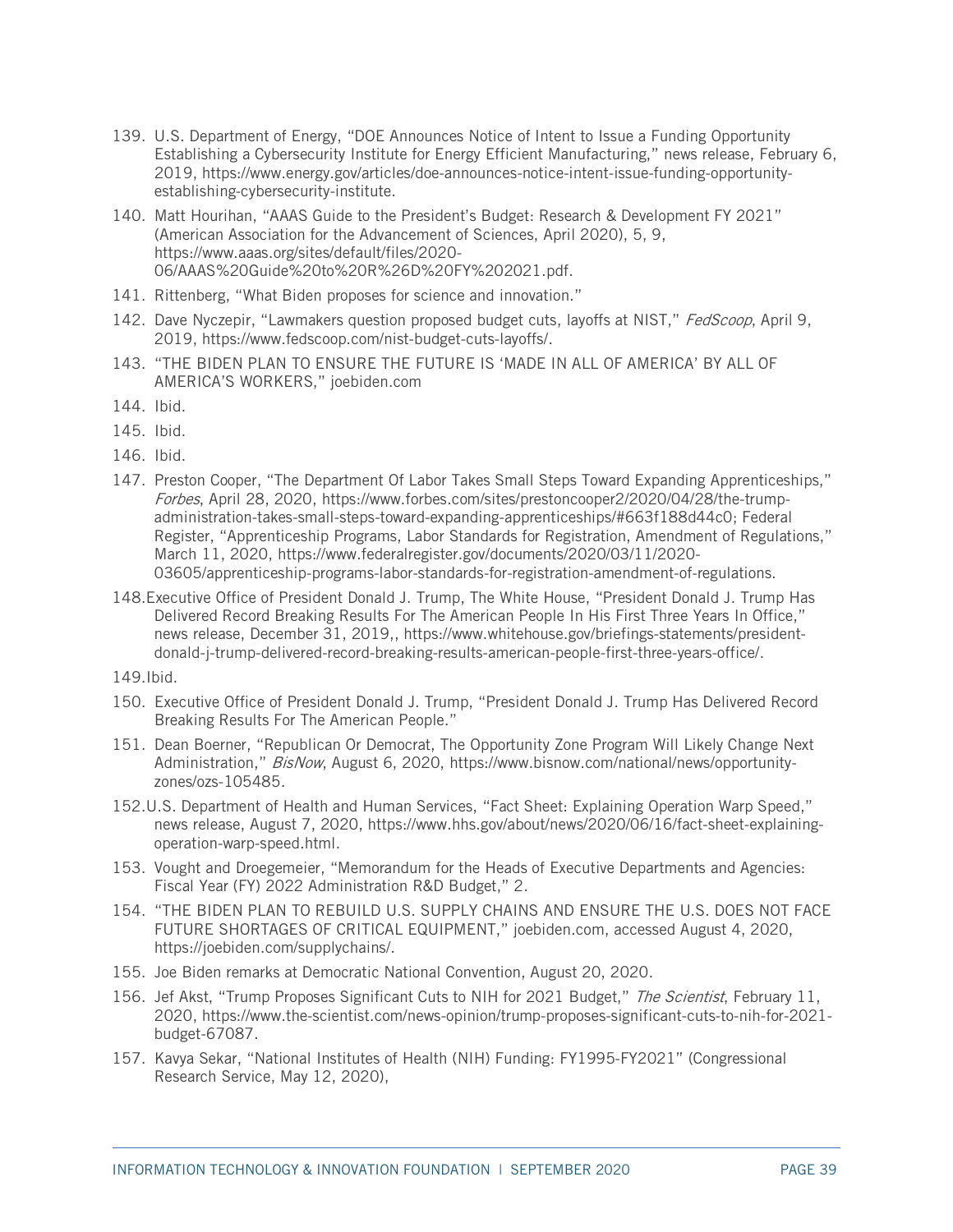139. U.S. Department of Energy, "DOE Announces Notice of Intent to Issue a Funding Opportunity Establishing a Cybersecurity Institute for Energy Efficient Manufacturing," news release, February 6, 2019, https://www.energy.gov/articles/doe-announces-notice-intent-issue-funding-opportunity-establishing-cybersecurity-institute.
140. Matt Hourihan, "AAAS Guide to the President's Budget: Research & Development FY 2021" (American Association for the Advancement of Sciences, April 2020), 5, 9, https://www.aaas.org/sites/default/files/2020-06/AAAS%20Guide%20to%20R%26D%20FY%202021.pdf.
141. Rittenberg, "What Biden proposes for science and innovation."
142. Dave Nyczepir, "Lawmakers question proposed budget cuts, layoffs at NIST," *FedScoop*, April 9, 2019, https://www.fedscoop.com/nist-budget-cuts-layoffs/.
143. "THE BIDEN PLAN TO ENSURE THE FUTURE IS 'MADE IN ALL OF AMERICA' BY ALL OF AMERICA'S WORKERS," joebiden.com
144. Ibid.
145. Ibid.
146. Ibid.
147. Preston Cooper, "The Department Of Labor Takes Small Steps Toward Expanding Apprenticeships," *Forbes*, April 28, 2020, https://www.forbes.com/sites/prestoncooper2/2020/04/28/the-trump-administration-takes-small-steps-toward-expanding-apprenticeships/#663f188d44c0; Federal Register, "Apprenticeship Programs, Labor Standards for Registration, Amendment of Regulations," March 11, 2020, https://www.federalregister.gov/documents/2020/03/11/2020-03605/apprenticeship-programs-labor-standards-for-registration-amendment-of-regulations.
148. Executive Office of President Donald J. Trump, The White House, "President Donald J. Trump Has Delivered Record Breaking Results For The American People In His First Three Years In Office," news release, December 31, 2019,, https://www.whitehouse.gov/briefings-statements/president-donald-j-trump-delivered-record-breaking-results-american-people-first-three-years-office/.
149. Ibid.
150. Executive Office of President Donald J. Trump, "President Donald J. Trump Has Delivered Record Breaking Results For The American People."
151. Dean Boerner, "Republican Or Democrat, The Opportunity Zone Program Will Likely Change Next Administration," *BisNow*, August 6, 2020, https://www.bisnow.com/national/news/opportunity-zones/ozs-105485.
152. U.S. Department of Health and Human Services, "Fact Sheet: Explaining Operation Warp Speed," news release, August 7, 2020, https://www.hhs.gov/about/news/2020/06/16/fact-sheet-explaining-operation-warp-speed.html.
153. Vought and Droegemeier, "Memorandum for the Heads of Executive Departments and Agencies: Fiscal Year (FY) 2022 Administration R&D Budget," 2.
154. "THE BIDEN PLAN TO REBUILD U.S. SUPPLY CHAINS AND ENSURE THE U.S. DOES NOT FACE FUTURE SHORTAGES OF CRITICAL EQUIPMENT," joebiden.com, accessed August 4, 2020, https://joebiden.com/supplychains/.
155. Joe Biden remarks at Democratic National Convention, August 20, 2020.
156. Jef Akst, "Trump Proposes Significant Cuts to NIH for 2021 Budget," *The Scientist*, February 11, 2020, https://www.the-scientist.com/news-opinion/trump-proposes-significant-cuts-to-nih-for-2021-budget-67087.
157. Kavya Sekar, "National Institutes of Health (NIH) Funding: FY1995-FY2021" (Congressional Research Service, May 12, 2020),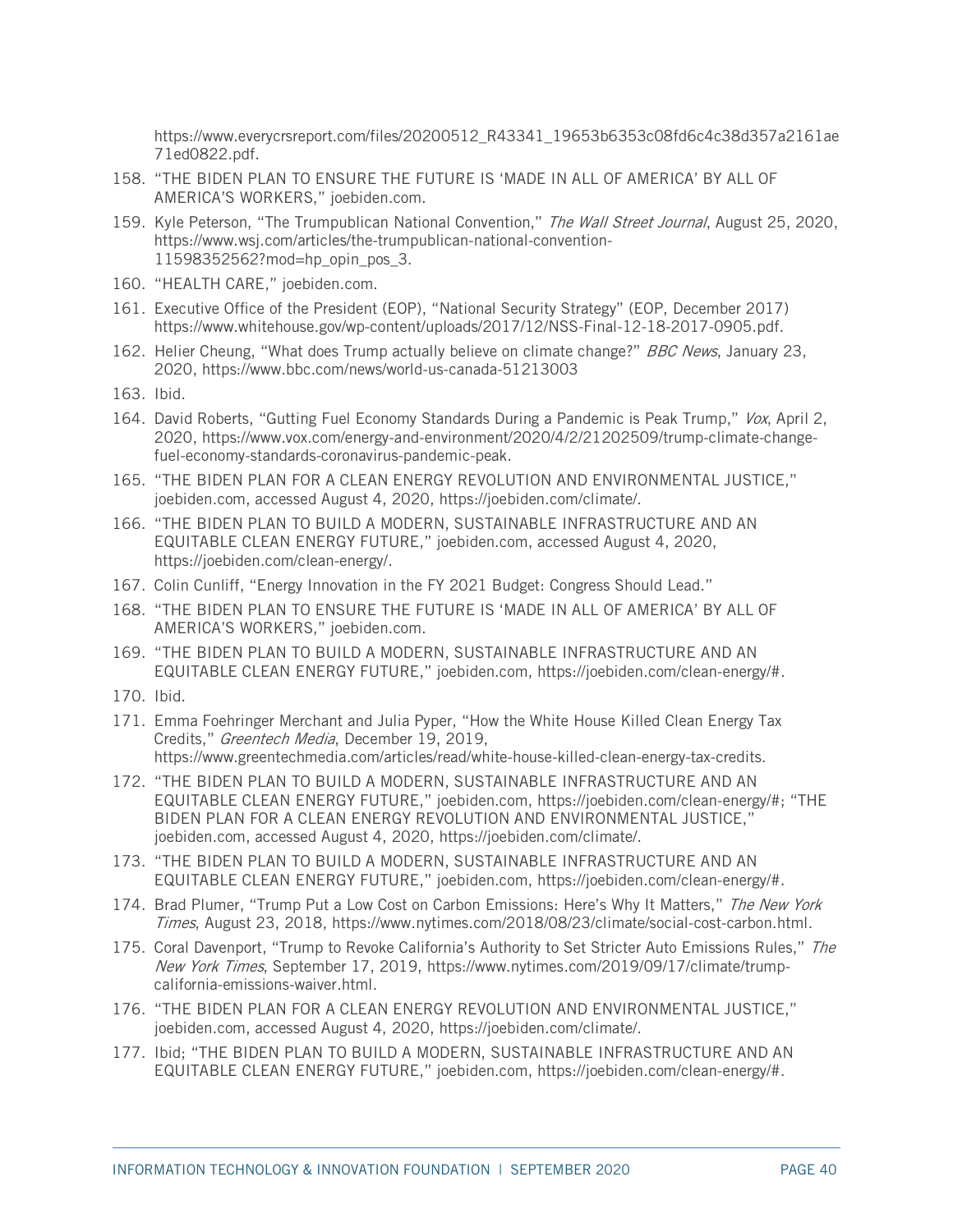https://www.everycrsreport.com/files/20200512_R43341_19653b6353c08fd6c4c38d357a2161ae71ed0822.pdf.

158. "THE BIDEN PLAN TO ENSURE THE FUTURE IS 'MADE IN ALL OF AMERICA' BY ALL OF AMERICA'S WORKERS," joebiden.com.
159. Kyle Peterson, "The Trumpublican National Convention," *The Wall Street Journal*, August 25, 2020, https://www.wsj.com/articles/the-trumpublican-national-convention-11598352562?mod=hp_opin_pos_3.
160. "HEALTH CARE," joebiden.com.
161. Executive Office of the President (EOP), "National Security Strategy" (EOP, December 2017) https://www.whitehouse.gov/wp-content/uploads/2017/12/NSS-Final-12-18-2017-0905.pdf.
162. Helier Cheung, "What does Trump actually believe on climate change?" *BBC News*, January 23, 2020, https://www.bbc.com/news/world-us-canada-51213003
163. Ibid.
164. David Roberts, "Gutting Fuel Economy Standards During a Pandemic is Peak Trump," *Vox*, April 2, 2020, https://www.vox.com/energy-and-environment/2020/4/2/21202509/trump-climate-change-fuel-economy-standards-coronavirus-pandemic-peak.
165. "THE BIDEN PLAN FOR A CLEAN ENERGY REVOLUTION AND ENVIRONMENTAL JUSTICE," joebiden.com, accessed August 4, 2020, https://joebiden.com/climate/.
166. "THE BIDEN PLAN TO BUILD A MODERN, SUSTAINABLE INFRASTRUCTURE AND AN EQUITABLE CLEAN ENERGY FUTURE," joebiden.com, accessed August 4, 2020, https://joebiden.com/clean-energy/.
167. Colin Cunliff, "Energy Innovation in the FY 2021 Budget: Congress Should Lead."
168. "THE BIDEN PLAN TO ENSURE THE FUTURE IS 'MADE IN ALL OF AMERICA' BY ALL OF AMERICA'S WORKERS," joebiden.com.
169. "THE BIDEN PLAN TO BUILD A MODERN, SUSTAINABLE INFRASTRUCTURE AND AN EQUITABLE CLEAN ENERGY FUTURE," joebiden.com, https://joebiden.com/clean-energy/#.
170. Ibid.
171. Emma Foehringer Merchant and Julia Pyper, "How the White House Killed Clean Energy Tax Credits," *Greentech Media*, December 19, 2019, https://www.greentechmedia.com/articles/read/white-house-killed-clean-energy-tax-credits.
172. "THE BIDEN PLAN TO BUILD A MODERN, SUSTAINABLE INFRASTRUCTURE AND AN EQUITABLE CLEAN ENERGY FUTURE," joebiden.com, https://joebiden.com/clean-energy/#; "THE BIDEN PLAN FOR A CLEAN ENERGY REVOLUTION AND ENVIRONMENTAL JUSTICE," joebiden.com, accessed August 4, 2020, https://joebiden.com/climate/.
173. "THE BIDEN PLAN TO BUILD A MODERN, SUSTAINABLE INFRASTRUCTURE AND AN EQUITABLE CLEAN ENERGY FUTURE," joebiden.com, https://joebiden.com/clean-energy/#.
174. Brad Plumer, "Trump Put a Low Cost on Carbon Emissions: Here's Why It Matters," *The New York Times*, August 23, 2018, https://www.nytimes.com/2018/08/23/climate/social-cost-carbon.html.
175. Coral Davenport, "Trump to Revoke California's Authority to Set Stricter Auto Emissions Rules," *The New York Times*, September 17, 2019, https://www.nytimes.com/2019/09/17/climate/trump-california-emissions-waiver.html.
176. "THE BIDEN PLAN FOR A CLEAN ENERGY REVOLUTION AND ENVIRONMENTAL JUSTICE," joebiden.com, accessed August 4, 2020, https://joebiden.com/climate/.
177. Ibid; "THE BIDEN PLAN TO BUILD A MODERN, SUSTAINABLE INFRASTRUCTURE AND AN EQUITABLE CLEAN ENERGY FUTURE," joebiden.com, https://joebiden.com/clean-energy/#.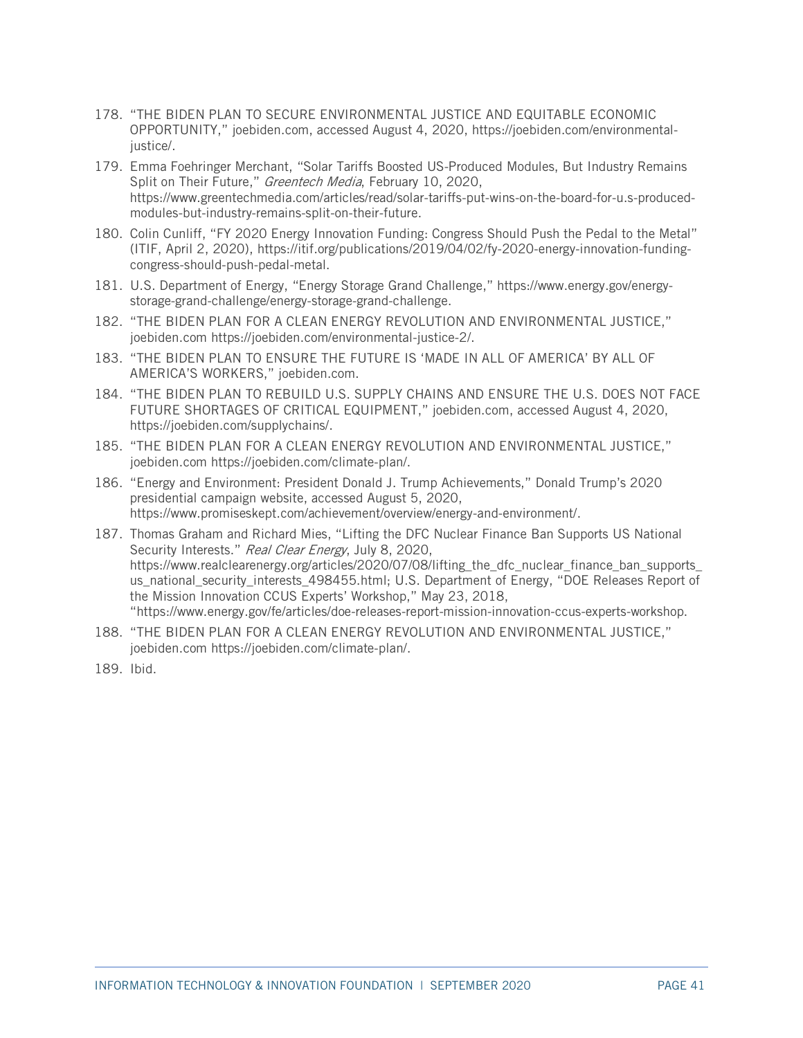178. “THE BIDEN PLAN TO SECURE ENVIRONMENTAL JUSTICE AND EQUITABLE ECONOMIC OPPORTUNITY,” joebiden.com, accessed August 4, 2020, https://joebiden.com/environmental-justice/.
179. Emma Foehringer Merchant, “Solar Tariffs Boosted US-Produced Modules, But Industry Remains Split on Their Future,” *Greentech Media*, February 10, 2020, https://www.greentechmedia.com/articles/read/solar-tariffs-put-wins-on-the-board-for-u.s-produced-modules-but-industry-remains-split-on-their-future.
180. Colin Cunliff, “FY 2020 Energy Innovation Funding: Congress Should Push the Pedal to the Metal” (ITIF, April 2, 2020), https://itif.org/publications/2019/04/02/fy-2020-energy-innovation-funding-congress-should-push-pedal-metal.
181. U.S. Department of Energy, “Energy Storage Grand Challenge,” https://www.energy.gov/energy-storage-grand-challenge/energy-storage-grand-challenge.
182. “THE BIDEN PLAN FOR A CLEAN ENERGY REVOLUTION AND ENVIRONMENTAL JUSTICE,” joebiden.com https://joebiden.com/environmental-justice-2/.
183. “THE BIDEN PLAN TO ENSURE THE FUTURE IS ‘MADE IN ALL OF AMERICA’ BY ALL OF AMERICA’S WORKERS,” joebiden.com.
184. “THE BIDEN PLAN TO REBUILD U.S. SUPPLY CHAINS AND ENSURE THE U.S. DOES NOT FACE FUTURE SHORTAGES OF CRITICAL EQUIPMENT,” joebiden.com, accessed August 4, 2020, https://joebiden.com/supplychains/.
185. “THE BIDEN PLAN FOR A CLEAN ENERGY REVOLUTION AND ENVIRONMENTAL JUSTICE,” joebiden.com https://joebiden.com/climate-plan/.
186. “Energy and Environment: President Donald J. Trump Achievements,” Donald Trump’s 2020 presidential campaign website, accessed August 5, 2020, https://www.promiseskept.com/achievement/overview/energy-and-environment/.
187. Thomas Graham and Richard Mies, “Lifting the DFC Nuclear Finance Ban Supports US National Security Interests.” *Real Clear Energy*, July 8, 2020, https://www.realclearenergy.org/articles/2020/07/08/lifting_the_dfc_nuclear_finance_ban_supports_us_national_security_interests_498455.html; U.S. Department of Energy, “DOE Releases Report of the Mission Innovation CCUS Experts’ Workshop,” May 23, 2018, “https://www.energy.gov/fe/articles/doe-releases-report-mission-innovation-ccus-experts-workshop.
188. “THE BIDEN PLAN FOR A CLEAN ENERGY REVOLUTION AND ENVIRONMENTAL JUSTICE,” joebiden.com https://joebiden.com/climate-plan/.
189. Ibid.